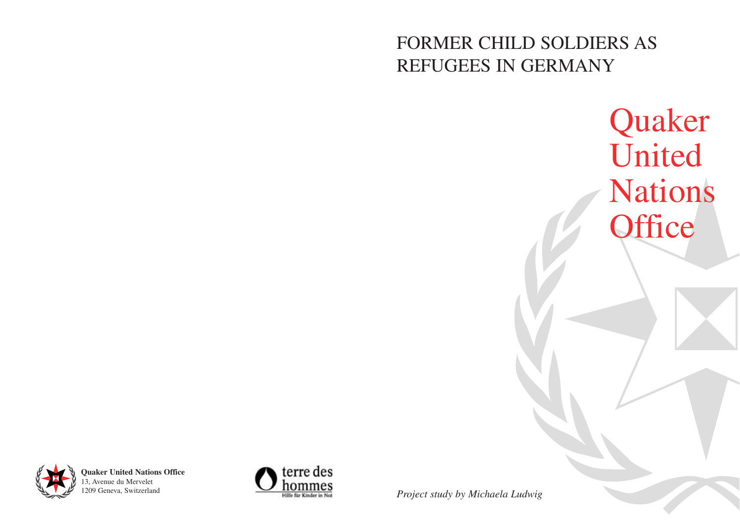# FORMER CHILD SOLDIERS AS REFUGEES IN GERMANY

Quaker
United
Nations
Office

**Quaker United Nations Office**
13, Avenue du Mervelet
1209 Geneva, Switzerland

terre des hommes
Hilfe für Kinder in Not

*Project study by Michaela Ludwig*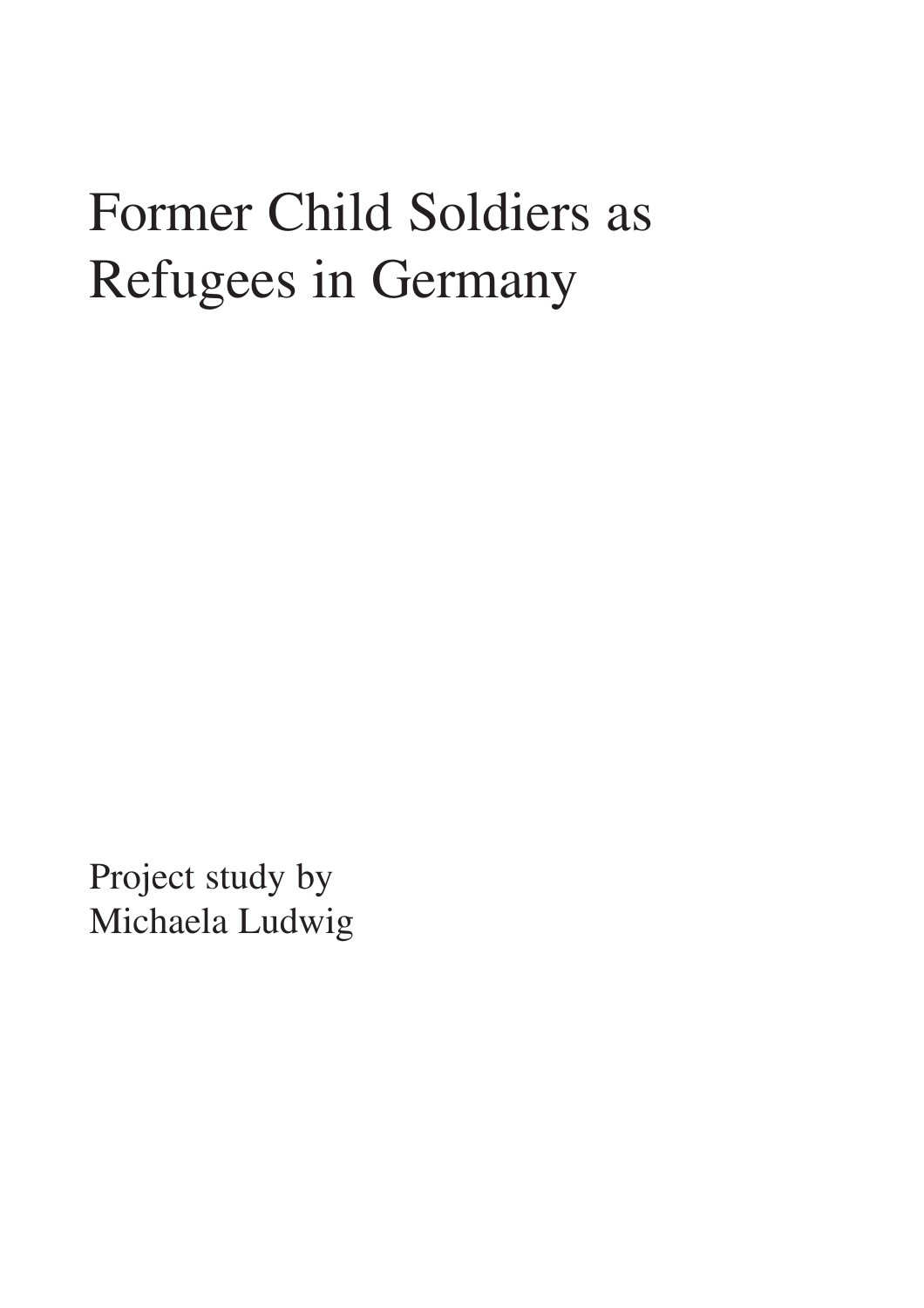# Former Child Soldiers as Refugees in Germany

Project study by
Michaela Ludwig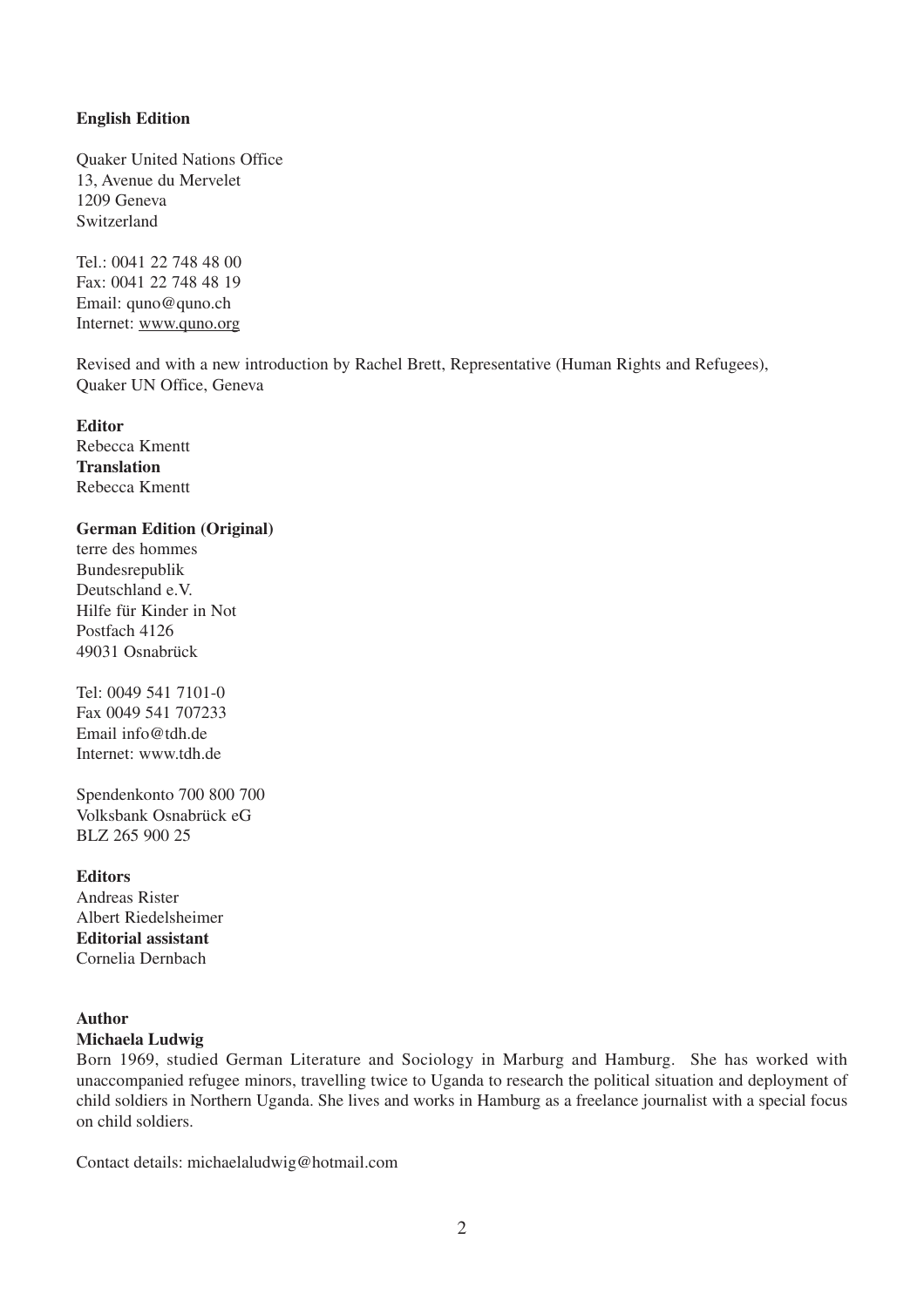**English Edition**

Quaker United Nations Office
13, Avenue du Mervelet
1209 Geneva
Switzerland

Tel.: 0041 22 748 48 00
Fax: 0041 22 748 48 19
Email: quno@quno.ch
Internet: www.quno.org

Revised and with a new introduction by Rachel Brett, Representative (Human Rights and Refugees), Quaker UN Office, Geneva

**Editor**
Rebecca Kmentt
**Translation**
Rebecca Kmentt

**German Edition (Original)**
terre des hommes
Bundesrepublik
Deutschland e.V.
Hilfe für Kinder in Not
Postfach 4126
49031 Osnabrück

Tel: 0049 541 7101-0
Fax 0049 541 707233
Email info@tdh.de
Internet: www.tdh.de

Spendenkonto 700 800 700
Volksbank Osnabrück eG
BLZ 265 900 25

**Editors**
Andreas Rister
Albert Riedelsheimer
**Editorial assistant**
Cornelia Dernbach

**Author**
**Michaela Ludwig**
Born 1969, studied German Literature and Sociology in Marburg and Hamburg. She has worked with unaccompanied refugee minors, travelling twice to Uganda to research the political situation and deployment of child soldiers in Northern Uganda. She lives and works in Hamburg as a freelance journalist with a special focus on child soldiers.

Contact details: michaelaludwig@hotmail.com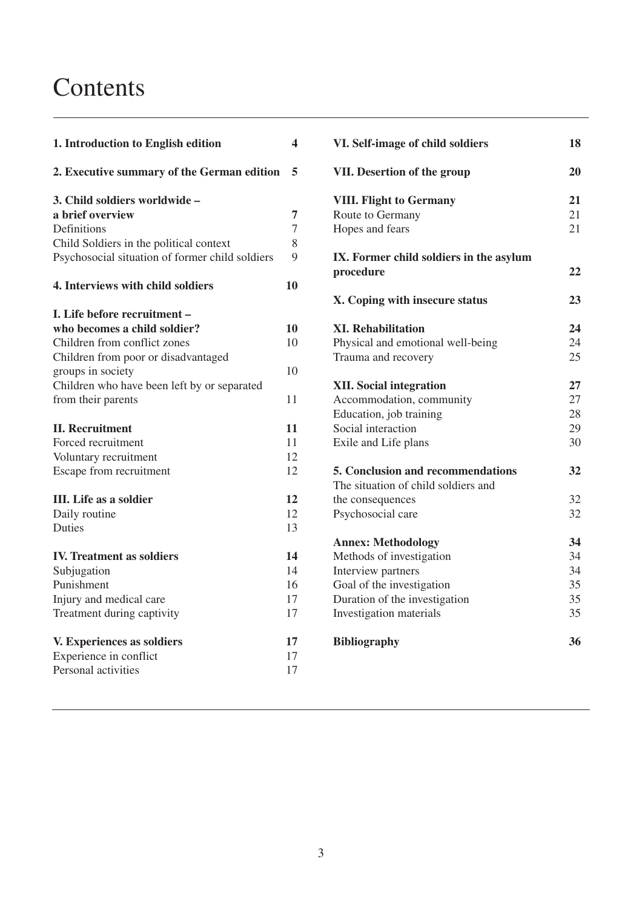# Contents

**1. Introduction to English edition** 4

**2. Executive summary of the German edition** 5

**3. Child soldiers worldwide – a brief overview** 7
Definitions 7
Child Soldiers in the political context 8
Psychosocial situation of former child soldiers 9

**4. Interviews with child soldiers** 10

**I. Life before recruitment – who becomes a child soldier?** 10
Children from conflict zones 10
Children from poor or disadvantaged groups in society 10
Children who have been left by or separated from their parents 11

**II. Recruitment** 11
Forced recruitment 11
Voluntary recruitment 12
Escape from recruitment 12

**III. Life as a soldier** 12
Daily routine 12
Duties 13

**IV. Treatment as soldiers** 14
Subjugation 14
Punishment 16
Injury and medical care 17
Treatment during captivity 17

**V. Experiences as soldiers** 17
Experience in conflict 17
Personal activities 17

**VI. Self-image of child soldiers** 18

**VII. Desertion of the group** 20

**VIII. Flight to Germany** 21
Route to Germany 21
Hopes and fears 21

**IX. Former child soldiers in the asylum procedure** 22

**X. Coping with insecure status** 23

**XI. Rehabilitation** 24
Physical and emotional well-being 24
Trauma and recovery 25

**XII. Social integration** 27
Accommodation, community 27
Education, job training 28
Social interaction 29
Exile and Life plans 30

**5. Conclusion and recommendations** 32
The situation of child soldiers and the consequences 32
Psychosocial care 32

**Annex: Methodology** 34
Methods of investigation 34
Interview partners 34
Goal of the investigation 35
Duration of the investigation 35
Investigation materials 35

**Bibliography** 36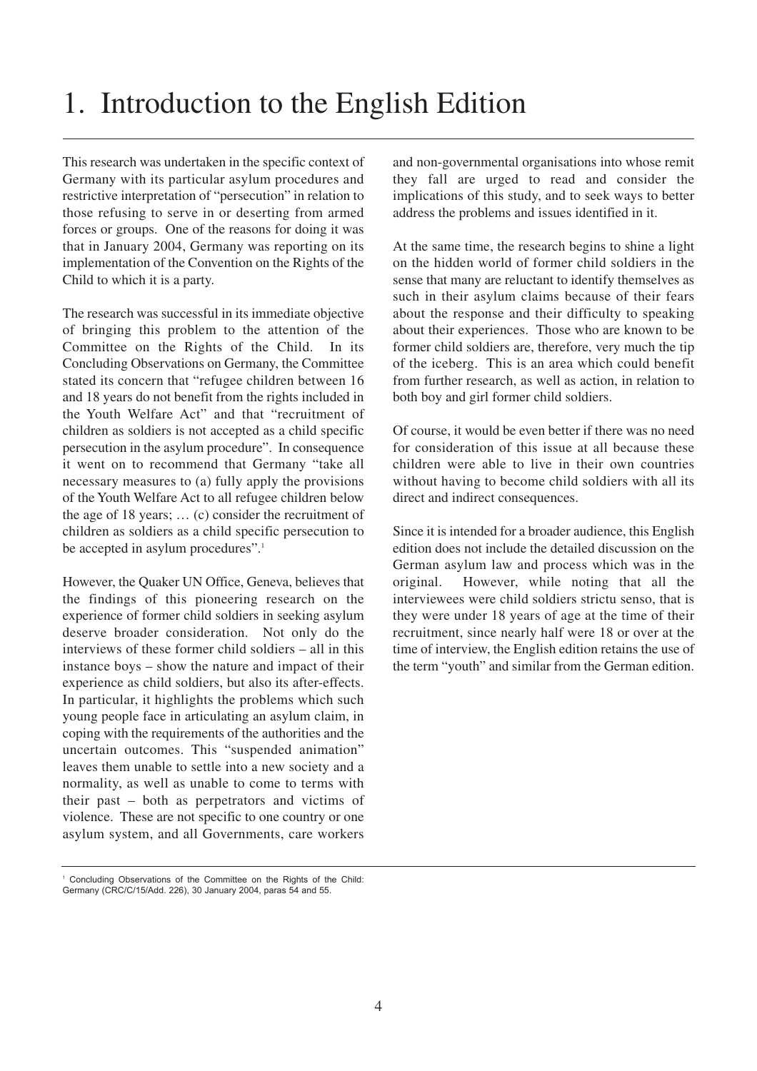# 1. Introduction to the English Edition

This research was undertaken in the specific context of Germany with its particular asylum procedures and restrictive interpretation of "persecution" in relation to those refusing to serve in or deserting from armed forces or groups. One of the reasons for doing it was that in January 2004, Germany was reporting on its implementation of the Convention on the Rights of the Child to which it is a party.

The research was successful in its immediate objective of bringing this problem to the attention of the Committee on the Rights of the Child. In its Concluding Observations on Germany, the Committee stated its concern that "refugee children between 16 and 18 years do not benefit from the rights included in the Youth Welfare Act" and that "recruitment of children as soldiers is not accepted as a child specific persecution in the asylum procedure". In consequence it went on to recommend that Germany "take all necessary measures to (a) fully apply the provisions of the Youth Welfare Act to all refugee children below the age of 18 years; … (c) consider the recruitment of children as soldiers as a child specific persecution to be accepted in asylum procedures".[1]

However, the Quaker UN Office, Geneva, believes that the findings of this pioneering research on the experience of former child soldiers in seeking asylum deserve broader consideration. Not only do the interviews of these former child soldiers – all in this instance boys – show the nature and impact of their experience as child soldiers, but also its after-effects. In particular, it highlights the problems which such young people face in articulating an asylum claim, in coping with the requirements of the authorities and the uncertain outcomes. This "suspended animation" leaves them unable to settle into a new society and a normality, as well as unable to come to terms with their past – both as perpetrators and victims of violence. These are not specific to one country or one asylum system, and all Governments, care workers and non-governmental organisations into whose remit they fall are urged to read and consider the implications of this study, and to seek ways to better address the problems and issues identified in it.

At the same time, the research begins to shine a light on the hidden world of former child soldiers in the sense that many are reluctant to identify themselves as such in their asylum claims because of their fears about the response and their difficulty to speaking about their experiences. Those who are known to be former child soldiers are, therefore, very much the tip of the iceberg. This is an area which could benefit from further research, as well as action, in relation to both boy and girl former child soldiers.

Of course, it would be even better if there was no need for consideration of this issue at all because these children were able to live in their own countries without having to become child soldiers with all its direct and indirect consequences.

Since it is intended for a broader audience, this English edition does not include the detailed discussion on the German asylum law and process which was in the original. However, while noting that all the interviewees were child soldiers strictu senso, that is they were under 18 years of age at the time of their recruitment, since nearly half were 18 or over at the time of interview, the English edition retains the use of the term "youth" and similar from the German edition.

---

[1] Concluding Observations of the Committee on the Rights of the Child: Germany (CRC/C/15/Add. 226), 30 January 2004, paras 54 and 55.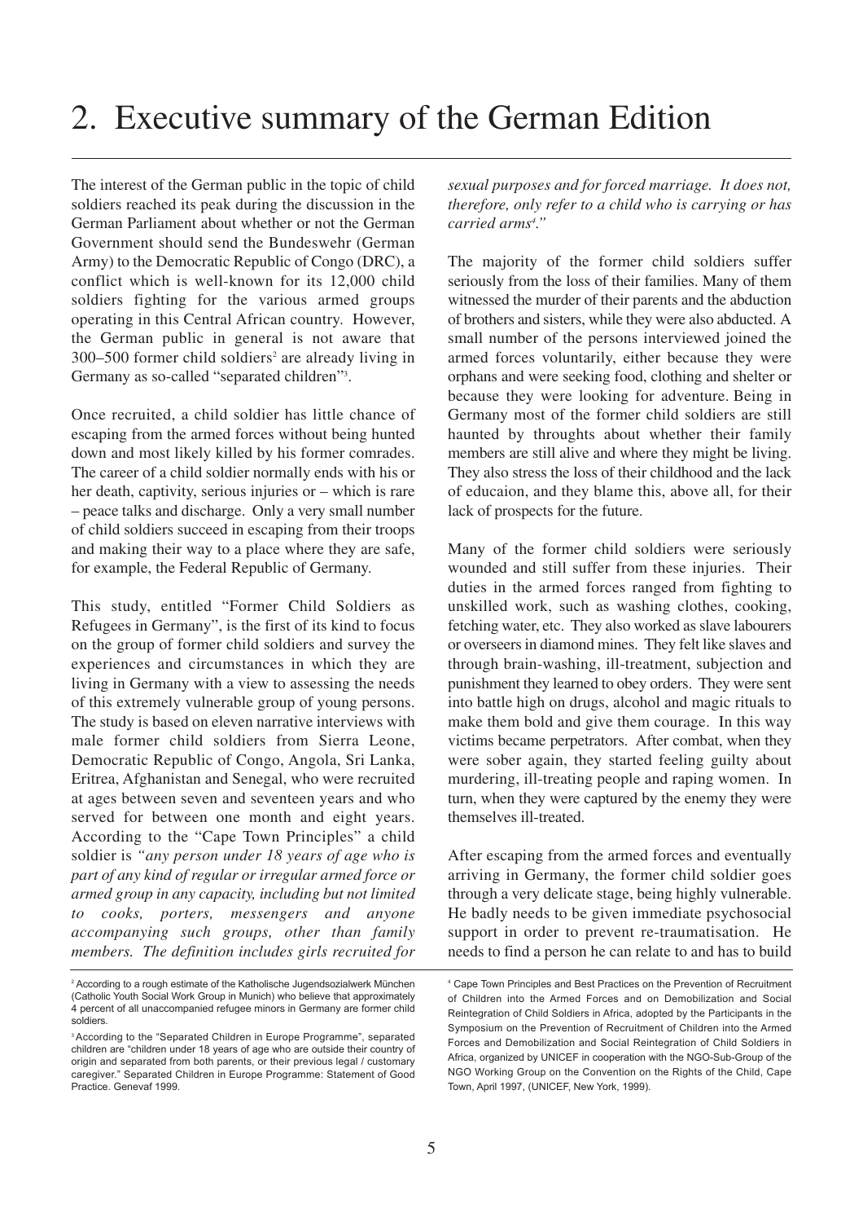# 2. Executive summary of the German Edition

The interest of the German public in the topic of child soldiers reached its peak during the discussion in the German Parliament about whether or not the German Government should send the Bundeswehr (German Army) to the Democratic Republic of Congo (DRC), a conflict which is well-known for its 12,000 child soldiers fighting for the various armed groups operating in this Central African country. However, the German public in general is not aware that 300–500 former child soldiers[2] are already living in Germany as so-called "separated children"[3].

Once recruited, a child soldier has little chance of escaping from the armed forces without being hunted down and most likely killed by his former comrades. The career of a child soldier normally ends with his or her death, captivity, serious injuries or – which is rare – peace talks and discharge. Only a very small number of child soldiers succeed in escaping from their troops and making their way to a place where they are safe, for example, the Federal Republic of Germany.

This study, entitled "Former Child Soldiers as Refugees in Germany", is the first of its kind to focus on the group of former child soldiers and survey the experiences and circumstances in which they are living in Germany with a view to assessing the needs of this extremely vulnerable group of young persons. The study is based on eleven narrative interviews with male former child soldiers from Sierra Leone, Democratic Republic of Congo, Angola, Sri Lanka, Eritrea, Afghanistan and Senegal, who were recruited at ages between seven and seventeen years and who served for between one month and eight years. According to the "Cape Town Principles" a child soldier is *"any person under 18 years of age who is part of any kind of regular or irregular armed force or armed group in any capacity, including but not limited to cooks, porters, messengers and anyone accompanying such groups, other than family members. The definition includes girls recruited for sexual purposes and for forced marriage. It does not, therefore, only refer to a child who is carrying or has carried arms[4]."*

The majority of the former child soldiers suffer seriously from the loss of their families. Many of them witnessed the murder of their parents and the abduction of brothers and sisters, while they were also abducted. A small number of the persons interviewed joined the armed forces voluntarily, either because they were orphans and were seeking food, clothing and shelter or because they were looking for adventure. Being in Germany most of the former child soldiers are still haunted by throughts about whether their family members are still alive and where they might be living. They also stress the loss of their childhood and the lack of educaion, and they blame this, above all, for their lack of prospects for the future.

Many of the former child soldiers were seriously wounded and still suffer from these injuries. Their duties in the armed forces ranged from fighting to unskilled work, such as washing clothes, cooking, fetching water, etc. They also worked as slave labourers or overseers in diamond mines. They felt like slaves and through brain-washing, ill-treatment, subjection and punishment they learned to obey orders. They were sent into battle high on drugs, alcohol and magic rituals to make them bold and give them courage. In this way victims became perpetrators. After combat, when they were sober again, they started feeling guilty about murdering, ill-treating people and raping women. In turn, when they were captured by the enemy they were themselves ill-treated.

After escaping from the armed forces and eventually arriving in Germany, the former child soldier goes through a very delicate stage, being highly vulnerable. He badly needs to be given immediate psychosocial support in order to prevent re-traumatisation. He needs to find a person he can relate to and has to build

---

[2] According to a rough estimate of the Katholische Jugendsozialwerk München (Catholic Youth Social Work Group in Munich) who believe that approximately 4 percent of all unaccompanied refugee minors in Germany are former child soldiers.

[3] According to the "Separated Children in Europe Programme", separated children are "children under 18 years of age who are outside their country of origin and separated from both parents, or their previous legal / customary caregiver." Separated Children in Europe Programme: Statement of Good Practice. Genevaf 1999.

[4] Cape Town Principles and Best Practices on the Prevention of Recruitment of Children into the Armed Forces and on Demobilization and Social Reintegration of Child Soldiers in Africa, adopted by the Participants in the Symposium on the Prevention of Recruitment of Children into the Armed Forces and Demobilization and Social Reintegration of Child Soldiers in Africa, organized by UNICEF in cooperation with the NGO-Sub-Group of the NGO Working Group on the Convention on the Rights of the Child, Cape Town, April 1997, (UNICEF, New York, 1999).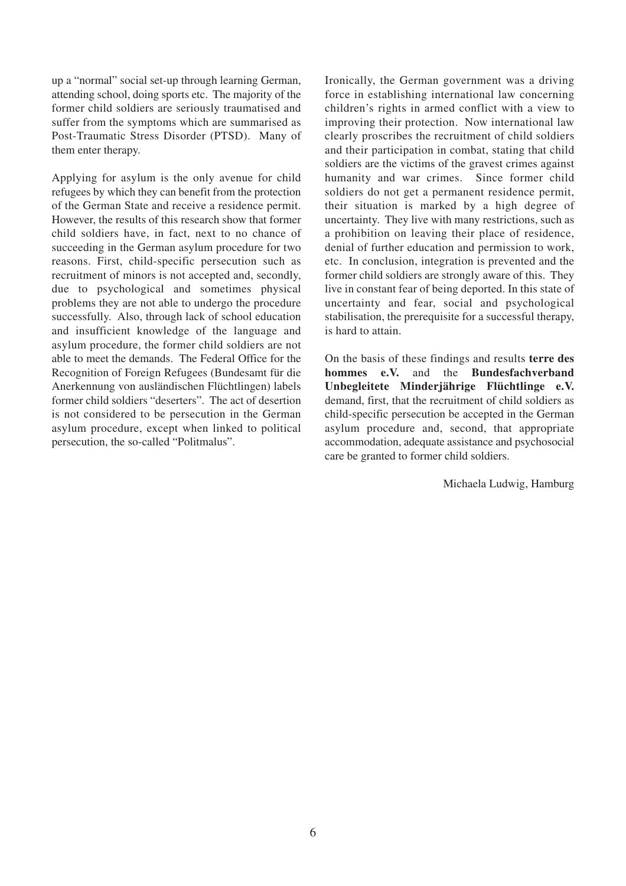up a "normal" social set-up through learning German, attending school, doing sports etc. The majority of the former child soldiers are seriously traumatised and suffer from the symptoms which are summarised as Post-Traumatic Stress Disorder (PTSD). Many of them enter therapy.

Applying for asylum is the only avenue for child refugees by which they can benefit from the protection of the German State and receive a residence permit. However, the results of this research show that former child soldiers have, in fact, next to no chance of succeeding in the German asylum procedure for two reasons. First, child-specific persecution such as recruitment of minors is not accepted and, secondly, due to psychological and sometimes physical problems they are not able to undergo the procedure successfully. Also, through lack of school education and insufficient knowledge of the language and asylum procedure, the former child soldiers are not able to meet the demands. The Federal Office for the Recognition of Foreign Refugees (Bundesamt für die Anerkennung von ausländischen Flüchtlingen) labels former child soldiers "deserters". The act of desertion is not considered to be persecution in the German asylum procedure, except when linked to political persecution, the so-called "Politmalus".

Ironically, the German government was a driving force in establishing international law concerning children's rights in armed conflict with a view to improving their protection. Now international law clearly proscribes the recruitment of child soldiers and their participation in combat, stating that child soldiers are the victims of the gravest crimes against humanity and war crimes. Since former child soldiers do not get a permanent residence permit, their situation is marked by a high degree of uncertainty. They live with many restrictions, such as a prohibition on leaving their place of residence, denial of further education and permission to work, etc. In conclusion, integration is prevented and the former child soldiers are strongly aware of this. They live in constant fear of being deported. In this state of uncertainty and fear, social and psychological stabilisation, the prerequisite for a successful therapy, is hard to attain.

On the basis of these findings and results **terre des hommes e.V.** and the **Bundesfachverband Unbegleitete Minderjährige Flüchtlinge e.V.** demand, first, that the recruitment of child soldiers as child-specific persecution be accepted in the German asylum procedure and, second, that appropriate accommodation, adequate assistance and psychosocial care be granted to former child soldiers.

Michaela Ludwig, Hamburg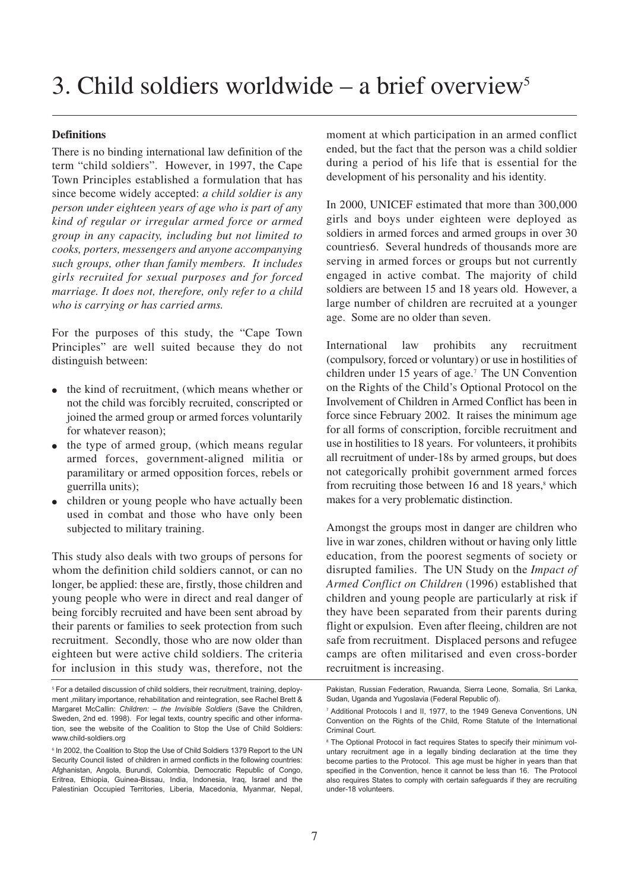# 3. Child soldiers worldwide – a brief overview[5]

### Definitions

There is no binding international law definition of the term "child soldiers". However, in 1997, the Cape Town Principles established a formulation that has since become widely accepted: *a child soldier is any person under eighteen years of age who is part of any kind of regular or irregular armed force or armed group in any capacity, including but not limited to cooks, porters, messengers and anyone accompanying such groups, other than family members. It includes girls recruited for sexual purposes and for forced marriage. It does not, therefore, only refer to a child who is carrying or has carried arms.*

For the purposes of this study, the "Cape Town Principles" are well suited because they do not distinguish between:

- the kind of recruitment, (which means whether or not the child was forcibly recruited, conscripted or joined the armed group or armed forces voluntarily for whatever reason);
- the type of armed group, (which means regular armed forces, government-aligned militia or paramilitary or armed opposition forces, rebels or guerrilla units);
- children or young people who have actually been used in combat and those who have only been subjected to military training.

This study also deals with two groups of persons for whom the definition child soldiers cannot, or can no longer, be applied: these are, firstly, those children and young people who were in direct and real danger of being forcibly recruited and have been sent abroad by their parents or families to seek protection from such recruitment. Secondly, those who are now older than eighteen but were active child soldiers. The criteria for inclusion in this study was, therefore, not the moment at which participation in an armed conflict ended, but the fact that the person was a child soldier during a period of his life that is essential for the development of his personality and his identity.

In 2000, UNICEF estimated that more than 300,000 girls and boys under eighteen were deployed as soldiers in armed forces and armed groups in over 30 countries6. Several hundreds of thousands more are serving in armed forces or groups but not currently engaged in active combat. The majority of child soldiers are between 15 and 18 years old. However, a large number of children are recruited at a younger age. Some are no older than seven.

International law prohibits any recruitment (compulsory, forced or voluntary) or use in hostilities of children under 15 years of age.[7] The UN Convention on the Rights of the Child's Optional Protocol on the Involvement of Children in Armed Conflict has been in force since February 2002. It raises the minimum age for all forms of conscription, forcible recruitment and use in hostilities to 18 years. For volunteers, it prohibits all recruitment of under-18s by armed groups, but does not categorically prohibit government armed forces from recruiting those between 16 and 18 years,[8] which makes for a very problematic distinction.

Amongst the groups most in danger are children who live in war zones, children without or having only little education, from the poorest segments of society or disrupted families. The UN Study on the *Impact of Armed Conflict on Children* (1996) established that children and young people are particularly at risk if they have been separated from their parents during flight or expulsion. Even after fleeing, children are not safe from recruitment. Displaced persons and refugee camps are often militarised and even cross-border recruitment is increasing.

---

[5] For a detailed discussion of child soldiers, their recruitment, training, deployment ,military importance, rehabilitation and reintegration, see Rachel Brett & Margaret McCallin: *Children: – the Invisible Soldiers* (Save the Children, Sweden, 2nd ed. 1998). For legal texts, country specific and other information, see the website of the Coalition to Stop the Use of Child Soldiers: www.child-soldiers.org

[6] In 2002, the Coalition to Stop the Use of Child Soldiers 1379 Report to the UN Security Council listed of children in armed conflicts in the following countries: Afghanistan, Angola, Burundi, Colombia, Democratic Republic of Congo, Eritrea, Ethiopia, Guinea-Bissau, India, Indonesia, Iraq, Israel and the Palestinian Occupied Territories, Liberia, Macedonia, Myanmar, Nepal, Pakistan, Russian Federation, Rwanda, Sierra Leone, Somalia, Sri Lanka, Sudan, Uganda and Yugoslavia (Federal Republic of).

[7] Additional Protocols I and II, 1977, to the 1949 Geneva Conventions, UN Convention on the Rights of the Child, Rome Statute of the International Criminal Court.

[8] The Optional Protocol in fact requires States to specify their minimum voluntary recruitment age in a legally binding declaration at the time they become parties to the Protocol. This age must be higher in years than that specified in the Convention, hence it cannot be less than 16. The Protocol also requires States to comply with certain safeguards if they are recruiting under-18 volunteers.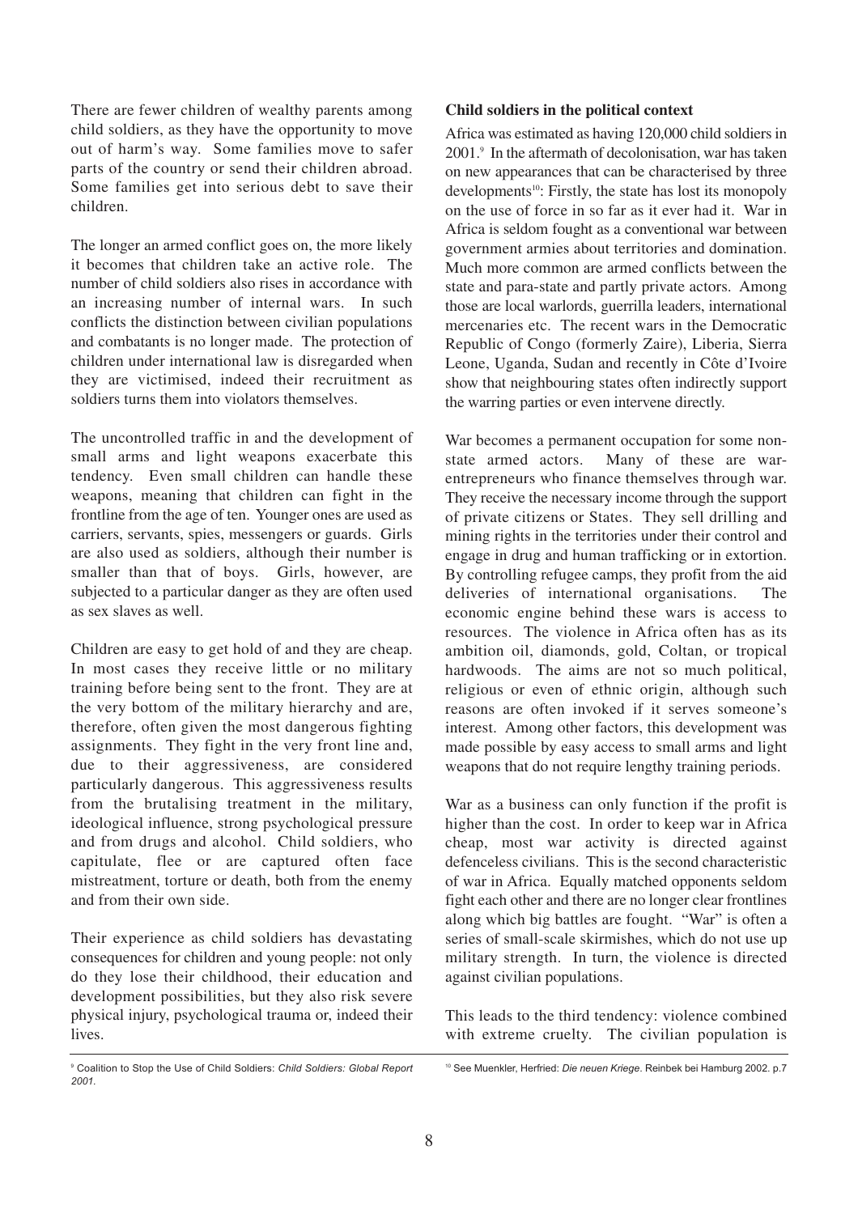There are fewer children of wealthy parents among child soldiers, as they have the opportunity to move out of harm's way. Some families move to safer parts of the country or send their children abroad. Some families get into serious debt to save their children.

The longer an armed conflict goes on, the more likely it becomes that children take an active role. The number of child soldiers also rises in accordance with an increasing number of internal wars. In such conflicts the distinction between civilian populations and combatants is no longer made. The protection of children under international law is disregarded when they are victimised, indeed their recruitment as soldiers turns them into violators themselves.

The uncontrolled traffic in and the development of small arms and light weapons exacerbate this tendency. Even small children can handle these weapons, meaning that children can fight in the frontline from the age of ten. Younger ones are used as carriers, servants, spies, messengers or guards. Girls are also used as soldiers, although their number is smaller than that of boys. Girls, however, are subjected to a particular danger as they are often used as sex slaves as well.

Children are easy to get hold of and they are cheap. In most cases they receive little or no military training before being sent to the front. They are at the very bottom of the military hierarchy and are, therefore, often given the most dangerous fighting assignments. They fight in the very front line and, due to their aggressiveness, are considered particularly dangerous. This aggressiveness results from the brutalising treatment in the military, ideological influence, strong psychological pressure and from drugs and alcohol. Child soldiers, who capitulate, flee or are captured often face mistreatment, torture or death, both from the enemy and from their own side.

Their experience as child soldiers has devastating consequences for children and young people: not only do they lose their childhood, their education and development possibilities, but they also risk severe physical injury, psychological trauma or, indeed their lives.

**Child soldiers in the political context**

Africa was estimated as having 120,000 child soldiers in 2001.[9] In the aftermath of decolonisation, war has taken on new appearances that can be characterised by three developments[10]: Firstly, the state has lost its monopoly on the use of force in so far as it ever had it. War in Africa is seldom fought as a conventional war between government armies about territories and domination. Much more common are armed conflicts between the state and para-state and partly private actors. Among those are local warlords, guerrilla leaders, international mercenaries etc. The recent wars in the Democratic Republic of Congo (formerly Zaire), Liberia, Sierra Leone, Uganda, Sudan and recently in Côte d'Ivoire show that neighbouring states often indirectly support the warring parties or even intervene directly.

War becomes a permanent occupation for some non-state armed actors. Many of these are war-entrepreneurs who finance themselves through war. They receive the necessary income through the support of private citizens or States. They sell drilling and mining rights in the territories under their control and engage in drug and human trafficking or in extortion. By controlling refugee camps, they profit from the aid deliveries of international organisations. The economic engine behind these wars is access to resources. The violence in Africa often has as its ambition oil, diamonds, gold, Coltan, or tropical hardwoods. The aims are not so much political, religious or even of ethnic origin, although such reasons are often invoked if it serves someone's interest. Among other factors, this development was made possible by easy access to small arms and light weapons that do not require lengthy training periods.

War as a business can only function if the profit is higher than the cost. In order to keep war in Africa cheap, most war activity is directed against defenceless civilians. This is the second characteristic of war in Africa. Equally matched opponents seldom fight each other and there are no longer clear frontlines along which big battles are fought. "War" is often a series of small-scale skirmishes, which do not use up military strength. In turn, the violence is directed against civilian populations.

This leads to the third tendency: violence combined with extreme cruelty. The civilian population is

[9] Coalition to Stop the Use of Child Soldiers: *Child Soldiers: Global Report 2001.*

[10] See Muenkler, Herfried: *Die neuen Kriege*. Reinbek bei Hamburg 2002. p.7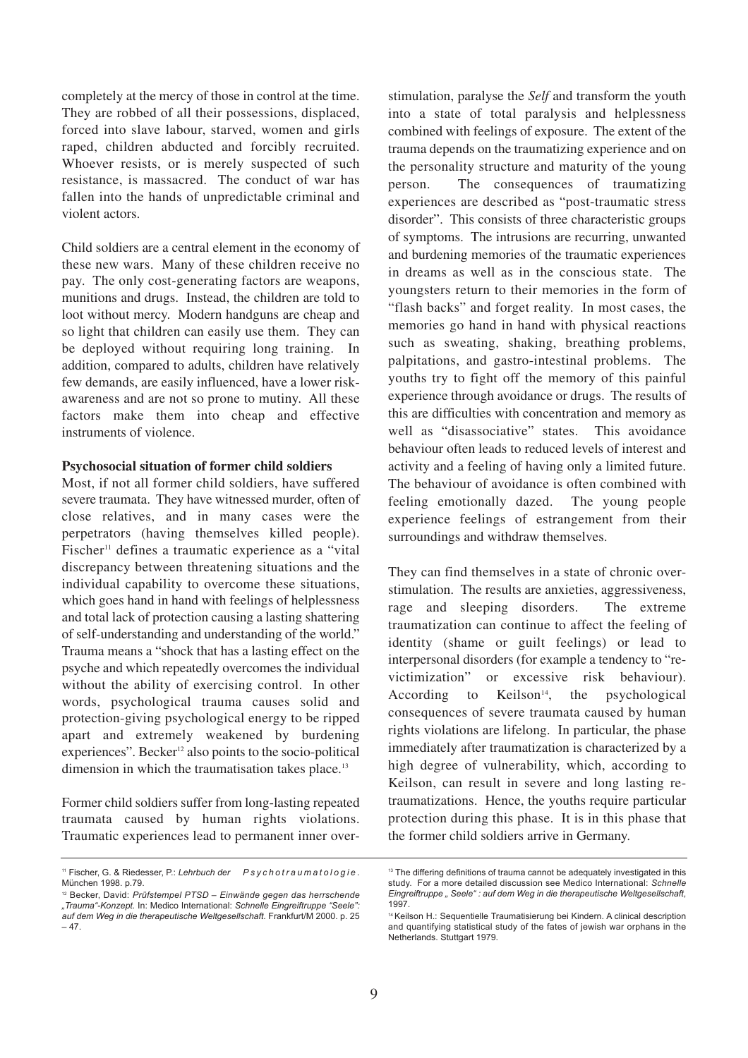completely at the mercy of those in control at the time. They are robbed of all their possessions, displaced, forced into slave labour, starved, women and girls raped, children abducted and forcibly recruited. Whoever resists, or is merely suspected of such resistance, is massacred. The conduct of war has fallen into the hands of unpredictable criminal and violent actors.

Child soldiers are a central element in the economy of these new wars. Many of these children receive no pay. The only cost-generating factors are weapons, munitions and drugs. Instead, the children are told to loot without mercy. Modern handguns are cheap and so light that children can easily use them. They can be deployed without requiring long training. In addition, compared to adults, children have relatively few demands, are easily influenced, have a lower risk-awareness and are not so prone to mutiny. All these factors make them into cheap and effective instruments of violence.

**Psychosocial situation of former child soldiers**

Most, if not all former child soldiers, have suffered severe traumata. They have witnessed murder, often of close relatives, and in many cases were the perpetrators (having themselves killed people). Fischer[11] defines a traumatic experience as a "vital discrepancy between threatening situations and the individual capability to overcome these situations, which goes hand in hand with feelings of helplessness and total lack of protection causing a lasting shattering of self-understanding and understanding of the world." Trauma means a "shock that has a lasting effect on the psyche and which repeatedly overcomes the individual without the ability of exercising control. In other words, psychological trauma causes solid and protection-giving psychological energy to be ripped apart and extremely weakened by burdening experiences". Becker[12] also points to the socio-political dimension in which the traumatisation takes place.[13]

Former child soldiers suffer from long-lasting repeated traumata caused by human rights violations. Traumatic experiences lead to permanent inner over-stimulation, paralyse the *Self* and transform the youth into a state of total paralysis and helplessness combined with feelings of exposure. The extent of the trauma depends on the traumatizing experience and on the personality structure and maturity of the young person. The consequences of traumatizing experiences are described as "post-traumatic stress disorder". This consists of three characteristic groups of symptoms. The intrusions are recurring, unwanted and burdening memories of the traumatic experiences in dreams as well as in the conscious state. The youngsters return to their memories in the form of "flash backs" and forget reality. In most cases, the memories go hand in hand with physical reactions such as sweating, shaking, breathing problems, palpitations, and gastro-intestinal problems. The youths try to fight off the memory of this painful experience through avoidance or drugs. The results of this are difficulties with concentration and memory as well as "disassociative" states. This avoidance behaviour often leads to reduced levels of interest and activity and a feeling of having only a limited future. The behaviour of avoidance is often combined with feeling emotionally dazed. The young people experience feelings of estrangement from their surroundings and withdraw themselves.

They can find themselves in a state of chronic over-stimulation. The results are anxieties, aggressiveness, rage and sleeping disorders. The extreme traumatization can continue to affect the feeling of identity (shame or guilt feelings) or lead to interpersonal disorders (for example a tendency to "re-victimization" or excessive risk behaviour). According to Keilson[14], the psychological consequences of severe traumata caused by human rights violations are lifelong. In particular, the phase immediately after traumatization is characterized by a high degree of vulnerability, which, according to Keilson, can result in severe and long lasting re-traumatizations. Hence, the youths require particular protection during this phase. It is in this phase that the former child soldiers arrive in Germany.

---

[11] Fischer, G. & Riedesser, P.: *Lehrbuch der Psychotraumatologie*. München 1998. p.79.

[12] Becker, David: *Prüfstempel PTSD – Einwände gegen das herrschende „Trauma"-Konzept*. In: Medico International: *Schnelle Eingreiftruppe "Seele": auf dem Weg in die therapeutische Weltgesellschaft*. Frankfurt/M 2000. p. 25 – 47.

[13] The differing definitions of trauma cannot be adequately investigated in this study. For a more detailed discussion see Medico International: *Schnelle Eingreiftruppe „ Seele" : auf dem Weg in die therapeutische Weltgesellschaft*, 1997.

[14] Keilson H.: Sequentielle Traumatisierung bei Kindern. A clinical description and quantifying statistical study of the fates of jewish war orphans in the Netherlands. Stuttgart 1979.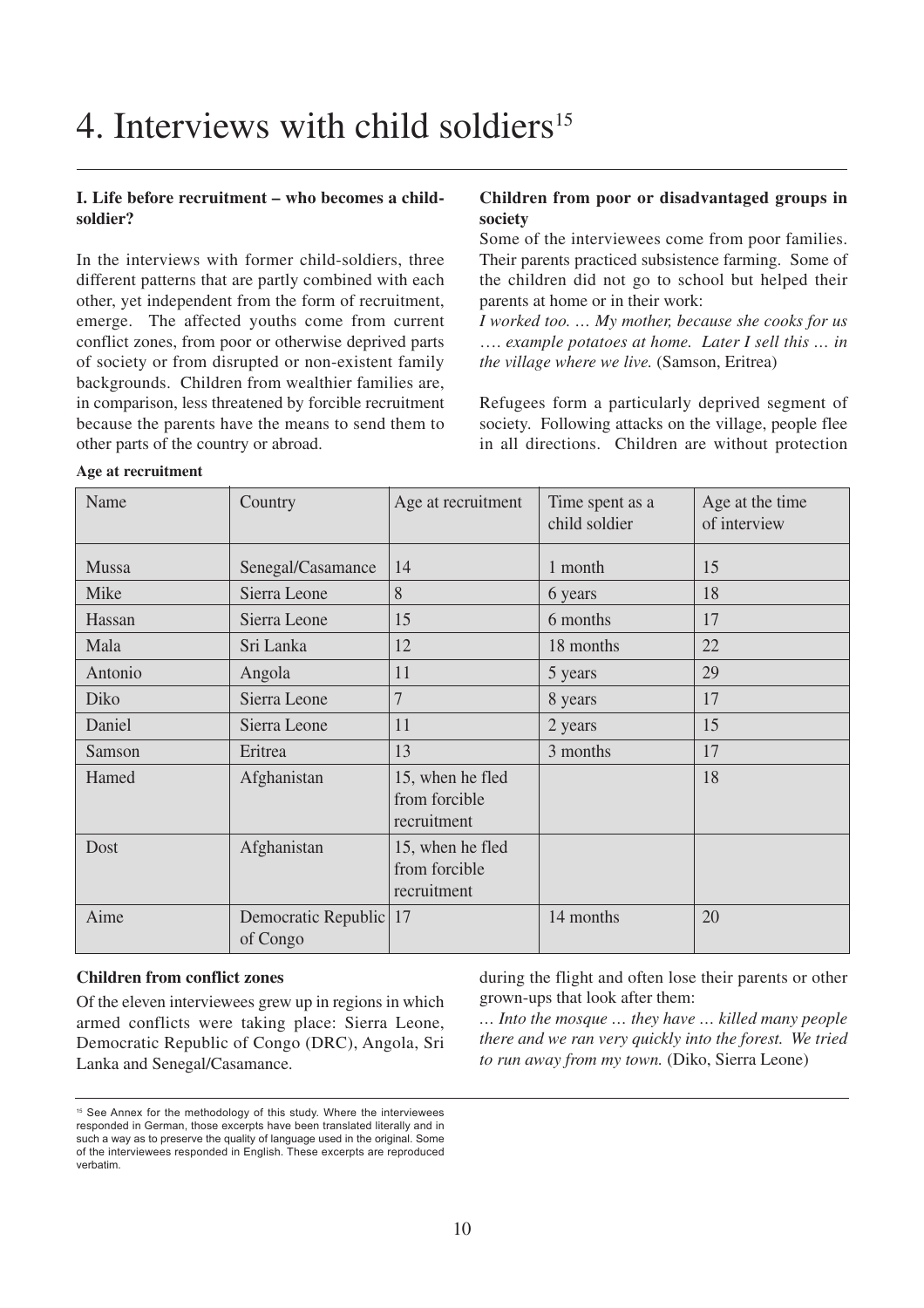# 4. Interviews with child soldiers[15]

**I. Life before recruitment – who becomes a child-soldier?**

In the interviews with former child-soldiers, three different patterns that are partly combined with each other, yet independent from the form of recruitment, emerge. The affected youths come from current conflict zones, from poor or otherwise deprived parts of society or from disrupted or non-existent family backgrounds. Children from wealthier families are, in comparison, less threatened by forcible recruitment because the parents have the means to send them to other parts of the country or abroad.

**Children from poor or disadvantaged groups in society**

Some of the interviewees come from poor families. Their parents practiced subsistence farming. Some of the children did not go to school but helped their parents at home or in their work:

*I worked too. … My mother, because she cooks for us …. example potatoes at home. Later I sell this … in the village where we live.* (Samson, Eritrea)

Refugees form a particularly deprived segment of society. Following attacks on the village, people flee in all directions. Children are without protection during the flight and often lose their parents or other grown-ups that look after them:

*… Into the mosque … they have … killed many people there and we ran very quickly into the forest. We tried to run away from my town.* (Diko, Sierra Leone)

**Age at recruitment**

| Name | Country | Age at recruitment | Time spent as a child soldier | Age at the time of interview |
|---|---|---|---|---|
| Mussa | Senegal/Casamance | 14 | 1 month | 15 |
| Mike | Sierra Leone | 8 | 6 years | 18 |
| Hassan | Sierra Leone | 15 | 6 months | 17 |
| Mala | Sri Lanka | 12 | 18 months | 22 |
| Antonio | Angola | 11 | 5 years | 29 |
| Diko | Sierra Leone | 7 | 8 years | 17 |
| Daniel | Sierra Leone | 11 | 2 years | 15 |
| Samson | Eritrea | 13 | 3 months | 17 |
| Hamed | Afghanistan | 15, when he fled from forcible recruitment | | 18 |
| Dost | Afghanistan | 15, when he fled from forcible recruitment | | |
| Aime | Democratic Republic of Congo | 17 | 14 months | 20 |

**Children from conflict zones**

Of the eleven interviewees grew up in regions in which armed conflicts were taking place: Sierra Leone, Democratic Republic of Congo (DRC), Angola, Sri Lanka and Senegal/Casamance.

---

[15] See Annex for the methodology of this study. Where the interviewees responded in German, those excerpts have been translated literally and in such a way as to preserve the quality of language used in the original. Some of the interviewees responded in English. These excerpts are reproduced verbatim.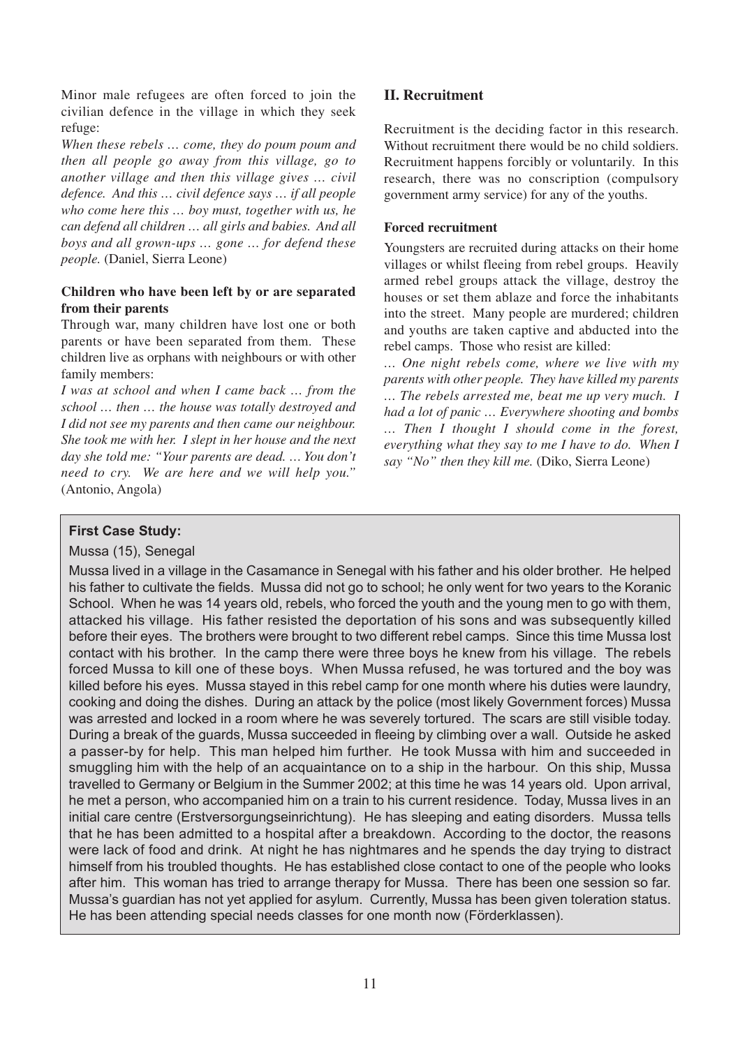Minor male refugees are often forced to join the civilian defence in the village in which they seek refuge:

*When these rebels … come, they do poum poum and then all people go away from this village, go to another village and then this village gives … civil defence. And this … civil defence says … if all people who come here this … boy must, together with us, he can defend all children … all girls and babies. And all boys and all grown-ups … gone … for defend these people.* (Daniel, Sierra Leone)

**Children who have been left by or are separated from their parents**

Through war, many children have lost one or both parents or have been separated from them. These children live as orphans with neighbours or with other family members:

*I was at school and when I came back … from the school … then … the house was totally destroyed and I did not see my parents and then came our neighbour. She took me with her. I slept in her house and the next day she told me: "Your parents are dead. … You don't need to cry. We are here and we will help you."* (Antonio, Angola)

## II. Recruitment

Recruitment is the deciding factor in this research. Without recruitment there would be no child soldiers. Recruitment happens forcibly or voluntarily. In this research, there was no conscription (compulsory government army service) for any of the youths.

**Forced recruitment**

Youngsters are recruited during attacks on their home villages or whilst fleeing from rebel groups. Heavily armed rebel groups attack the village, destroy the houses or set them ablaze and force the inhabitants into the street. Many people are murdered; children and youths are taken captive and abducted into the rebel camps. Those who resist are killed:

*… One night rebels come, where we live with my parents with other people. They have killed my parents … The rebels arrested me, beat me up very much. I had a lot of panic … Everywhere shooting and bombs … Then I thought I should come in the forest, everything what they say to me I have to do. When I say "No" then they kill me.* (Diko, Sierra Leone)

**First Case Study:**

Mussa (15), Senegal

Mussa lived in a village in the Casamance in Senegal with his father and his older brother. He helped his father to cultivate the fields. Mussa did not go to school; he only went for two years to the Koranic School. When he was 14 years old, rebels, who forced the youth and the young men to go with them, attacked his village. His father resisted the deportation of his sons and was subsequently killed before their eyes. The brothers were brought to two different rebel camps. Since this time Mussa lost contact with his brother. In the camp there were three boys he knew from his village. The rebels forced Mussa to kill one of these boys. When Mussa refused, he was tortured and the boy was killed before his eyes. Mussa stayed in this rebel camp for one month where his duties were laundry, cooking and doing the dishes. During an attack by the police (most likely Government forces) Mussa was arrested and locked in a room where he was severely tortured. The scars are still visible today. During a break of the guards, Mussa succeeded in fleeing by climbing over a wall. Outside he asked a passer-by for help. This man helped him further. He took Mussa with him and succeeded in smuggling him with the help of an acquaintance on to a ship in the harbour. On this ship, Mussa travelled to Germany or Belgium in the Summer 2002; at this time he was 14 years old. Upon arrival, he met a person, who accompanied him on a train to his current residence. Today, Mussa lives in an initial care centre (Erstversorgungseinrichtung). He has sleeping and eating disorders. Mussa tells that he has been admitted to a hospital after a breakdown. According to the doctor, the reasons were lack of food and drink. At night he has nightmares and he spends the day trying to distract himself from his troubled thoughts. He has established close contact to one of the people who looks after him. This woman has tried to arrange therapy for Mussa. There has been one session so far. Mussa's guardian has not yet applied for asylum. Currently, Mussa has been given toleration status. He has been attending special needs classes for one month now (Förderklassen).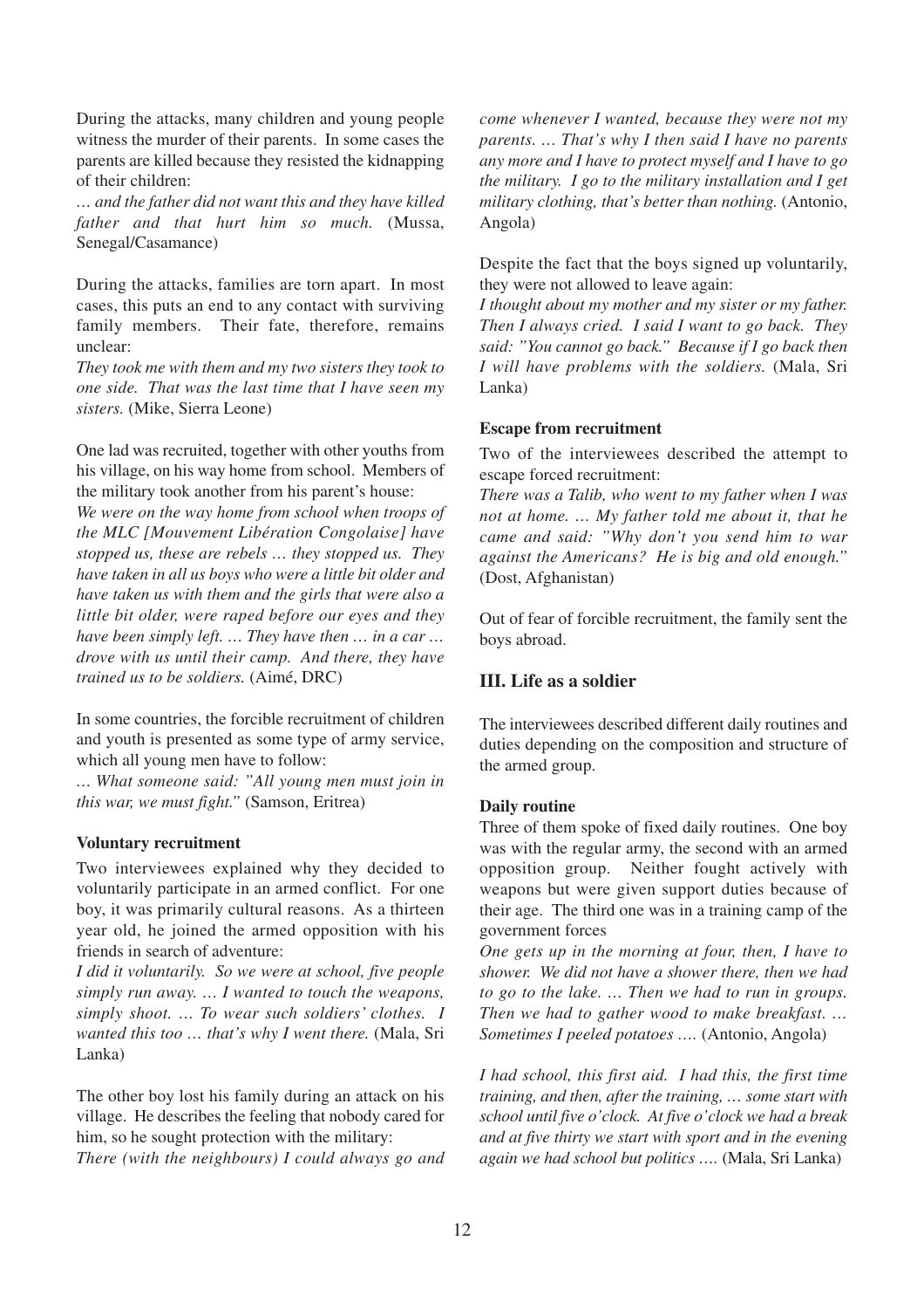During the attacks, many children and young people witness the murder of their parents. In some cases the parents are killed because they resisted the kidnapping of their children:

*… and the father did not want this and they have killed father and that hurt him so much.* (Mussa, Senegal/Casamance)

During the attacks, families are torn apart. In most cases, this puts an end to any contact with surviving family members. Their fate, therefore, remains unclear:

*They took me with them and my two sisters they took to one side. That was the last time that I have seen my sisters.* (Mike, Sierra Leone)

One lad was recruited, together with other youths from his village, on his way home from school. Members of the military took another from his parent's house:

*We were on the way home from school when troops of the MLC [Mouvement Libération Congolaise] have stopped us, these are rebels … they stopped us. They have taken in all us boys who were a little bit older and have taken us with them and the girls that were also a little bit older, were raped before our eyes and they have been simply left. … They have then … in a car … drove with us until their camp. And there, they have trained us to be soldiers.* (Aimé, DRC)

In some countries, the forcible recruitment of children and youth is presented as some type of army service, which all young men have to follow:

*… What someone said: "All young men must join in this war, we must fight."* (Samson, Eritrea)

**Voluntary recruitment**

Two interviewees explained why they decided to voluntarily participate in an armed conflict. For one boy, it was primarily cultural reasons. As a thirteen year old, he joined the armed opposition with his friends in search of adventure:

*I did it voluntarily. So we were at school, five people simply run away. … I wanted to touch the weapons, simply shoot. … To wear such soldiers' clothes. I wanted this too … that's why I went there.* (Mala, Sri Lanka)

The other boy lost his family during an attack on his village. He describes the feeling that nobody cared for him, so he sought protection with the military:

*There (with the neighbours) I could always go and come whenever I wanted, because they were not my parents. … That's why I then said I have no parents any more and I have to protect myself and I have to go the military. I go to the military installation and I get military clothing, that's better than nothing.* (Antonio, Angola)

Despite the fact that the boys signed up voluntarily, they were not allowed to leave again:

*I thought about my mother and my sister or my father. Then I always cried. I said I want to go back. They said: "You cannot go back." Because if I go back then I will have problems with the soldiers.* (Mala, Sri Lanka)

**Escape from recruitment**

Two of the interviewees described the attempt to escape forced recruitment:

*There was a Talib, who went to my father when I was not at home. … My father told me about it, that he came and said: "Why don't you send him to war against the Americans? He is big and old enough."* (Dost, Afghanistan)

Out of fear of forcible recruitment, the family sent the boys abroad.

## III. Life as a soldier

The interviewees described different daily routines and duties depending on the composition and structure of the armed group.

**Daily routine**

Three of them spoke of fixed daily routines. One boy was with the regular army, the second with an armed opposition group. Neither fought actively with weapons but were given support duties because of their age. The third one was in a training camp of the government forces

*One gets up in the morning at four, then, I have to shower. We did not have a shower there, then we had to go to the lake. … Then we had to run in groups. Then we had to gather wood to make breakfast. … Sometimes I peeled potatoes ….* (Antonio, Angola)

*I had school, this first aid. I had this, the first time training, and then, after the training, … some start with school until five o'clock. At five o'clock we had a break and at five thirty we start with sport and in the evening again we had school but politics ….* (Mala, Sri Lanka)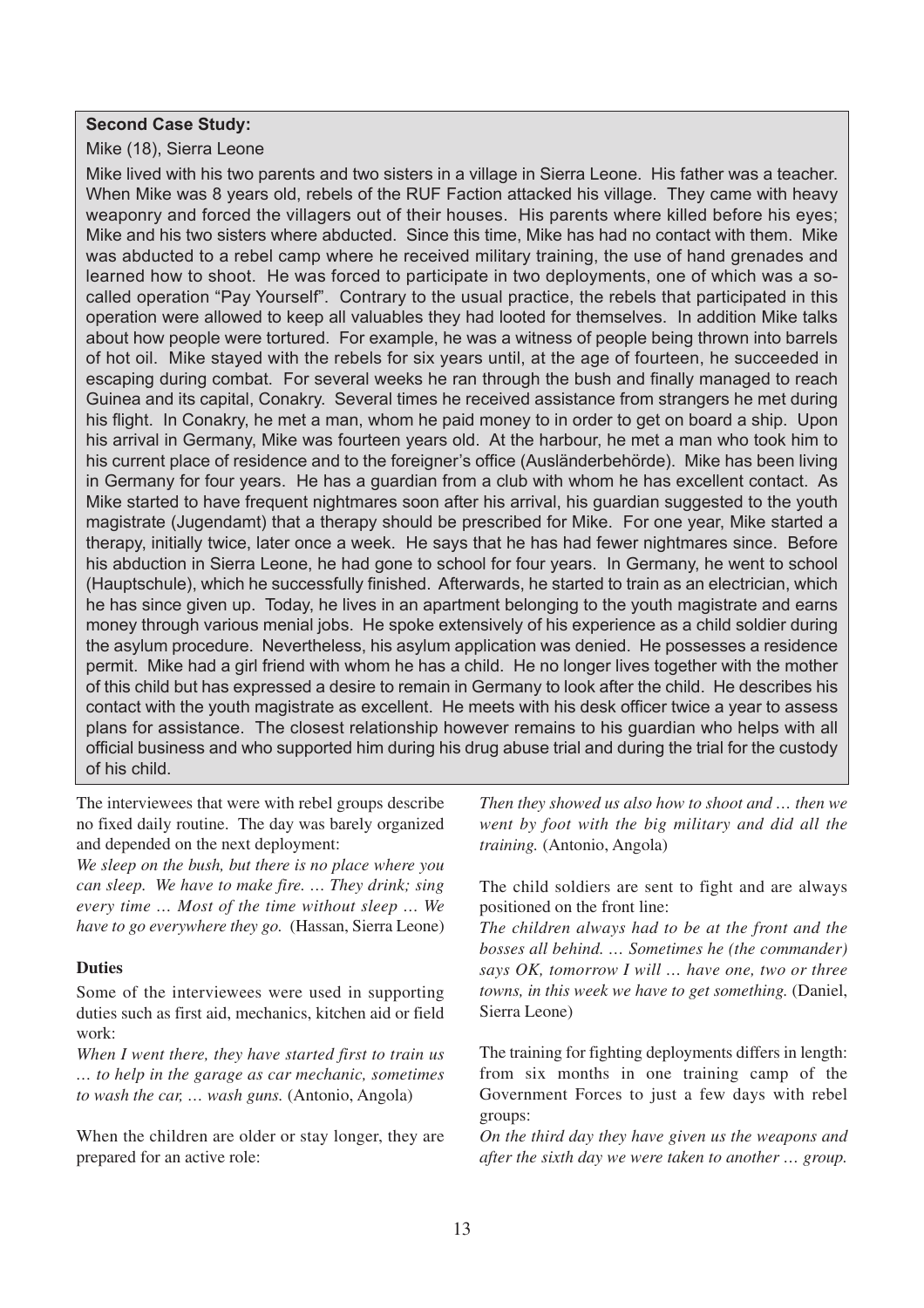**Second Case Study:**

Mike (18), Sierra Leone

Mike lived with his two parents and two sisters in a village in Sierra Leone. His father was a teacher. When Mike was 8 years old, rebels of the RUF Faction attacked his village. They came with heavy weaponry and forced the villagers out of their houses. His parents where killed before his eyes; Mike and his two sisters where abducted. Since this time, Mike has had no contact with them. Mike was abducted to a rebel camp where he received military training, the use of hand grenades and learned how to shoot. He was forced to participate in two deployments, one of which was a so-called operation "Pay Yourself". Contrary to the usual practice, the rebels that participated in this operation were allowed to keep all valuables they had looted for themselves. In addition Mike talks about how people were tortured. For example, he was a witness of people being thrown into barrels of hot oil. Mike stayed with the rebels for six years until, at the age of fourteen, he succeeded in escaping during combat. For several weeks he ran through the bush and finally managed to reach Guinea and its capital, Conakry. Several times he received assistance from strangers he met during his flight. In Conakry, he met a man, whom he paid money to in order to get on board a ship. Upon his arrival in Germany, Mike was fourteen years old. At the harbour, he met a man who took him to his current place of residence and to the foreigner's office (Ausländerbehörde). Mike has been living in Germany for four years. He has a guardian from a club with whom he has excellent contact. As Mike started to have frequent nightmares soon after his arrival, his guardian suggested to the youth magistrate (Jugendamt) that a therapy should be prescribed for Mike. For one year, Mike started a therapy, initially twice, later once a week. He says that he has had fewer nightmares since. Before his abduction in Sierra Leone, he had gone to school for four years. In Germany, he went to school (Hauptschule), which he successfully finished. Afterwards, he started to train as an electrician, which he has since given up. Today, he lives in an apartment belonging to the youth magistrate and earns money through various menial jobs. He spoke extensively of his experience as a child soldier during the asylum procedure. Nevertheless, his asylum application was denied. He possesses a residence permit. Mike had a girl friend with whom he has a child. He no longer lives together with the mother of this child but has expressed a desire to remain in Germany to look after the child. He describes his contact with the youth magistrate as excellent. He meets with his desk officer twice a year to assess plans for assistance. The closest relationship however remains to his guardian who helps with all official business and who supported him during his drug abuse trial and during the trial for the custody of his child.

The interviewees that were with rebel groups describe no fixed daily routine. The day was barely organized and depended on the next deployment:

*We sleep on the bush, but there is no place where you can sleep. We have to make fire. … They drink; sing every time … Most of the time without sleep … We have to go everywhere they go.* (Hassan, Sierra Leone)

**Duties**

Some of the interviewees were used in supporting duties such as first aid, mechanics, kitchen aid or field work:

*When I went there, they have started first to train us … to help in the garage as car mechanic, sometimes to wash the car, … wash guns.* (Antonio, Angola)

When the children are older or stay longer, they are prepared for an active role:

*Then they showed us also how to shoot and … then we went by foot with the big military and did all the training.* (Antonio, Angola)

The child soldiers are sent to fight and are always positioned on the front line:

*The children always had to be at the front and the bosses all behind. … Sometimes he (the commander) says OK, tomorrow I will … have one, two or three towns, in this week we have to get something.* (Daniel, Sierra Leone)

The training for fighting deployments differs in length: from six months in one training camp of the Government Forces to just a few days with rebel groups:

*On the third day they have given us the weapons and after the sixth day we were taken to another … group.*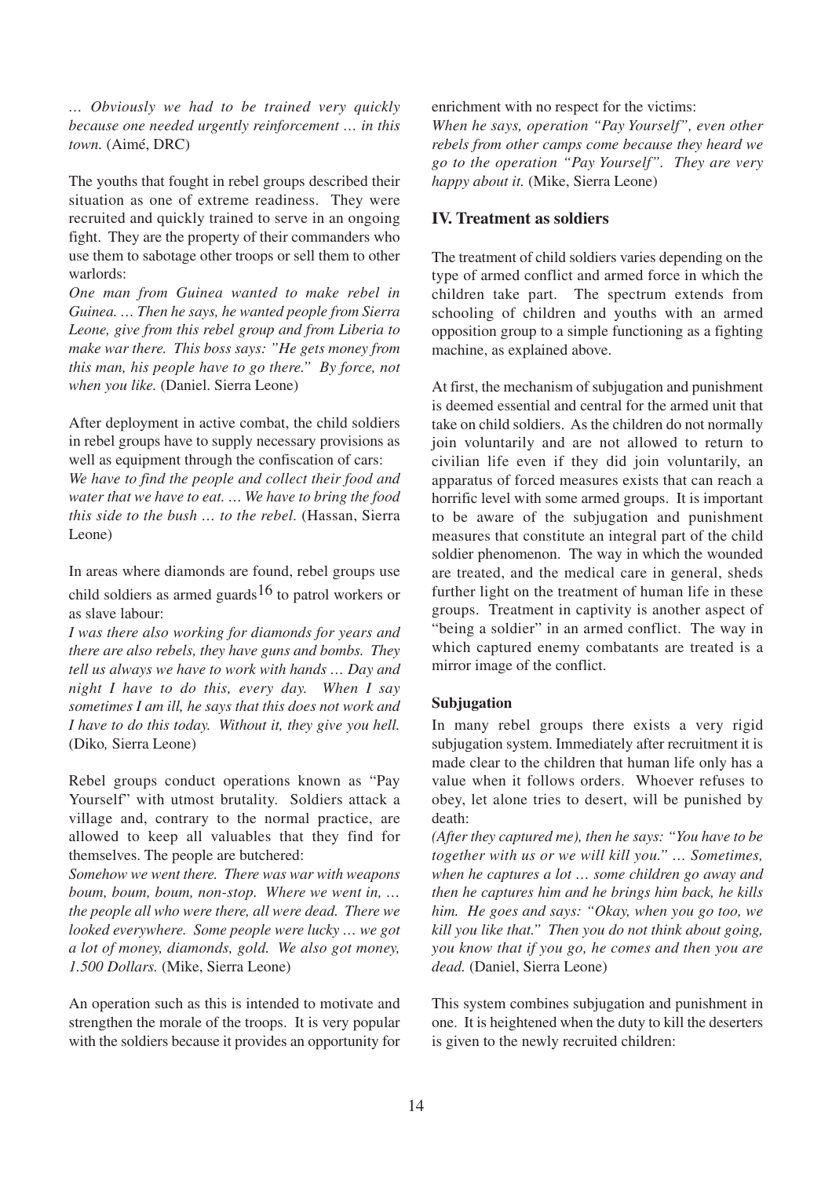*… Obviously we had to be trained very quickly because one needed urgently reinforcement … in this town.* (Aimé, DRC)

The youths that fought in rebel groups described their situation as one of extreme readiness. They were recruited and quickly trained to serve in an ongoing fight. They are the property of their commanders who use them to sabotage other troops or sell them to other warlords:

*One man from Guinea wanted to make rebel in Guinea. … Then he says, he wanted people from Sierra Leone, give from this rebel group and from Liberia to make war there. This boss says: "He gets money from this man, his people have to go there." By force, not when you like.* (Daniel. Sierra Leone)

After deployment in active combat, the child soldiers in rebel groups have to supply necessary provisions as well as equipment through the confiscation of cars:

*We have to find the people and collect their food and water that we have to eat. … We have to bring the food this side to the bush … to the rebel.* (Hassan, Sierra Leone)

In areas where diamonds are found, rebel groups use child soldiers as armed guards[16] to patrol workers or as slave labour:

*I was there also working for diamonds for years and there are also rebels, they have guns and bombs. They tell us always we have to work with hands … Day and night I have to do this, every day. When I say sometimes I am ill, he says that this does not work and I have to do this today. Without it, they give you hell.* (Diko, Sierra Leone)

Rebel groups conduct operations known as "Pay Yourself" with utmost brutality. Soldiers attack a village and, contrary to the normal practice, are allowed to keep all valuables that they find for themselves. The people are butchered:

*Somehow we went there. There was war with weapons boum, boum, boum, non-stop. Where we went in, … the people all who were there, all were dead. There we looked everywhere. Some people were lucky … we got a lot of money, diamonds, gold. We also got money, 1.500 Dollars.* (Mike, Sierra Leone)

An operation such as this is intended to motivate and strengthen the morale of the troops. It is very popular with the soldiers because it provides an opportunity for enrichment with no respect for the victims:

*When he says, operation "Pay Yourself", even other rebels from other camps come because they heard we go to the operation "Pay Yourself". They are very happy about it.* (Mike, Sierra Leone)

## IV. Treatment as soldiers

The treatment of child soldiers varies depending on the type of armed conflict and armed force in which the children take part. The spectrum extends from schooling of children and youths with an armed opposition group to a simple functioning as a fighting machine, as explained above.

At first, the mechanism of subjugation and punishment is deemed essential and central for the armed unit that take on child soldiers. As the children do not normally join voluntarily and are not allowed to return to civilian life even if they did join voluntarily, an apparatus of forced measures exists that can reach a horrific level with some armed groups. It is important to be aware of the subjugation and punishment measures that constitute an integral part of the child soldier phenomenon. The way in which the wounded are treated, and the medical care in general, sheds further light on the treatment of human life in these groups. Treatment in captivity is another aspect of "being a soldier" in an armed conflict. The way in which captured enemy combatants are treated is a mirror image of the conflict.

### Subjugation

In many rebel groups there exists a very rigid subjugation system. Immediately after recruitment it is made clear to the children that human life only has a value when it follows orders. Whoever refuses to obey, let alone tries to desert, will be punished by death:

*(After they captured me), then he says: "You have to be together with us or we will kill you." … Sometimes, when he captures a lot … some children go away and then he captures him and he brings him back, he kills him. He goes and says: "Okay, when you go too, we kill you like that." Then you do not think about going, you know that if you go, he comes and then you are dead.* (Daniel, Sierra Leone)

This system combines subjugation and punishment in one. It is heightened when the duty to kill the deserters is given to the newly recruited children: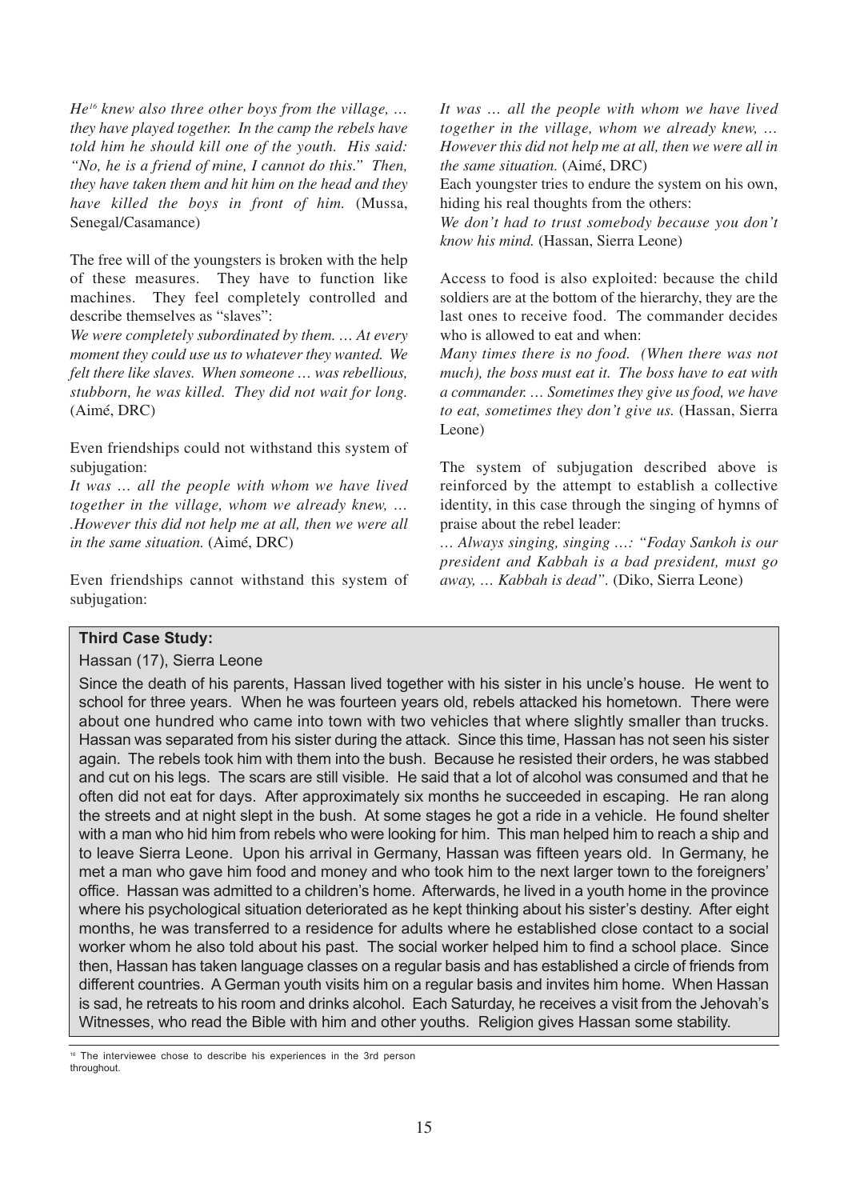*He[16] knew also three other boys from the village, … they have played together. In the camp the rebels have told him he should kill one of the youth. His said: "No, he is a friend of mine, I cannot do this." Then, they have taken them and hit him on the head and they have killed the boys in front of him.* (Mussa, Senegal/Casamance)

The free will of the youngsters is broken with the help of these measures. They have to function like machines. They feel completely controlled and describe themselves as "slaves":

*We were completely subordinated by them. … At every moment they could use us to whatever they wanted. We felt there like slaves. When someone … was rebellious, stubborn, he was killed. They did not wait for long.* (Aimé, DRC)

Even friendships could not withstand this system of subjugation:

*It was … all the people with whom we have lived together in the village, whom we already knew, … .However this did not help me at all, then we were all in the same situation.* (Aimé, DRC)

Even friendships cannot withstand this system of subjugation:

*It was … all the people with whom we have lived together in the village, whom we already knew, … However this did not help me at all, then we were all in the same situation.* (Aimé, DRC)

Each youngster tries to endure the system on his own, hiding his real thoughts from the others:

*We don't had to trust somebody because you don't know his mind.* (Hassan, Sierra Leone)

Access to food is also exploited: because the child soldiers are at the bottom of the hierarchy, they are the last ones to receive food. The commander decides who is allowed to eat and when:

*Many times there is no food. (When there was not much), the boss must eat it. The boss have to eat with a commander. … Sometimes they give us food, we have to eat, sometimes they don't give us.* (Hassan, Sierra Leone)

The system of subjugation described above is reinforced by the attempt to establish a collective identity, in this case through the singing of hymns of praise about the rebel leader:

*… Always singing, singing …: "Foday Sankoh is our president and Kabbah is a bad president, must go away, … Kabbah is dead".* (Diko, Sierra Leone)

**Third Case Study:**

Hassan (17), Sierra Leone

Since the death of his parents, Hassan lived together with his sister in his uncle's house. He went to school for three years. When he was fourteen years old, rebels attacked his hometown. There were about one hundred who came into town with two vehicles that where slightly smaller than trucks. Hassan was separated from his sister during the attack. Since this time, Hassan has not seen his sister again. The rebels took him with them into the bush. Because he resisted their orders, he was stabbed and cut on his legs. The scars are still visible. He said that a lot of alcohol was consumed and that he often did not eat for days. After approximately six months he succeeded in escaping. He ran along the streets and at night slept in the bush. At some stages he got a ride in a vehicle. He found shelter with a man who hid him from rebels who were looking for him. This man helped him to reach a ship and to leave Sierra Leone. Upon his arrival in Germany, Hassan was fifteen years old. In Germany, he met a man who gave him food and money and who took him to the next larger town to the foreigners' office. Hassan was admitted to a children's home. Afterwards, he lived in a youth home in the province where his psychological situation deteriorated as he kept thinking about his sister's destiny. After eight months, he was transferred to a residence for adults where he established close contact to a social worker whom he also told about his past. The social worker helped him to find a school place. Since then, Hassan has taken language classes on a regular basis and has established a circle of friends from different countries. A German youth visits him on a regular basis and invites him home. When Hassan is sad, he retreats to his room and drinks alcohol. Each Saturday, he receives a visit from the Jehovah's Witnesses, who read the Bible with him and other youths. Religion gives Hassan some stability.

[16] The interviewee chose to describe his experiences in the 3rd person throughout.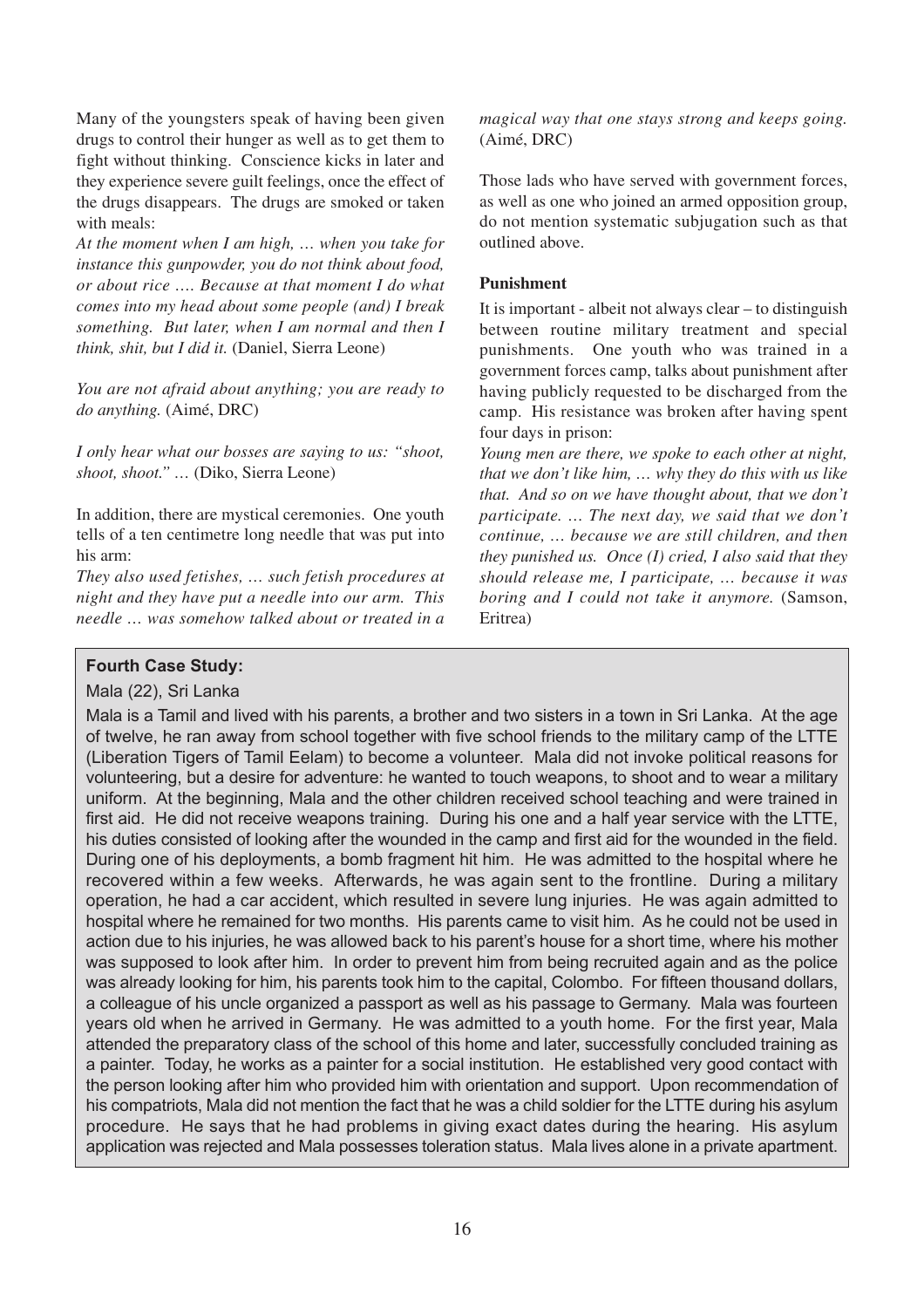Many of the youngsters speak of having been given drugs to control their hunger as well as to get them to fight without thinking. Conscience kicks in later and they experience severe guilt feelings, once the effect of the drugs disappears. The drugs are smoked or taken with meals:

*At the moment when I am high, … when you take for instance this gunpowder, you do not think about food, or about rice …. Because at that moment I do what comes into my head about some people (and) I break something. But later, when I am normal and then I think, shit, but I did it.* (Daniel, Sierra Leone)

*You are not afraid about anything; you are ready to do anything.* (Aimé, DRC)

*I only hear what our bosses are saying to us: "shoot, shoot, shoot." …* (Diko, Sierra Leone)

In addition, there are mystical ceremonies. One youth tells of a ten centimetre long needle that was put into his arm:

*They also used fetishes, … such fetish procedures at night and they have put a needle into our arm. This needle … was somehow talked about or treated in a magical way that one stays strong and keeps going.* (Aimé, DRC)

Those lads who have served with government forces, as well as one who joined an armed opposition group, do not mention systematic subjugation such as that outlined above.

**Punishment**

It is important - albeit not always clear – to distinguish between routine military treatment and special punishments. One youth who was trained in a government forces camp, talks about punishment after having publicly requested to be discharged from the camp. His resistance was broken after having spent four days in prison:

*Young men are there, we spoke to each other at night, that we don't like him, … why they do this with us like that. And so on we have thought about, that we don't participate. … The next day, we said that we don't continue, … because we are still children, and then they punished us. Once (I) cried, I also said that they should release me, I participate, … because it was boring and I could not take it anymore.* (Samson, Eritrea)

**Fourth Case Study:**

Mala (22), Sri Lanka

Mala is a Tamil and lived with his parents, a brother and two sisters in a town in Sri Lanka. At the age of twelve, he ran away from school together with five school friends to the military camp of the LTTE (Liberation Tigers of Tamil Eelam) to become a volunteer. Mala did not invoke political reasons for volunteering, but a desire for adventure: he wanted to touch weapons, to shoot and to wear a military uniform. At the beginning, Mala and the other children received school teaching and were trained in first aid. He did not receive weapons training. During his one and a half year service with the LTTE, his duties consisted of looking after the wounded in the camp and first aid for the wounded in the field. During one of his deployments, a bomb fragment hit him. He was admitted to the hospital where he recovered within a few weeks. Afterwards, he was again sent to the frontline. During a military operation, he had a car accident, which resulted in severe lung injuries. He was again admitted to hospital where he remained for two months. His parents came to visit him. As he could not be used in action due to his injuries, he was allowed back to his parent's house for a short time, where his mother was supposed to look after him. In order to prevent him from being recruited again and as the police was already looking for him, his parents took him to the capital, Colombo. For fifteen thousand dollars, a colleague of his uncle organized a passport as well as his passage to Germany. Mala was fourteen years old when he arrived in Germany. He was admitted to a youth home. For the first year, Mala attended the preparatory class of the school of this home and later, successfully concluded training as a painter. Today, he works as a painter for a social institution. He established very good contact with the person looking after him who provided him with orientation and support. Upon recommendation of his compatriots, Mala did not mention the fact that he was a child soldier for the LTTE during his asylum procedure. He says that he had problems in giving exact dates during the hearing. His asylum application was rejected and Mala possesses toleration status. Mala lives alone in a private apartment.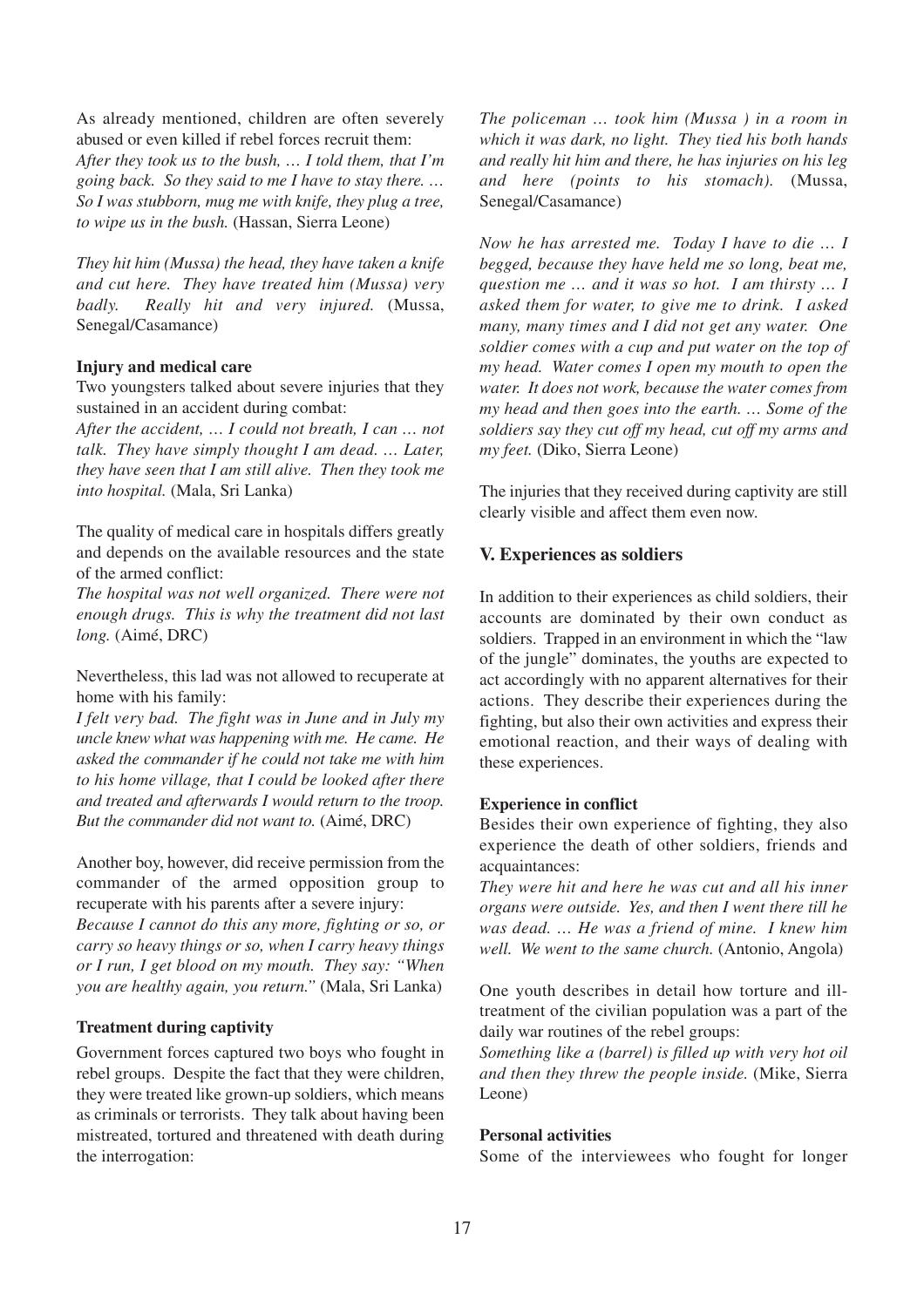As already mentioned, children are often severely abused or even killed if rebel forces recruit them:
*After they took us to the bush, … I told them, that I'm going back. So they said to me I have to stay there. … So I was stubborn, mug me with knife, they plug a tree, to wipe us in the bush.* (Hassan, Sierra Leone)

*They hit him (Mussa) the head, they have taken a knife and cut here. They have treated him (Mussa) very badly. Really hit and very injured.* (Mussa, Senegal/Casamance)

**Injury and medical care**

Two youngsters talked about severe injuries that they sustained in an accident during combat:
*After the accident, … I could not breath, I can … not talk. They have simply thought I am dead. … Later, they have seen that I am still alive. Then they took me into hospital.* (Mala, Sri Lanka)

The quality of medical care in hospitals differs greatly and depends on the available resources and the state of the armed conflict:
*The hospital was not well organized. There were not enough drugs. This is why the treatment did not last long.* (Aimé, DRC)

Nevertheless, this lad was not allowed to recuperate at home with his family:
*I felt very bad. The fight was in June and in July my uncle knew what was happening with me. He came. He asked the commander if he could not take me with him to his home village, that I could be looked after there and treated and afterwards I would return to the troop. But the commander did not want to.* (Aimé, DRC)

Another boy, however, did receive permission from the commander of the armed opposition group to recuperate with his parents after a severe injury:
*Because I cannot do this any more, fighting or so, or carry so heavy things or so, when I carry heavy things or I run, I get blood on my mouth. They say: "When you are healthy again, you return."* (Mala, Sri Lanka)

**Treatment during captivity**

Government forces captured two boys who fought in rebel groups. Despite the fact that they were children, they were treated like grown-up soldiers, which means as criminals or terrorists. They talk about having been mistreated, tortured and threatened with death during the interrogation:

*The policeman … took him (Mussa ) in a room in which it was dark, no light. They tied his both hands and really hit him and there, he has injuries on his leg and here (points to his stomach).* (Mussa, Senegal/Casamance)

*Now he has arrested me. Today I have to die … I begged, because they have held me so long, beat me, question me … and it was so hot. I am thirsty … I asked them for water, to give me to drink. I asked many, many times and I did not get any water. One soldier comes with a cup and put water on the top of my head. Water comes I open my mouth to open the water. It does not work, because the water comes from my head and then goes into the earth. … Some of the soldiers say they cut off my head, cut off my arms and my feet.* (Diko, Sierra Leone)

The injuries that they received during captivity are still clearly visible and affect them even now.

## V. Experiences as soldiers

In addition to their experiences as child soldiers, their accounts are dominated by their own conduct as soldiers. Trapped in an environment in which the "law of the jungle" dominates, the youths are expected to act accordingly with no apparent alternatives for their actions. They describe their experiences during the fighting, but also their own activities and express their emotional reaction, and their ways of dealing with these experiences.

**Experience in conflict**

Besides their own experience of fighting, they also experience the death of other soldiers, friends and acquaintances:
*They were hit and here he was cut and all his inner organs were outside. Yes, and then I went there till he was dead. … He was a friend of mine. I knew him well. We went to the same church.* (Antonio, Angola)

One youth describes in detail how torture and ill-treatment of the civilian population was a part of the daily war routines of the rebel groups:
*Something like a (barrel) is filled up with very hot oil and then they threw the people inside.* (Mike, Sierra Leone)

**Personal activities**

Some of the interviewees who fought for longer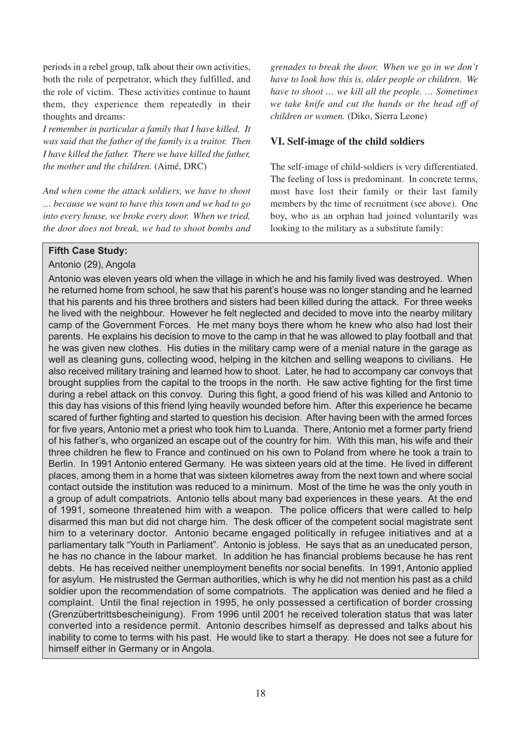periods in a rebel group, talk about their own activities, both the role of perpetrator, which they fulfilled, and the role of victim. These activities continue to haunt them, they experience them repeatedly in their thoughts and dreams:

*I remember in particular a family that I have killed. It was said that the father of the family is a traitor. Then I have killed the father. There we have killed the father, the mother and the children.* (Aimé, DRC)

*And when come the attack soldiers, we have to shoot … because we want to have this town and we had to go into every house, we broke every door. When we tried, the door does not break, we had to shoot bombs and grenades to break the door. When we go in we don't have to look how this is, older people or children. We have to shoot … we kill all the people. … Sometimes we take knife and cut the hands or the head off of children or women.* (Diko, Sierra Leone)

## VI. Self-image of the child soldiers

The self-image of child-soldiers is very differentiated. The feeling of loss is predominant. In concrete terms, most have lost their family or their last family members by the time of recruitment (see above). One boy, who as an orphan had joined voluntarily was looking to the military as a substitute family:

**Fifth Case Study:**

Antonio (29), Angola

Antonio was eleven years old when the village in which he and his family lived was destroyed. When he returned home from school, he saw that his parent's house was no longer standing and he learned that his parents and his three brothers and sisters had been killed during the attack. For three weeks he lived with the neighbour. However he felt neglected and decided to move into the nearby military camp of the Government Forces. He met many boys there whom he knew who also had lost their parents. He explains his decision to move to the camp in that he was allowed to play football and that he was given new clothes. His duties in the military camp were of a menial nature in the garage as well as cleaning guns, collecting wood, helping in the kitchen and selling weapons to civilians. He also received military training and learned how to shoot. Later, he had to accompany car convoys that brought supplies from the capital to the troops in the north. He saw active fighting for the first time during a rebel attack on this convoy. During this fight, a good friend of his was killed and Antonio to this day has visions of this friend lying heavily wounded before him. After this experience he became scared of further fighting and started to question his decision. After having been with the armed forces for five years, Antonio met a priest who took him to Luanda. There, Antonio met a former party friend of his father's, who organized an escape out of the country for him. With this man, his wife and their three children he flew to France and continued on his own to Poland from where he took a train to Berlin. In 1991 Antonio entered Germany. He was sixteen years old at the time. He lived in different places, among them in a home that was sixteen kilometres away from the next town and where social contact outside the institution was reduced to a minimum. Most of the time he was the only youth in a group of adult compatriots. Antonio tells about many bad experiences in these years. At the end of 1991, someone threatened him with a weapon. The police officers that were called to help disarmed this man but did not charge him. The desk officer of the competent social magistrate sent him to a veterinary doctor. Antonio became engaged politically in refugee initiatives and at a parliamentary talk "Youth in Parliament". Antonio is jobless. He says that as an uneducated person, he has no chance in the labour market. In addition he has financial problems because he has rent debts. He has received neither unemployment benefits nor social benefits. In 1991, Antonio applied for asylum. He mistrusted the German authorities, which is why he did not mention his past as a child soldier upon the recommendation of some compatriots. The application was denied and he filed a complaint. Until the final rejection in 1995, he only possessed a certification of border crossing (Grenzübertrittsbescheinigung). From 1996 until 2001 he received toleration status that was later converted into a residence permit. Antonio describes himself as depressed and talks about his inability to come to terms with his past. He would like to start a therapy. He does not see a future for himself either in Germany or in Angola.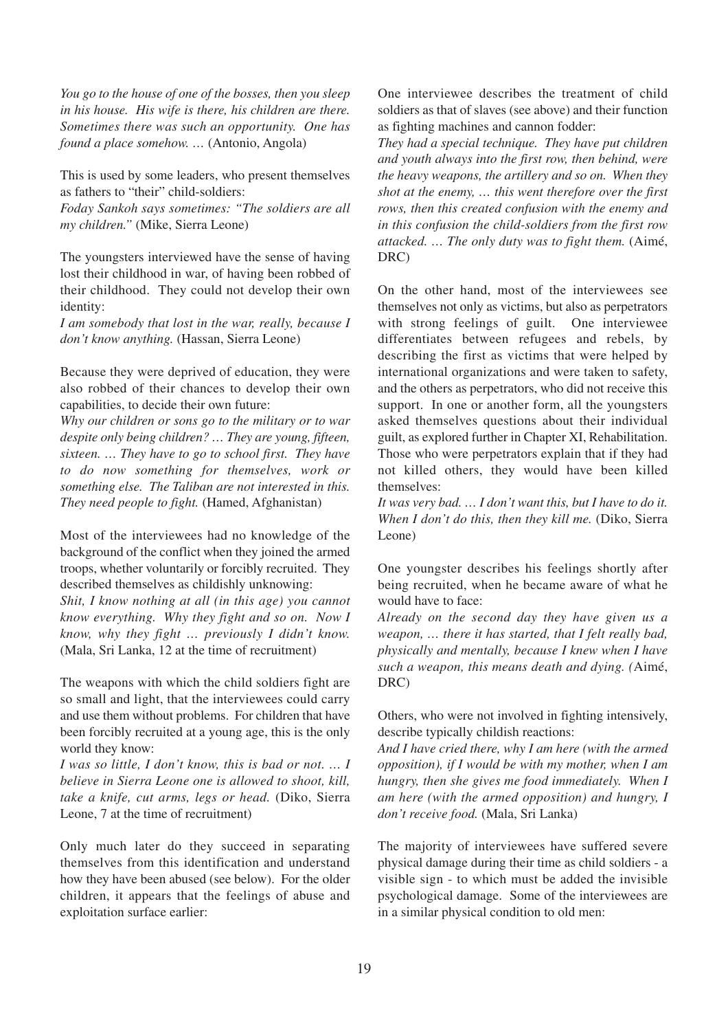*You go to the house of one of the bosses, then you sleep in his house. His wife is there, his children are there. Sometimes there was such an opportunity. One has found a place somehow. …* (Antonio, Angola)

This is used by some leaders, who present themselves as fathers to "their" child-soldiers:

*Foday Sankoh says sometimes: "The soldiers are all my children."* (Mike, Sierra Leone)

The youngsters interviewed have the sense of having lost their childhood in war, of having been robbed of their childhood. They could not develop their own identity:

*I am somebody that lost in the war, really, because I don't know anything.* (Hassan, Sierra Leone)

Because they were deprived of education, they were also robbed of their chances to develop their own capabilities, to decide their own future:

*Why our children or sons go to the military or to war despite only being children? … They are young, fifteen, sixteen. … They have to go to school first. They have to do now something for themselves, work or something else. The Taliban are not interested in this. They need people to fight.* (Hamed, Afghanistan)

Most of the interviewees had no knowledge of the background of the conflict when they joined the armed troops, whether voluntarily or forcibly recruited. They described themselves as childishly unknowing:

*Shit, I know nothing at all (in this age) you cannot know everything. Why they fight and so on. Now I know, why they fight … previously I didn't know.* (Mala, Sri Lanka, 12 at the time of recruitment)

The weapons with which the child soldiers fight are so small and light, that the interviewees could carry and use them without problems. For children that have been forcibly recruited at a young age, this is the only world they know:

*I was so little, I don't know, this is bad or not. … I believe in Sierra Leone one is allowed to shoot, kill, take a knife, cut arms, legs or head.* (Diko, Sierra Leone, 7 at the time of recruitment)

Only much later do they succeed in separating themselves from this identification and understand how they have been abused (see below). For the older children, it appears that the feelings of abuse and exploitation surface earlier:

One interviewee describes the treatment of child soldiers as that of slaves (see above) and their function as fighting machines and cannon fodder:

*They had a special technique. They have put children and youth always into the first row, then behind, were the heavy weapons, the artillery and so on. When they shot at the enemy, … this went therefore over the first rows, then this created confusion with the enemy and in this confusion the child-soldiers from the first row attacked. … The only duty was to fight them.* (Aimé, DRC)

On the other hand, most of the interviewees see themselves not only as victims, but also as perpetrators with strong feelings of guilt. One interviewee differentiates between refugees and rebels, by describing the first as victims that were helped by international organizations and were taken to safety, and the others as perpetrators, who did not receive this support. In one or another form, all the youngsters asked themselves questions about their individual guilt, as explored further in Chapter XI, Rehabilitation. Those who were perpetrators explain that if they had not killed others, they would have been killed themselves:

*It was very bad. … I don't want this, but I have to do it. When I don't do this, then they kill me.* (Diko, Sierra Leone)

One youngster describes his feelings shortly after being recruited, when he became aware of what he would have to face:

*Already on the second day they have given us a weapon, … there it has started, that I felt really bad, physically and mentally, because I knew when I have such a weapon, this means death and dying.* (Aimé, DRC)

Others, who were not involved in fighting intensively, describe typically childish reactions:

*And I have cried there, why I am here (with the armed opposition), if I would be with my mother, when I am hungry, then she gives me food immediately. When I am here (with the armed opposition) and hungry, I don't receive food.* (Mala, Sri Lanka)

The majority of interviewees have suffered severe physical damage during their time as child soldiers - a visible sign - to which must be added the invisible psychological damage. Some of the interviewees are in a similar physical condition to old men: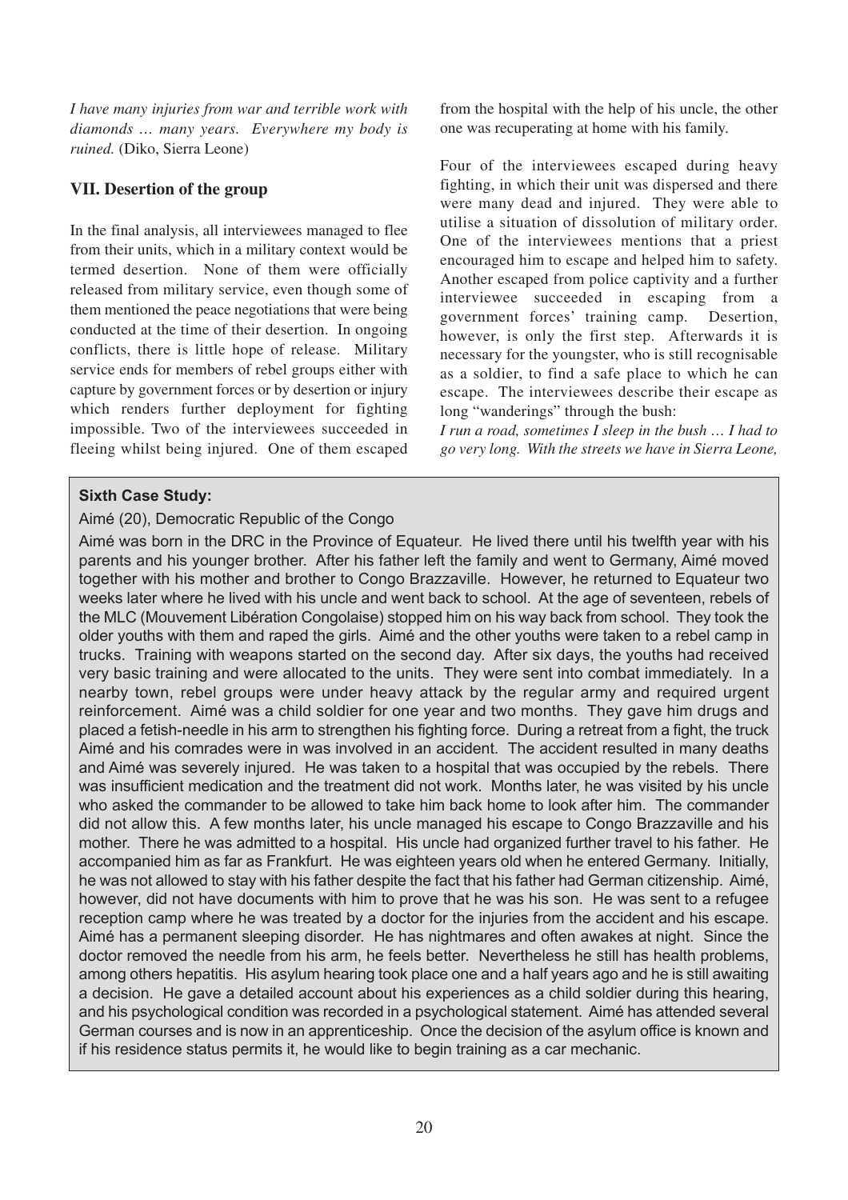*I have many injuries from war and terrible work with diamonds … many years. Everywhere my body is ruined.* (Diko, Sierra Leone)

## VII. Desertion of the group

In the final analysis, all interviewees managed to flee from their units, which in a military context would be termed desertion. None of them were officially released from military service, even though some of them mentioned the peace negotiations that were being conducted at the time of their desertion. In ongoing conflicts, there is little hope of release. Military service ends for members of rebel groups either with capture by government forces or by desertion or injury which renders further deployment for fighting impossible. Two of the interviewees succeeded in fleeing whilst being injured. One of them escaped from the hospital with the help of his uncle, the other one was recuperating at home with his family.

Four of the interviewees escaped during heavy fighting, in which their unit was dispersed and there were many dead and injured. They were able to utilise a situation of dissolution of military order. One of the interviewees mentions that a priest encouraged him to escape and helped him to safety. Another escaped from police captivity and a further interviewee succeeded in escaping from a government forces' training camp. Desertion, however, is only the first step. Afterwards it is necessary for the youngster, who is still recognisable as a soldier, to find a safe place to which he can escape. The interviewees describe their escape as long "wanderings" through the bush:

*I run a road, sometimes I sleep in the bush … I had to go very long. With the streets we have in Sierra Leone,*

> **Sixth Case Study:**
>
> Aimé (20), Democratic Republic of the Congo
>
> Aimé was born in the DRC in the Province of Equateur. He lived there until his twelfth year with his parents and his younger brother. After his father left the family and went to Germany, Aimé moved together with his mother and brother to Congo Brazzaville. However, he returned to Equateur two weeks later where he lived with his uncle and went back to school. At the age of seventeen, rebels of the MLC (Mouvement Libération Congolaise) stopped him on his way back from school. They took the older youths with them and raped the girls. Aimé and the other youths were taken to a rebel camp in trucks. Training with weapons started on the second day. After six days, the youths had received very basic training and were allocated to the units. They were sent into combat immediately. In a nearby town, rebel groups were under heavy attack by the regular army and required urgent reinforcement. Aimé was a child soldier for one year and two months. They gave him drugs and placed a fetish-needle in his arm to strengthen his fighting force. During a retreat from a fight, the truck Aimé and his comrades were in was involved in an accident. The accident resulted in many deaths and Aimé was severely injured. He was taken to a hospital that was occupied by the rebels. There was insufficient medication and the treatment did not work. Months later, he was visited by his uncle who asked the commander to be allowed to take him back home to look after him. The commander did not allow this. A few months later, his uncle managed his escape to Congo Brazzaville and his mother. There he was admitted to a hospital. His uncle had organized further travel to his father. He accompanied him as far as Frankfurt. He was eighteen years old when he entered Germany. Initially, he was not allowed to stay with his father despite the fact that his father had German citizenship. Aimé, however, did not have documents with him to prove that he was his son. He was sent to a refugee reception camp where he was treated by a doctor for the injuries from the accident and his escape. Aimé has a permanent sleeping disorder. He has nightmares and often awakes at night. Since the doctor removed the needle from his arm, he feels better. Nevertheless he still has health problems, among others hepatitis. His asylum hearing took place one and a half years ago and he is still awaiting a decision. He gave a detailed account about his experiences as a child soldier during this hearing, and his psychological condition was recorded in a psychological statement. Aimé has attended several German courses and is now in an apprenticeship. Once the decision of the asylum office is known and if his residence status permits it, he would like to begin training as a car mechanic.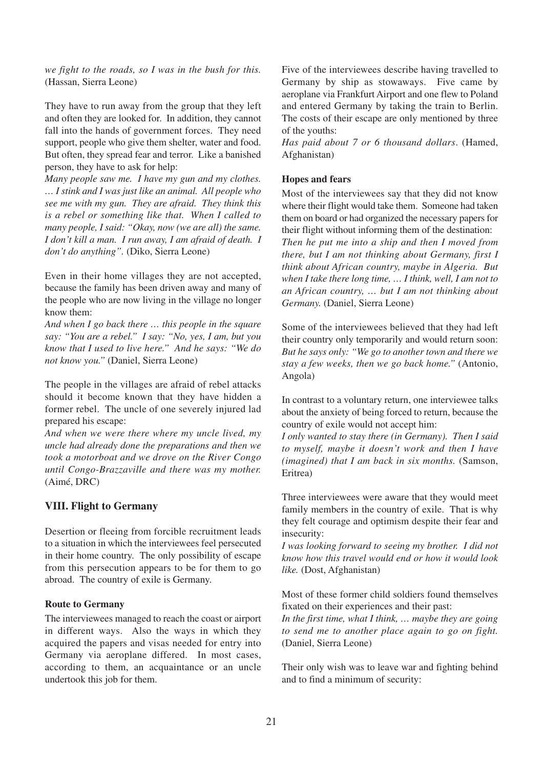*we fight to the roads, so I was in the bush for this.* (Hassan, Sierra Leone)

They have to run away from the group that they left and often they are looked for. In addition, they cannot fall into the hands of government forces. They need support, people who give them shelter, water and food. But often, they spread fear and terror. Like a banished person, they have to ask for help:

*Many people saw me. I have my gun and my clothes. … I stink and I was just like an animal. All people who see me with my gun. They are afraid. They think this is a rebel or something like that. When I called to many people, I said: "Okay, now (we are all) the same. I don't kill a man. I run away, I am afraid of death. I don't do anything".* (Diko, Sierra Leone)

Even in their home villages they are not accepted, because the family has been driven away and many of the people who are now living in the village no longer know them:

*And when I go back there … this people in the square say: "You are a rebel." I say: "No, yes, I am, but you know that I used to live here." And he says: "We do not know you."* (Daniel, Sierra Leone)

The people in the villages are afraid of rebel attacks should it become known that they have hidden a former rebel. The uncle of one severely injured lad prepared his escape:

*And when we were there where my uncle lived, my uncle had already done the preparations and then we took a motorboat and we drove on the River Congo until Congo-Brazzaville and there was my mother.* (Aimé, DRC)

## VIII. Flight to Germany

Desertion or fleeing from forcible recruitment leads to a situation in which the interviewees feel persecuted in their home country. The only possibility of escape from this persecution appears to be for them to go abroad. The country of exile is Germany.

### Route to Germany

The interviewees managed to reach the coast or airport in different ways. Also the ways in which they acquired the papers and visas needed for entry into Germany via aeroplane differed. In most cases, according to them, an acquaintance or an uncle undertook this job for them.

Five of the interviewees describe having travelled to Germany by ship as stowaways. Five came by aeroplane via Frankfurt Airport and one flew to Poland and entered Germany by taking the train to Berlin. The costs of their escape are only mentioned by three of the youths:

*Has paid about 7 or 6 thousand dollars.* (Hamed, Afghanistan)

### Hopes and fears

Most of the interviewees say that they did not know where their flight would take them. Someone had taken them on board or had organized the necessary papers for their flight without informing them of the destination:

*Then he put me into a ship and then I moved from there, but I am not thinking about Germany, first I think about African country, maybe in Algeria. But when I take there long time, … I think, well, I am not to an African country, … but I am not thinking about Germany.* (Daniel, Sierra Leone)

Some of the interviewees believed that they had left their country only temporarily and would return soon:

*But he says only: "We go to another town and there we stay a few weeks, then we go back home."* (Antonio, Angola)

In contrast to a voluntary return, one interviewee talks about the anxiety of being forced to return, because the country of exile would not accept him:

*I only wanted to stay there (in Germany). Then I said to myself, maybe it doesn't work and then I have (imagined) that I am back in six months.* (Samson, Eritrea)

Three interviewees were aware that they would meet family members in the country of exile. That is why they felt courage and optimism despite their fear and insecurity:

*I was looking forward to seeing my brother. I did not know how this travel would end or how it would look like.* (Dost, Afghanistan)

Most of these former child soldiers found themselves fixated on their experiences and their past:

*In the first time, what I think, … maybe they are going to send me to another place again to go on fight.* (Daniel, Sierra Leone)

Their only wish was to leave war and fighting behind and to find a minimum of security: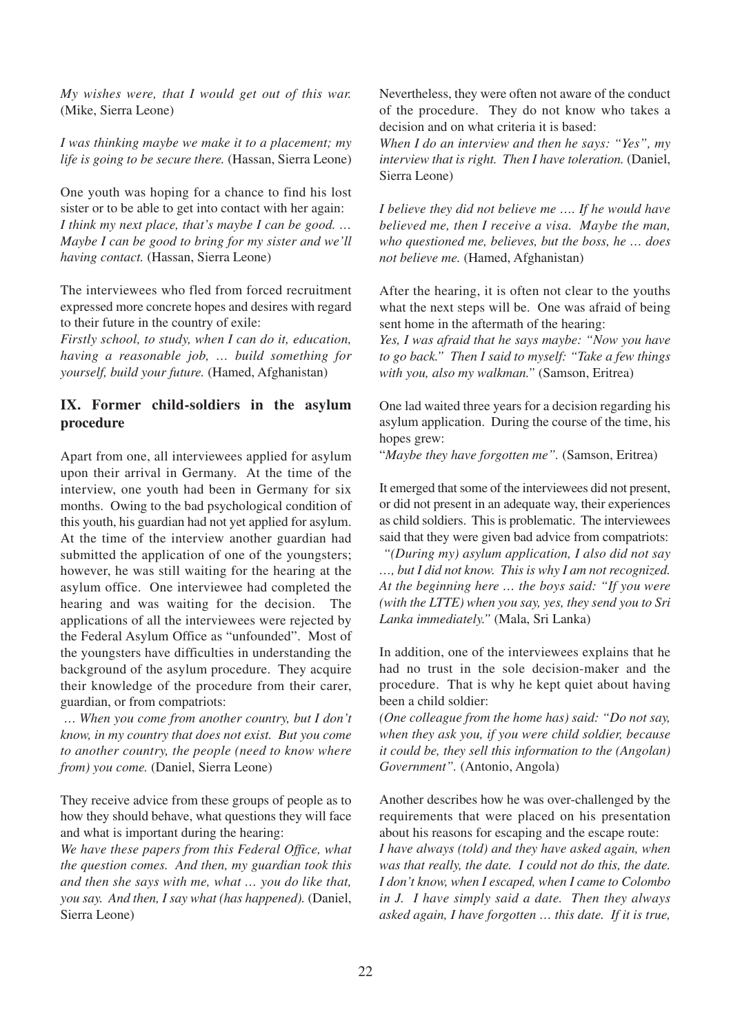*My wishes were, that I would get out of this war.* (Mike, Sierra Leone)

*I was thinking maybe we make it to a placement; my life is going to be secure there.* (Hassan, Sierra Leone)

One youth was hoping for a chance to find his lost sister or to be able to get into contact with her again:
*I think my next place, that's maybe I can be good. … Maybe I can be good to bring for my sister and we'll having contact.* (Hassan, Sierra Leone)

The interviewees who fled from forced recruitment expressed more concrete hopes and desires with regard to their future in the country of exile:
*Firstly school, to study, when I can do it, education, having a reasonable job, … build something for yourself, build your future.* (Hamed, Afghanistan)

## IX. Former child-soldiers in the asylum procedure

Apart from one, all interviewees applied for asylum upon their arrival in Germany. At the time of the interview, one youth had been in Germany for six months. Owing to the bad psychological condition of this youth, his guardian had not yet applied for asylum. At the time of the interview another guardian had submitted the application of one of the youngsters; however, he was still waiting for the hearing at the asylum office. One interviewee had completed the hearing and was waiting for the decision. The applications of all the interviewees were rejected by the Federal Asylum Office as "unfounded". Most of the youngsters have difficulties in understanding the background of the asylum procedure. They acquire their knowledge of the procedure from their carer, guardian, or from compatriots:

*… When you come from another country, but I don't know, in my country that does not exist. But you come to another country, the people (need to know where from) you come.* (Daniel, Sierra Leone)

They receive advice from these groups of people as to how they should behave, what questions they will face and what is important during the hearing:
*We have these papers from this Federal Office, what the question comes. And then, my guardian took this and then she says with me, what … you do like that, you say. And then, I say what (has happened).* (Daniel, Sierra Leone)

Nevertheless, they were often not aware of the conduct of the procedure. They do not know who takes a decision and on what criteria it is based:
*When I do an interview and then he says: "Yes", my interview that is right. Then I have toleration.* (Daniel, Sierra Leone)

*I believe they did not believe me …. If he would have believed me, then I receive a visa. Maybe the man, who questioned me, believes, but the boss, he … does not believe me.* (Hamed, Afghanistan)

After the hearing, it is often not clear to the youths what the next steps will be. One was afraid of being sent home in the aftermath of the hearing:
*Yes, I was afraid that he says maybe: "Now you have to go back." Then I said to myself: "Take a few things with you, also my walkman."* (Samson, Eritrea)

One lad waited three years for a decision regarding his asylum application. During the course of the time, his hopes grew:
"*Maybe they have forgotten me".* (Samson, Eritrea)

It emerged that some of the interviewees did not present, or did not present in an adequate way, their experiences as child soldiers. This is problematic. The interviewees said that they were given bad advice from compatriots:
*"(During my) asylum application, I also did not say …, but I did not know. This is why I am not recognized. At the beginning here … the boys said: "If you were (with the LTTE) when you say, yes, they send you to Sri Lanka immediately."* (Mala, Sri Lanka)

In addition, one of the interviewees explains that he had no trust in the sole decision-maker and the procedure. That is why he kept quiet about having been a child soldier:
*(One colleague from the home has) said: "Do not say, when they ask you, if you were child soldier, because it could be, they sell this information to the (Angolan) Government".* (Antonio, Angola)

Another describes how he was over-challenged by the requirements that were placed on his presentation about his reasons for escaping and the escape route:
*I have always (told) and they have asked again, when was that really, the date. I could not do this, the date. I don't know, when I escaped, when I came to Colombo in J. I have simply said a date. Then they always asked again, I have forgotten … this date. If it is true,*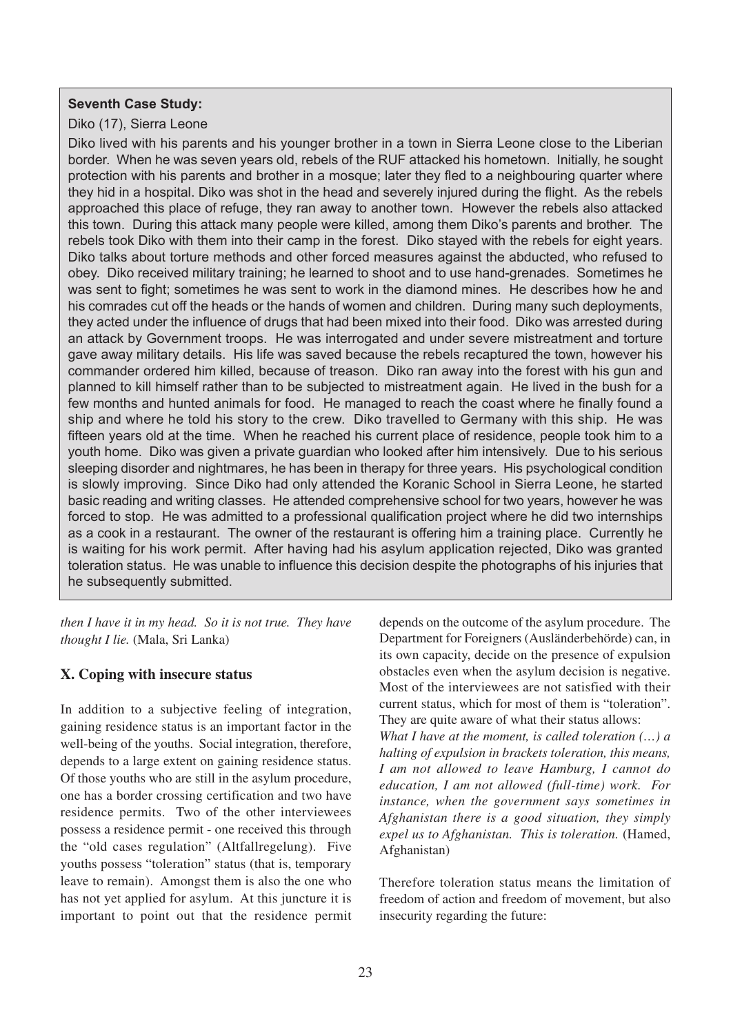**Seventh Case Study:**

Diko (17), Sierra Leone

Diko lived with his parents and his younger brother in a town in Sierra Leone close to the Liberian border. When he was seven years old, rebels of the RUF attacked his hometown. Initially, he sought protection with his parents and brother in a mosque; later they fled to a neighbouring quarter where they hid in a hospital. Diko was shot in the head and severely injured during the flight. As the rebels approached this place of refuge, they ran away to another town. However the rebels also attacked this town. During this attack many people were killed, among them Diko's parents and brother. The rebels took Diko with them into their camp in the forest. Diko stayed with the rebels for eight years. Diko talks about torture methods and other forced measures against the abducted, who refused to obey. Diko received military training; he learned to shoot and to use hand-grenades. Sometimes he was sent to fight; sometimes he was sent to work in the diamond mines. He describes how he and his comrades cut off the heads or the hands of women and children. During many such deployments, they acted under the influence of drugs that had been mixed into their food. Diko was arrested during an attack by Government troops. He was interrogated and under severe mistreatment and torture gave away military details. His life was saved because the rebels recaptured the town, however his commander ordered him killed, because of treason. Diko ran away into the forest with his gun and planned to kill himself rather than to be subjected to mistreatment again. He lived in the bush for a few months and hunted animals for food. He managed to reach the coast where he finally found a ship and where he told his story to the crew. Diko travelled to Germany with this ship. He was fifteen years old at the time. When he reached his current place of residence, people took him to a youth home. Diko was given a private guardian who looked after him intensively. Due to his serious sleeping disorder and nightmares, he has been in therapy for three years. His psychological condition is slowly improving. Since Diko had only attended the Koranic School in Sierra Leone, he started basic reading and writing classes. He attended comprehensive school for two years, however he was forced to stop. He was admitted to a professional qualification project where he did two internships as a cook in a restaurant. The owner of the restaurant is offering him a training place. Currently he is waiting for his work permit. After having had his asylum application rejected, Diko was granted toleration status. He was unable to influence this decision despite the photographs of his injuries that he subsequently submitted.

*then I have it in my head. So it is not true. They have thought I lie.* (Mala, Sri Lanka)

## X. Coping with insecure status

In addition to a subjective feeling of integration, gaining residence status is an important factor in the well-being of the youths. Social integration, therefore, depends to a large extent on gaining residence status. Of those youths who are still in the asylum procedure, one has a border crossing certification and two have residence permits. Two of the other interviewees possess a residence permit - one received this through the "old cases regulation" (Altfallregelung). Five youths possess "toleration" status (that is, temporary leave to remain). Amongst them is also the one who has not yet applied for asylum. At this juncture it is important to point out that the residence permit depends on the outcome of the asylum procedure. The Department for Foreigners (Ausländerbehörde) can, in its own capacity, decide on the presence of expulsion obstacles even when the asylum decision is negative. Most of the interviewees are not satisfied with their current status, which for most of them is "toleration". They are quite aware of what their status allows:

*What I have at the moment, is called toleration (…) a halting of expulsion in brackets toleration, this means, I am not allowed to leave Hamburg, I cannot do education, I am not allowed (full-time) work. For instance, when the government says sometimes in Afghanistan there is a good situation, they simply expel us to Afghanistan. This is toleration.* (Hamed, Afghanistan)

Therefore toleration status means the limitation of freedom of action and freedom of movement, but also insecurity regarding the future: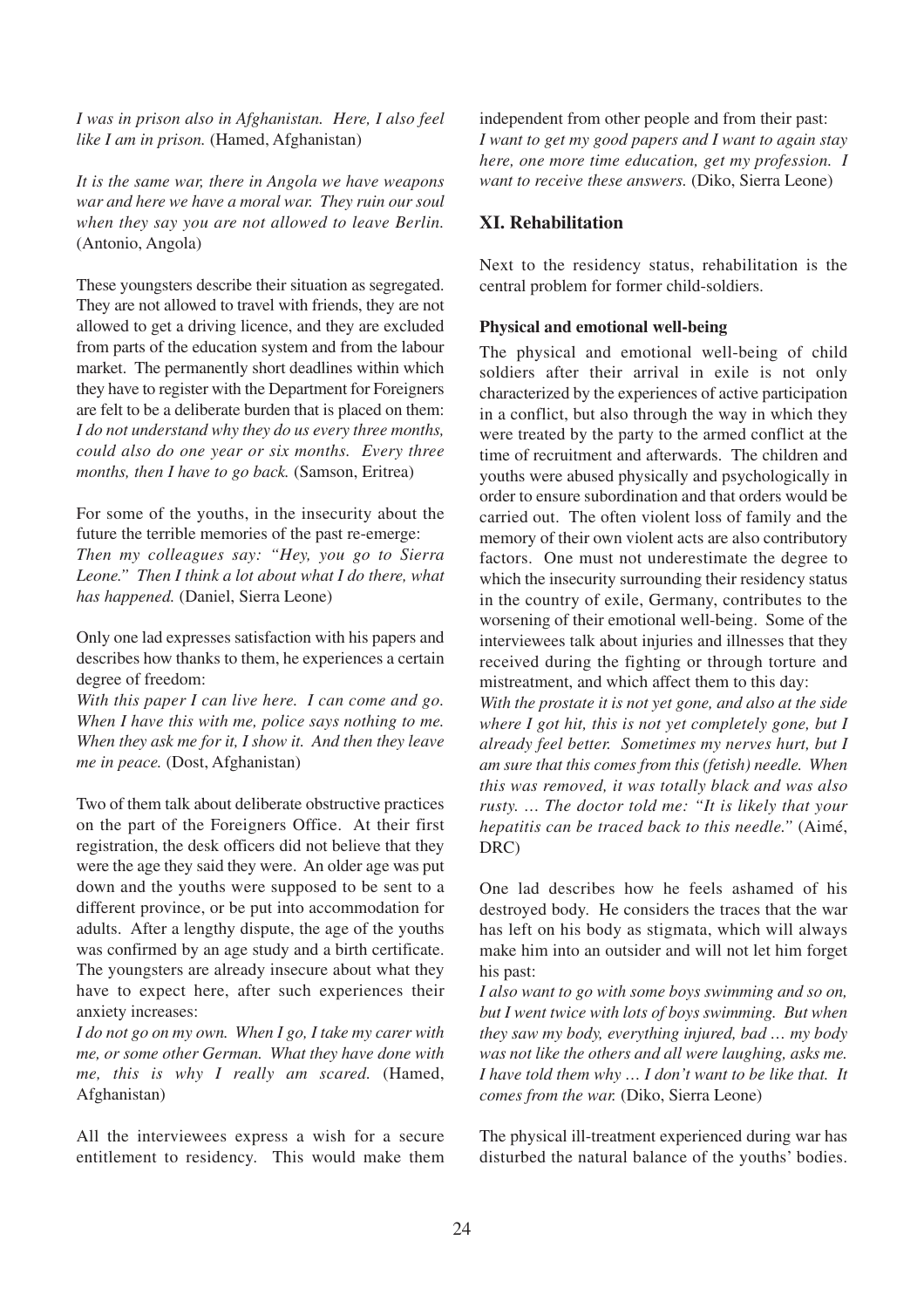*I was in prison also in Afghanistan. Here, I also feel like I am in prison.* (Hamed, Afghanistan)

*It is the same war, there in Angola we have weapons war and here we have a moral war. They ruin our soul when they say you are not allowed to leave Berlin.* (Antonio, Angola)

These youngsters describe their situation as segregated. They are not allowed to travel with friends, they are not allowed to get a driving licence, and they are excluded from parts of the education system and from the labour market. The permanently short deadlines within which they have to register with the Department for Foreigners are felt to be a deliberate burden that is placed on them:
*I do not understand why they do us every three months, could also do one year or six months. Every three months, then I have to go back.* (Samson, Eritrea)

For some of the youths, in the insecurity about the future the terrible memories of the past re-emerge:
*Then my colleagues say: "Hey, you go to Sierra Leone." Then I think a lot about what I do there, what has happened.* (Daniel, Sierra Leone)

Only one lad expresses satisfaction with his papers and describes how thanks to them, he experiences a certain degree of freedom:
*With this paper I can live here. I can come and go. When I have this with me, police says nothing to me. When they ask me for it, I show it. And then they leave me in peace.* (Dost, Afghanistan)

Two of them talk about deliberate obstructive practices on the part of the Foreigners Office. At their first registration, the desk officers did not believe that they were the age they said they were. An older age was put down and the youths were supposed to be sent to a different province, or be put into accommodation for adults. After a lengthy dispute, the age of the youths was confirmed by an age study and a birth certificate. The youngsters are already insecure about what they have to expect here, after such experiences their anxiety increases:
*I do not go on my own. When I go, I take my carer with me, or some other German. What they have done with me, this is why I really am scared.* (Hamed, Afghanistan)

All the interviewees express a wish for a secure entitlement to residency. This would make them independent from other people and from their past:
*I want to get my good papers and I want to again stay here, one more time education, get my profession. I want to receive these answers.* (Diko, Sierra Leone)

## XI. Rehabilitation

Next to the residency status, rehabilitation is the central problem for former child-soldiers.

### Physical and emotional well-being

The physical and emotional well-being of child soldiers after their arrival in exile is not only characterized by the experiences of active participation in a conflict, but also through the way in which they were treated by the party to the armed conflict at the time of recruitment and afterwards. The children and youths were abused physically and psychologically in order to ensure subordination and that orders would be carried out. The often violent loss of family and the memory of their own violent acts are also contributory factors. One must not underestimate the degree to which the insecurity surrounding their residency status in the country of exile, Germany, contributes to the worsening of their emotional well-being. Some of the interviewees talk about injuries and illnesses that they received during the fighting or through torture and mistreatment, and which affect them to this day:
*With the prostate it is not yet gone, and also at the side where I got hit, this is not yet completely gone, but I already feel better. Sometimes my nerves hurt, but I am sure that this comes from this (fetish) needle. When this was removed, it was totally black and was also rusty. … The doctor told me: "It is likely that your hepatitis can be traced back to this needle."* (Aimé, DRC)

One lad describes how he feels ashamed of his destroyed body. He considers the traces that the war has left on his body as stigmata, which will always make him into an outsider and will not let him forget his past:
*I also want to go with some boys swimming and so on, but I went twice with lots of boys swimming. But when they saw my body, everything injured, bad … my body was not like the others and all were laughing, asks me. I have told them why … I don't want to be like that. It comes from the war.* (Diko, Sierra Leone)

The physical ill-treatment experienced during war has disturbed the natural balance of the youths' bodies.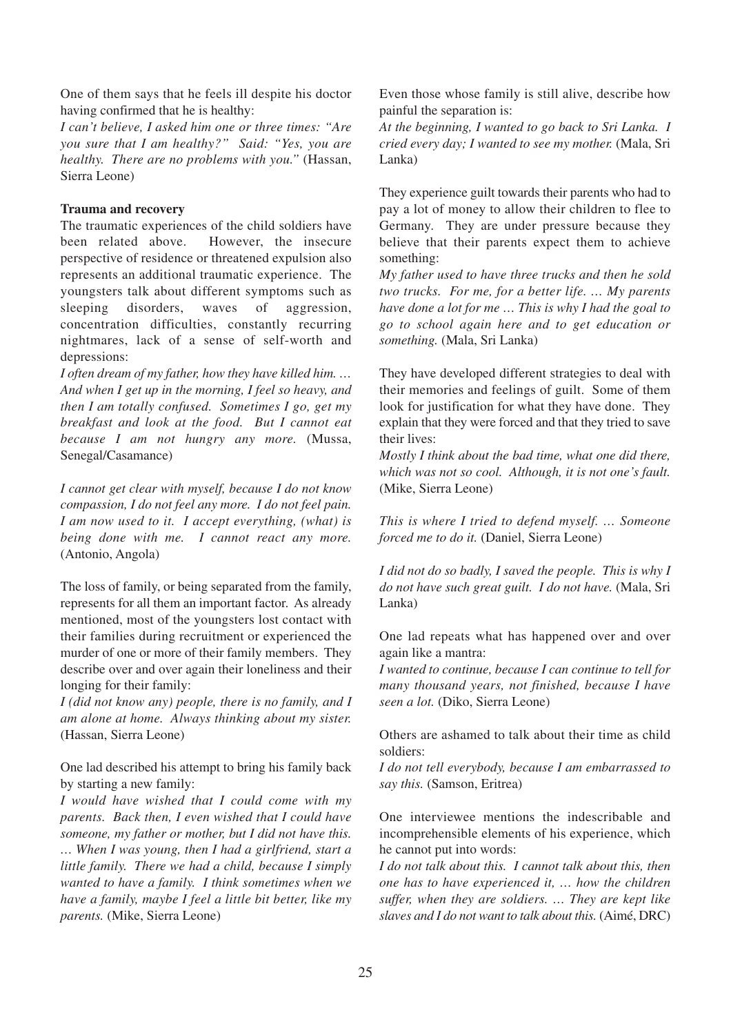One of them says that he feels ill despite his doctor having confirmed that he is healthy:

*I can't believe, I asked him one or three times: "Are you sure that I am healthy?" Said: "Yes, you are healthy. There are no problems with you."* (Hassan, Sierra Leone)

**Trauma and recovery**

The traumatic experiences of the child soldiers have been related above. However, the insecure perspective of residence or threatened expulsion also represents an additional traumatic experience. The youngsters talk about different symptoms such as sleeping disorders, waves of aggression, concentration difficulties, constantly recurring nightmares, lack of a sense of self-worth and depressions:

*I often dream of my father, how they have killed him. … And when I get up in the morning, I feel so heavy, and then I am totally confused. Sometimes I go, get my breakfast and look at the food. But I cannot eat because I am not hungry any more.* (Mussa, Senegal/Casamance)

*I cannot get clear with myself, because I do not know compassion, I do not feel any more. I do not feel pain. I am now used to it. I accept everything, (what) is being done with me. I cannot react any more.* (Antonio, Angola)

The loss of family, or being separated from the family, represents for all them an important factor. As already mentioned, most of the youngsters lost contact with their families during recruitment or experienced the murder of one or more of their family members. They describe over and over again their loneliness and their longing for their family:

*I (did not know any) people, there is no family, and I am alone at home. Always thinking about my sister.* (Hassan, Sierra Leone)

One lad described his attempt to bring his family back by starting a new family:

*I would have wished that I could come with my parents. Back then, I even wished that I could have someone, my father or mother, but I did not have this. … When I was young, then I had a girlfriend, start a little family. There we had a child, because I simply wanted to have a family. I think sometimes when we have a family, maybe I feel a little bit better, like my parents.* (Mike, Sierra Leone)

Even those whose family is still alive, describe how painful the separation is:

*At the beginning, I wanted to go back to Sri Lanka. I cried every day; I wanted to see my mother.* (Mala, Sri Lanka)

They experience guilt towards their parents who had to pay a lot of money to allow their children to flee to Germany. They are under pressure because they believe that their parents expect them to achieve something:

*My father used to have three trucks and then he sold two trucks. For me, for a better life. … My parents have done a lot for me … This is why I had the goal to go to school again here and to get education or something.* (Mala, Sri Lanka)

They have developed different strategies to deal with their memories and feelings of guilt. Some of them look for justification for what they have done. They explain that they were forced and that they tried to save their lives:

*Mostly I think about the bad time, what one did there, which was not so cool. Although, it is not one's fault.* (Mike, Sierra Leone)

*This is where I tried to defend myself. … Someone forced me to do it.* (Daniel, Sierra Leone)

*I did not do so badly, I saved the people. This is why I do not have such great guilt. I do not have.* (Mala, Sri Lanka)

One lad repeats what has happened over and over again like a mantra:

*I wanted to continue, because I can continue to tell for many thousand years, not finished, because I have seen a lot.* (Diko, Sierra Leone)

Others are ashamed to talk about their time as child soldiers:

*I do not tell everybody, because I am embarrassed to say this.* (Samson, Eritrea)

One interviewee mentions the indescribable and incomprehensible elements of his experience, which he cannot put into words:

*I do not talk about this. I cannot talk about this, then one has to have experienced it, … how the children suffer, when they are soldiers. … They are kept like slaves and I do not want to talk about this.* (Aimé, DRC)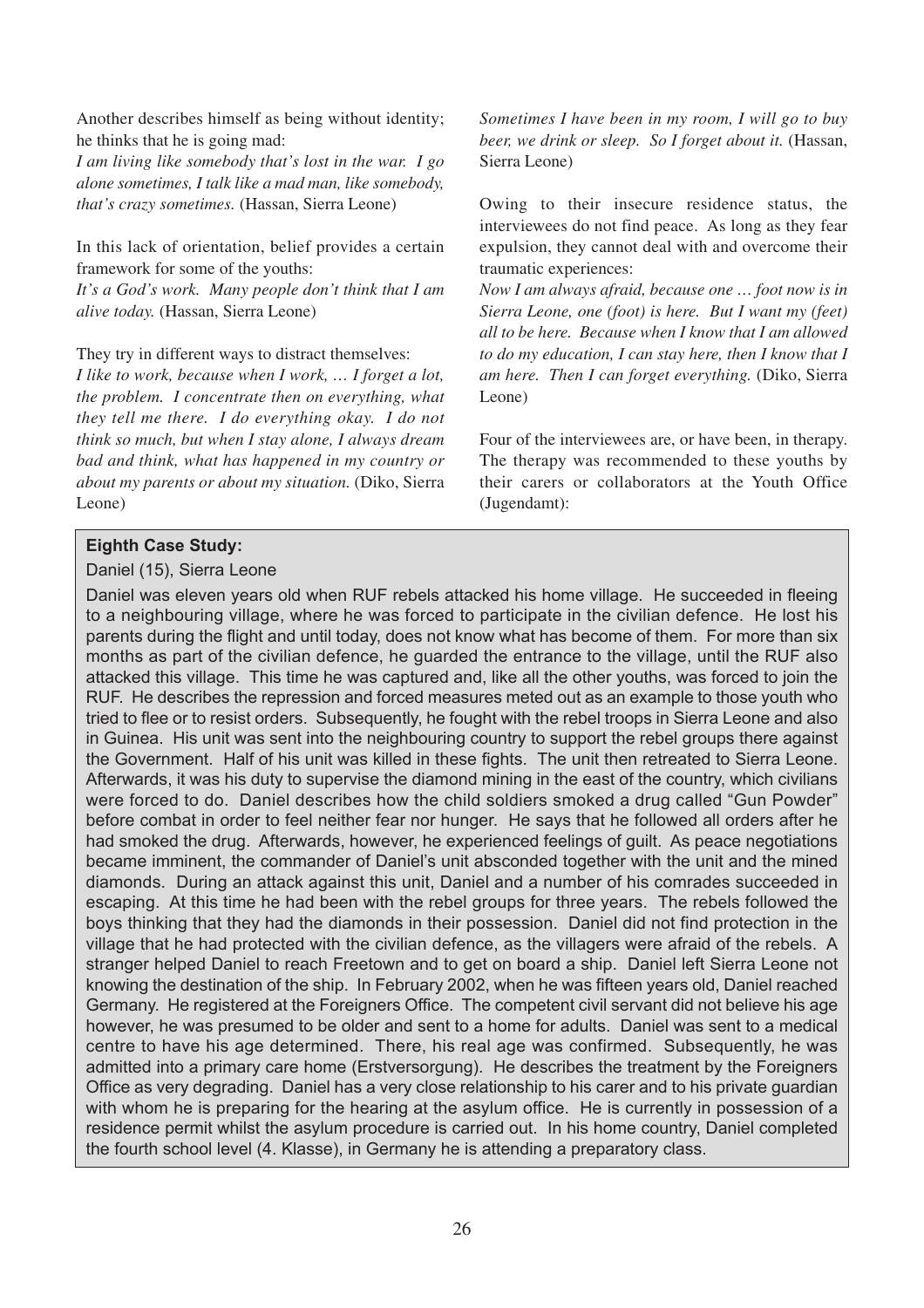Another describes himself as being without identity; he thinks that he is going mad:

*I am living like somebody that's lost in the war. I go alone sometimes, I talk like a mad man, like somebody, that's crazy sometimes.* (Hassan, Sierra Leone)

In this lack of orientation, belief provides a certain framework for some of the youths:

*It's a God's work. Many people don't think that I am alive today.* (Hassan, Sierra Leone)

They try in different ways to distract themselves:

*I like to work, because when I work, … I forget a lot, the problem. I concentrate then on everything, what they tell me there. I do everything okay. I do not think so much, but when I stay alone, I always dream bad and think, what has happened in my country or about my parents or about my situation.* (Diko, Sierra Leone)

*Sometimes I have been in my room, I will go to buy beer, we drink or sleep. So I forget about it.* (Hassan, Sierra Leone)

Owing to their insecure residence status, the interviewees do not find peace. As long as they fear expulsion, they cannot deal with and overcome their traumatic experiences:

*Now I am always afraid, because one … foot now is in Sierra Leone, one (foot) is here. But I want my (feet) all to be here. Because when I know that I am allowed to do my education, I can stay here, then I know that I am here. Then I can forget everything.* (Diko, Sierra Leone)

Four of the interviewees are, or have been, in therapy. The therapy was recommended to these youths by their carers or collaborators at the Youth Office (Jugendamt):

**Eighth Case Study:**

Daniel (15), Sierra Leone

Daniel was eleven years old when RUF rebels attacked his home village. He succeeded in fleeing to a neighbouring village, where he was forced to participate in the civilian defence. He lost his parents during the flight and until today, does not know what has become of them. For more than six months as part of the civilian defence, he guarded the entrance to the village, until the RUF also attacked this village. This time he was captured and, like all the other youths, was forced to join the RUF. He describes the repression and forced measures meted out as an example to those youth who tried to flee or to resist orders. Subsequently, he fought with the rebel troops in Sierra Leone and also in Guinea. His unit was sent into the neighbouring country to support the rebel groups there against the Government. Half of his unit was killed in these fights. The unit then retreated to Sierra Leone. Afterwards, it was his duty to supervise the diamond mining in the east of the country, which civilians were forced to do. Daniel describes how the child soldiers smoked a drug called "Gun Powder" before combat in order to feel neither fear nor hunger. He says that he followed all orders after he had smoked the drug. Afterwards, however, he experienced feelings of guilt. As peace negotiations became imminent, the commander of Daniel's unit absconded together with the unit and the mined diamonds. During an attack against this unit, Daniel and a number of his comrades succeeded in escaping. At this time he had been with the rebel groups for three years. The rebels followed the boys thinking that they had the diamonds in their possession. Daniel did not find protection in the village that he had protected with the civilian defence, as the villagers were afraid of the rebels. A stranger helped Daniel to reach Freetown and to get on board a ship. Daniel left Sierra Leone not knowing the destination of the ship. In February 2002, when he was fifteen years old, Daniel reached Germany. He registered at the Foreigners Office. The competent civil servant did not believe his age however, he was presumed to be older and sent to a home for adults. Daniel was sent to a medical centre to have his age determined. There, his real age was confirmed. Subsequently, he was admitted into a primary care home (Erstversorgung). He describes the treatment by the Foreigners Office as very degrading. Daniel has a very close relationship to his carer and to his private guardian with whom he is preparing for the hearing at the asylum office. He is currently in possession of a residence permit whilst the asylum procedure is carried out. In his home country, Daniel completed the fourth school level (4. Klasse), in Germany he is attending a preparatory class.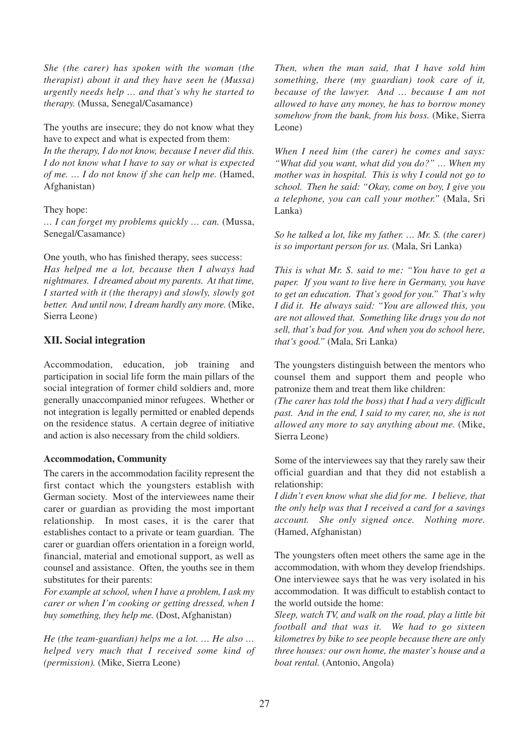*She (the carer) has spoken with the woman (the therapist) about it and they have seen he (Mussa) urgently needs help … and that's why he started to therapy.* (Mussa, Senegal/Casamance)

The youths are insecure; they do not know what they have to expect and what is expected from them:
*In the therapy, I do not know, because I never did this. I do not know what I have to say or what is expected of me. … I do not know if she can help me.* (Hamed, Afghanistan)

They hope:
*… I can forget my problems quickly … can.* (Mussa, Senegal/Casamance)

One youth, who has finished therapy, sees success:
*Has helped me a lot, because then I always had nightmares. I dreamed about my parents. At that time, I started with it (the therapy) and slowly, slowly got better. And until now, I dream hardly any more.* (Mike, Sierra Leone)

## XII. Social integration

Accommodation, education, job training and participation in social life form the main pillars of the social integration of former child soldiers and, more generally unaccompanied minor refugees. Whether or not integration is legally permitted or enabled depends on the residence status. A certain degree of initiative and action is also necessary from the child soldiers.

### Accommodation, Community

The carers in the accommodation facility represent the first contact which the youngsters establish with German society. Most of the interviewees name their carer or guardian as providing the most important relationship. In most cases, it is the carer that establishes contact to a private or team guardian. The carer or guardian offers orientation in a foreign world, financial, material and emotional support, as well as counsel and assistance. Often, the youths see in them substitutes for their parents:
*For example at school, when I have a problem, I ask my carer or when I'm cooking or getting dressed, when I buy something, they help me.* (Dost, Afghanistan)

*He (the team-guardian) helps me a lot. … He also … helped very much that I received some kind of (permission).* (Mike, Sierra Leone)

*Then, when the man said, that I have sold him something, there (my guardian) took care of it, because of the lawyer. And … because I am not allowed to have any money, he has to borrow money somehow from the bank, from his boss.* (Mike, Sierra Leone)

*When I need him (the carer) he comes and says: "What did you want, what did you do?" … When my mother was in hospital. This is why I could not go to school. Then he said: "Okay, come on boy, I give you a telephone, you can call your mother."* (Mala, Sri Lanka)

*So he talked a lot, like my father. … Mr. S. (the carer) is so important person for us.* (Mala, Sri Lanka)

*This is what Mr. S. said to me: "You have to get a paper. If you want to live here in Germany, you have to get an education. That's good for you." That's why I did it. He always said: "You are allowed this, you are not allowed that. Something like drugs you do not sell, that's bad for you. And when you do school here, that's good."* (Mala, Sri Lanka)

The youngsters distinguish between the mentors who counsel them and support them and people who patronize them and treat them like children:
*(The carer has told the boss) that I had a very difficult past. And in the end, I said to my carer, no, she is not allowed any more to say anything about me.* (Mike, Sierra Leone)

Some of the interviewees say that they rarely saw their official guardian and that they did not establish a relationship:
*I didn't even know what she did for me. I believe, that the only help was that I received a card for a savings account. She only signed once. Nothing more.* (Hamed, Afghanistan)

The youngsters often meet others the same age in the accommodation, with whom they develop friendships. One interviewee says that he was very isolated in his accommodation. It was difficult to establish contact to the world outside the home:
*Sleep, watch TV, and walk on the road, play a little bit football and that was it. We had to go sixteen kilometres by bike to see people because there are only three houses: our own home, the master's house and a boat rental.* (Antonio, Angola)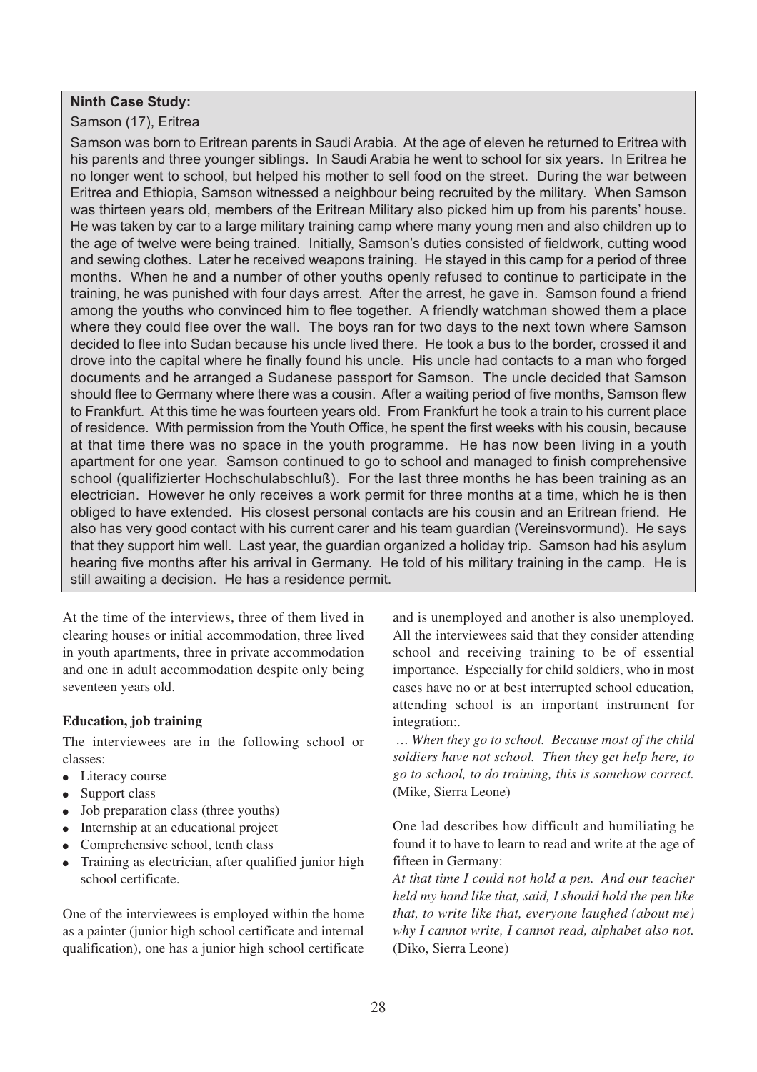**Ninth Case Study:**

Samson (17), Eritrea

Samson was born to Eritrean parents in Saudi Arabia. At the age of eleven he returned to Eritrea with his parents and three younger siblings. In Saudi Arabia he went to school for six years. In Eritrea he no longer went to school, but helped his mother to sell food on the street. During the war between Eritrea and Ethiopia, Samson witnessed a neighbour being recruited by the military. When Samson was thirteen years old, members of the Eritrean Military also picked him up from his parents' house. He was taken by car to a large military training camp where many young men and also children up to the age of twelve were being trained. Initially, Samson's duties consisted of fieldwork, cutting wood and sewing clothes. Later he received weapons training. He stayed in this camp for a period of three months. When he and a number of other youths openly refused to continue to participate in the training, he was punished with four days arrest. After the arrest, he gave in. Samson found a friend among the youths who convinced him to flee together. A friendly watchman showed them a place where they could flee over the wall. The boys ran for two days to the next town where Samson decided to flee into Sudan because his uncle lived there. He took a bus to the border, crossed it and drove into the capital where he finally found his uncle. His uncle had contacts to a man who forged documents and he arranged a Sudanese passport for Samson. The uncle decided that Samson should flee to Germany where there was a cousin. After a waiting period of five months, Samson flew to Frankfurt. At this time he was fourteen years old. From Frankfurt he took a train to his current place of residence. With permission from the Youth Office, he spent the first weeks with his cousin, because at that time there was no space in the youth programme. He has now been living in a youth apartment for one year. Samson continued to go to school and managed to finish comprehensive school (qualifizierter Hochschulabschluß). For the last three months he has been training as an electrician. However he only receives a work permit for three months at a time, which he is then obliged to have extended. His closest personal contacts are his cousin and an Eritrean friend. He also has very good contact with his current carer and his team guardian (Vereinsvormund). He says that they support him well. Last year, the guardian organized a holiday trip. Samson had his asylum hearing five months after his arrival in Germany. He told of his military training in the camp. He is still awaiting a decision. He has a residence permit.

At the time of the interviews, three of them lived in clearing houses or initial accommodation, three lived in youth apartments, three in private accommodation and one in adult accommodation despite only being seventeen years old.

**Education, job training**

The interviewees are in the following school or classes:

- Literacy course
- Support class
- Job preparation class (three youths)
- Internship at an educational project
- Comprehensive school, tenth class
- Training as electrician, after qualified junior high school certificate.

One of the interviewees is employed within the home as a painter (junior high school certificate and internal qualification), one has a junior high school certificate and is unemployed and another is also unemployed. All the interviewees said that they consider attending school and receiving training to be of essential importance. Especially for child soldiers, who in most cases have no or at best interrupted school education, attending school is an important instrument for integration:.

*… When they go to school. Because most of the child soldiers have not school. Then they get help here, to go to school, to do training, this is somehow correct.* (Mike, Sierra Leone)

One lad describes how difficult and humiliating he found it to have to learn to read and write at the age of fifteen in Germany:

*At that time I could not hold a pen. And our teacher held my hand like that, said, I should hold the pen like that, to write like that, everyone laughed (about me) why I cannot write, I cannot read, alphabet also not.* (Diko, Sierra Leone)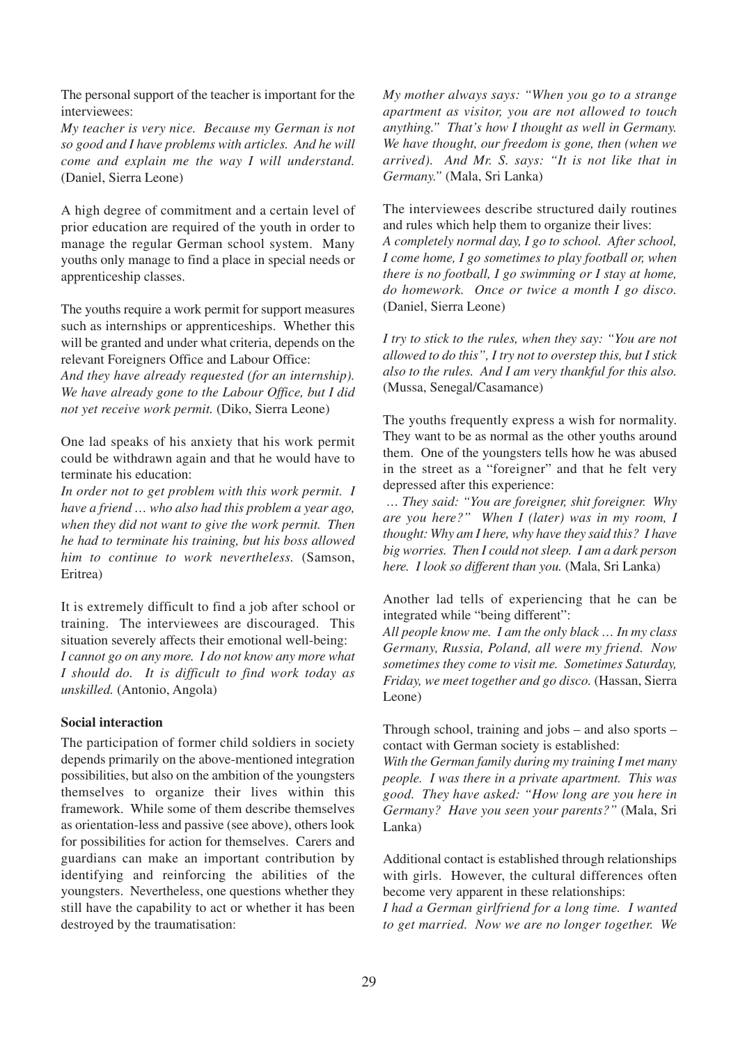The personal support of the teacher is important for the interviewees:

*My teacher is very nice. Because my German is not so good and I have problems with articles. And he will come and explain me the way I will understand.* (Daniel, Sierra Leone)

A high degree of commitment and a certain level of prior education are required of the youth in order to manage the regular German school system. Many youths only manage to find a place in special needs or apprenticeship classes.

The youths require a work permit for support measures such as internships or apprenticeships. Whether this will be granted and under what criteria, depends on the relevant Foreigners Office and Labour Office:

*And they have already requested (for an internship). We have already gone to the Labour Office, but I did not yet receive work permit.* (Diko, Sierra Leone)

One lad speaks of his anxiety that his work permit could be withdrawn again and that he would have to terminate his education:

*In order not to get problem with this work permit. I have a friend … who also had this problem a year ago, when they did not want to give the work permit. Then he had to terminate his training, but his boss allowed him to continue to work nevertheless.* (Samson, Eritrea)

It is extremely difficult to find a job after school or training. The interviewees are discouraged. This situation severely affects their emotional well-being:

*I cannot go on any more. I do not know any more what I should do. It is difficult to find work today as unskilled.* (Antonio, Angola)

**Social interaction**

The participation of former child soldiers in society depends primarily on the above-mentioned integration possibilities, but also on the ambition of the youngsters themselves to organize their lives within this framework. While some of them describe themselves as orientation-less and passive (see above), others look for possibilities for action for themselves. Carers and guardians can make an important contribution by identifying and reinforcing the abilities of the youngsters. Nevertheless, one questions whether they still have the capability to act or whether it has been destroyed by the traumatisation:

*My mother always says: "When you go to a strange apartment as visitor, you are not allowed to touch anything." That's how I thought as well in Germany. We have thought, our freedom is gone, then (when we arrived). And Mr. S. says: "It is not like that in Germany."* (Mala, Sri Lanka)

The interviewees describe structured daily routines and rules which help them to organize their lives:

*A completely normal day, I go to school. After school, I come home, I go sometimes to play football or, when there is no football, I go swimming or I stay at home, do homework. Once or twice a month I go disco.* (Daniel, Sierra Leone)

*I try to stick to the rules, when they say: "You are not allowed to do this", I try not to overstep this, but I stick also to the rules. And I am very thankful for this also.* (Mussa, Senegal/Casamance)

The youths frequently express a wish for normality. They want to be as normal as the other youths around them. One of the youngsters tells how he was abused in the street as a "foreigner" and that he felt very depressed after this experience:

*… They said: "You are foreigner, shit foreigner. Why are you here?" When I (later) was in my room, I thought: Why am I here, why have they said this? I have big worries. Then I could not sleep. I am a dark person here. I look so different than you.* (Mala, Sri Lanka)

Another lad tells of experiencing that he can be integrated while "being different":

*All people know me. I am the only black … In my class Germany, Russia, Poland, all were my friend. Now sometimes they come to visit me. Sometimes Saturday, Friday, we meet together and go disco.* (Hassan, Sierra Leone)

Through school, training and jobs – and also sports – contact with German society is established:

*With the German family during my training I met many people. I was there in a private apartment. This was good. They have asked: "How long are you here in Germany? Have you seen your parents?"* (Mala, Sri Lanka)

Additional contact is established through relationships with girls. However, the cultural differences often become very apparent in these relationships:

*I had a German girlfriend for a long time. I wanted to get married. Now we are no longer together. We*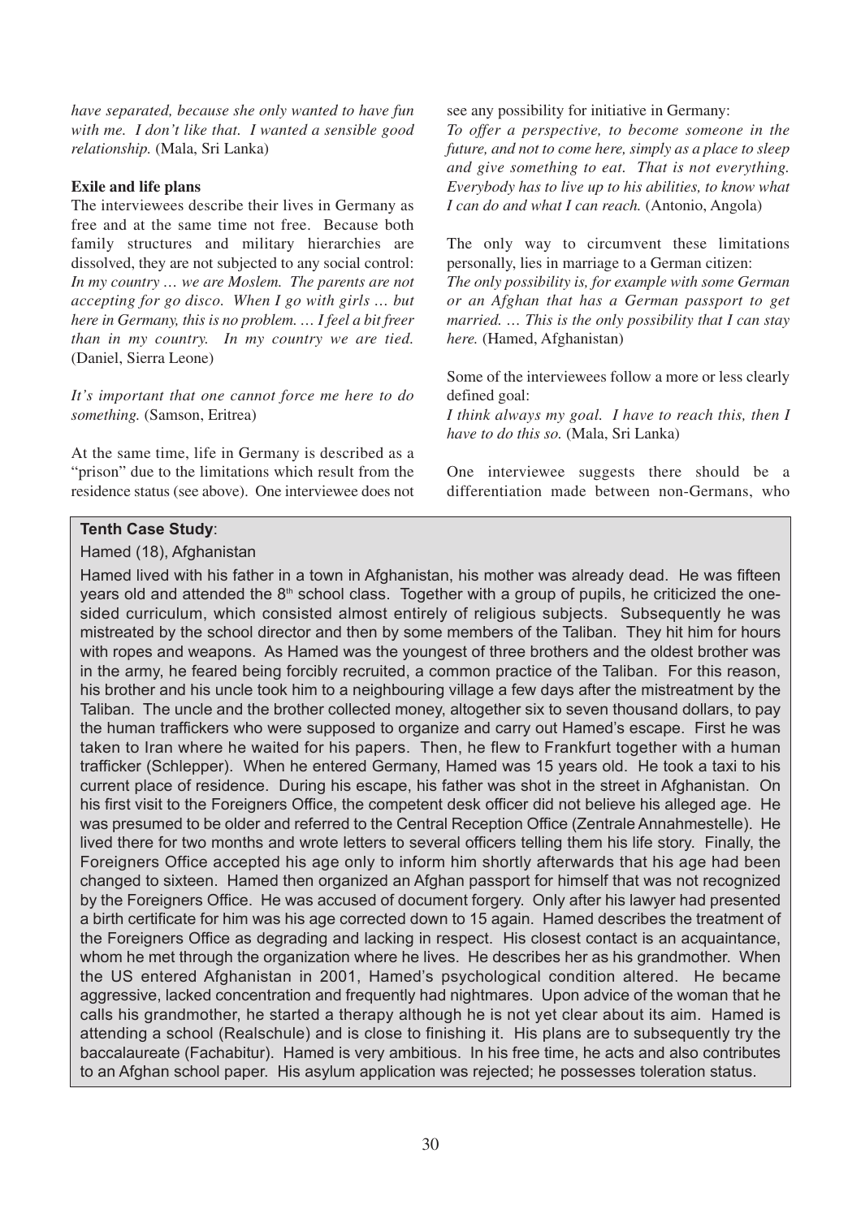*have separated, because she only wanted to have fun with me. I don't like that. I wanted a sensible good relationship.* (Mala, Sri Lanka)

**Exile and life plans**

The interviewees describe their lives in Germany as free and at the same time not free. Because both family structures and military hierarchies are dissolved, they are not subjected to any social control: *In my country … we are Moslem. The parents are not accepting for go disco. When I go with girls … but here in Germany, this is no problem. … I feel a bit freer than in my country. In my country we are tied.* (Daniel, Sierra Leone)

*It's important that one cannot force me here to do something.* (Samson, Eritrea)

At the same time, life in Germany is described as a "prison" due to the limitations which result from the residence status (see above). One interviewee does not see any possibility for initiative in Germany:

*To offer a perspective, to become someone in the future, and not to come here, simply as a place to sleep and give something to eat. That is not everything. Everybody has to live up to his abilities, to know what I can do and what I can reach.* (Antonio, Angola)

The only way to circumvent these limitations personally, lies in marriage to a German citizen:

*The only possibility is, for example with some German or an Afghan that has a German passport to get married. … This is the only possibility that I can stay here.* (Hamed, Afghanistan)

Some of the interviewees follow a more or less clearly defined goal:

*I think always my goal. I have to reach this, then I have to do this so.* (Mala, Sri Lanka)

One interviewee suggests there should be a differentiation made between non-Germans, who

**Tenth Case Study**:

Hamed (18), Afghanistan

Hamed lived with his father in a town in Afghanistan, his mother was already dead. He was fifteen years old and attended the 8th school class. Together with a group of pupils, he criticized the one-sided curriculum, which consisted almost entirely of religious subjects. Subsequently he was mistreated by the school director and then by some members of the Taliban. They hit him for hours with ropes and weapons. As Hamed was the youngest of three brothers and the oldest brother was in the army, he feared being forcibly recruited, a common practice of the Taliban. For this reason, his brother and his uncle took him to a neighbouring village a few days after the mistreatment by the Taliban. The uncle and the brother collected money, altogether six to seven thousand dollars, to pay the human traffickers who were supposed to organize and carry out Hamed's escape. First he was taken to Iran where he waited for his papers. Then, he flew to Frankfurt together with a human trafficker (Schlepper). When he entered Germany, Hamed was 15 years old. He took a taxi to his current place of residence. During his escape, his father was shot in the street in Afghanistan. On his first visit to the Foreigners Office, the competent desk officer did not believe his alleged age. He was presumed to be older and referred to the Central Reception Office (Zentrale Annahmestelle). He lived there for two months and wrote letters to several officers telling them his life story. Finally, the Foreigners Office accepted his age only to inform him shortly afterwards that his age had been changed to sixteen. Hamed then organized an Afghan passport for himself that was not recognized by the Foreigners Office. He was accused of document forgery. Only after his lawyer had presented a birth certificate for him was his age corrected down to 15 again. Hamed describes the treatment of the Foreigners Office as degrading and lacking in respect. His closest contact is an acquaintance, whom he met through the organization where he lives. He describes her as his grandmother. When the US entered Afghanistan in 2001, Hamed's psychological condition altered. He became aggressive, lacked concentration and frequently had nightmares. Upon advice of the woman that he calls his grandmother, he started a therapy although he is not yet clear about its aim. Hamed is attending a school (Realschule) and is close to finishing it. His plans are to subsequently try the baccalaureate (Fachabitur). Hamed is very ambitious. In his free time, he acts and also contributes to an Afghan school paper. His asylum application was rejected; he possesses toleration status.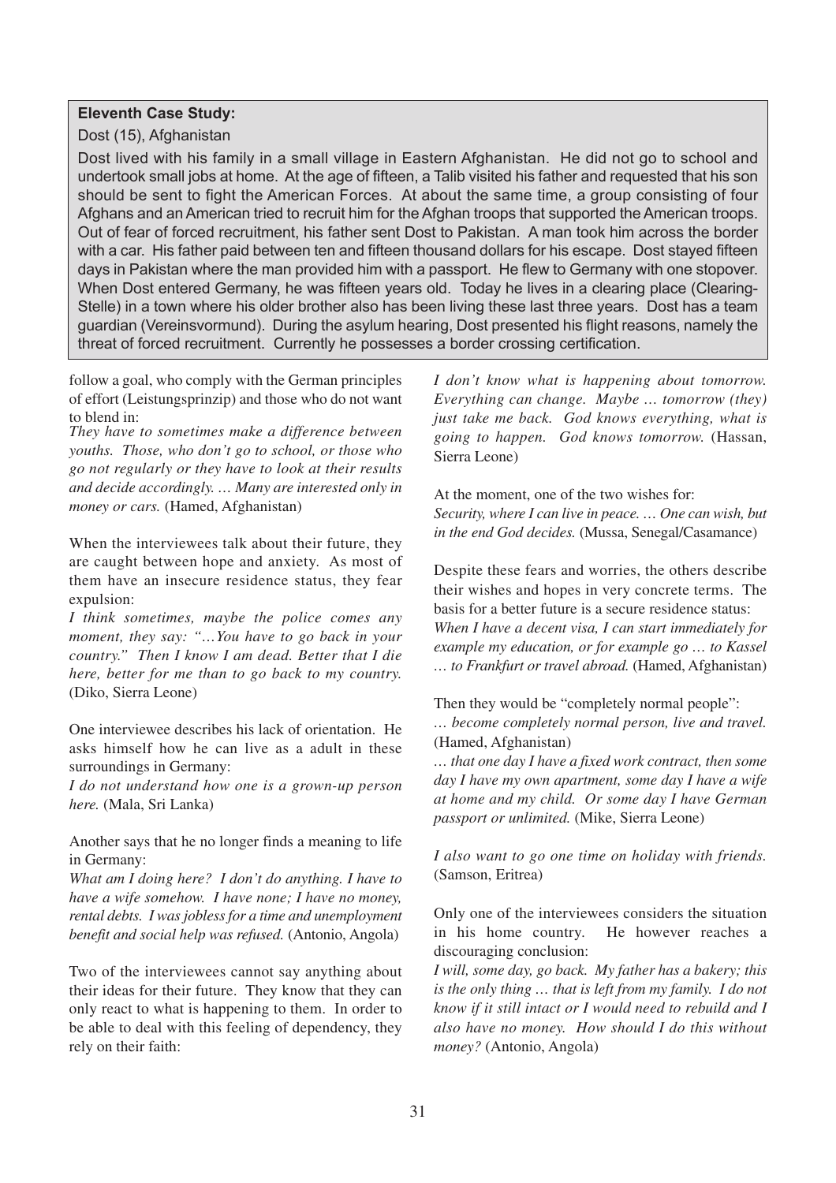**Eleventh Case Study:**

Dost (15), Afghanistan

Dost lived with his family in a small village in Eastern Afghanistan. He did not go to school and undertook small jobs at home. At the age of fifteen, a Talib visited his father and requested that his son should be sent to fight the American Forces. At about the same time, a group consisting of four Afghans and an American tried to recruit him for the Afghan troops that supported the American troops. Out of fear of forced recruitment, his father sent Dost to Pakistan. A man took him across the border with a car. His father paid between ten and fifteen thousand dollars for his escape. Dost stayed fifteen days in Pakistan where the man provided him with a passport. He flew to Germany with one stopover. When Dost entered Germany, he was fifteen years old. Today he lives in a clearing place (Clearing-Stelle) in a town where his older brother also has been living these last three years. Dost has a team guardian (Vereinsvormund). During the asylum hearing, Dost presented his flight reasons, namely the threat of forced recruitment. Currently he possesses a border crossing certification.

follow a goal, who comply with the German principles of effort (Leistungsprinzip) and those who do not want to blend in:

*They have to sometimes make a difference between youths. Those, who don't go to school, or those who go not regularly or they have to look at their results and decide accordingly. … Many are interested only in money or cars.* (Hamed, Afghanistan)

When the interviewees talk about their future, they are caught between hope and anxiety. As most of them have an insecure residence status, they fear expulsion:

*I think sometimes, maybe the police comes any moment, they say: "…You have to go back in your country." Then I know I am dead. Better that I die here, better for me than to go back to my country.* (Diko, Sierra Leone)

One interviewee describes his lack of orientation. He asks himself how he can live as a adult in these surroundings in Germany:

*I do not understand how one is a grown-up person here.* (Mala, Sri Lanka)

Another says that he no longer finds a meaning to life in Germany:

*What am I doing here? I don't do anything. I have to have a wife somehow. I have none; I have no money, rental debts. I was jobless for a time and unemployment benefit and social help was refused.* (Antonio, Angola)

Two of the interviewees cannot say anything about their ideas for their future. They know that they can only react to what is happening to them. In order to be able to deal with this feeling of dependency, they rely on their faith:

*I don't know what is happening about tomorrow. Everything can change. Maybe … tomorrow (they) just take me back. God knows everything, what is going to happen. God knows tomorrow.* (Hassan, Sierra Leone)

At the moment, one of the two wishes for:

*Security, where I can live in peace. … One can wish, but in the end God decides.* (Mussa, Senegal/Casamance)

Despite these fears and worries, the others describe their wishes and hopes in very concrete terms. The basis for a better future is a secure residence status:

*When I have a decent visa, I can start immediately for example my education, or for example go … to Kassel … to Frankfurt or travel abroad.* (Hamed, Afghanistan)

Then they would be "completely normal people":

*… become completely normal person, live and travel.* (Hamed, Afghanistan)

*… that one day I have a fixed work contract, then some day I have my own apartment, some day I have a wife at home and my child. Or some day I have German passport or unlimited.* (Mike, Sierra Leone)

*I also want to go one time on holiday with friends.* (Samson, Eritrea)

Only one of the interviewees considers the situation in his home country. He however reaches a discouraging conclusion:

*I will, some day, go back. My father has a bakery; this is the only thing … that is left from my family. I do not know if it still intact or I would need to rebuild and I also have no money. How should I do this without money?* (Antonio, Angola)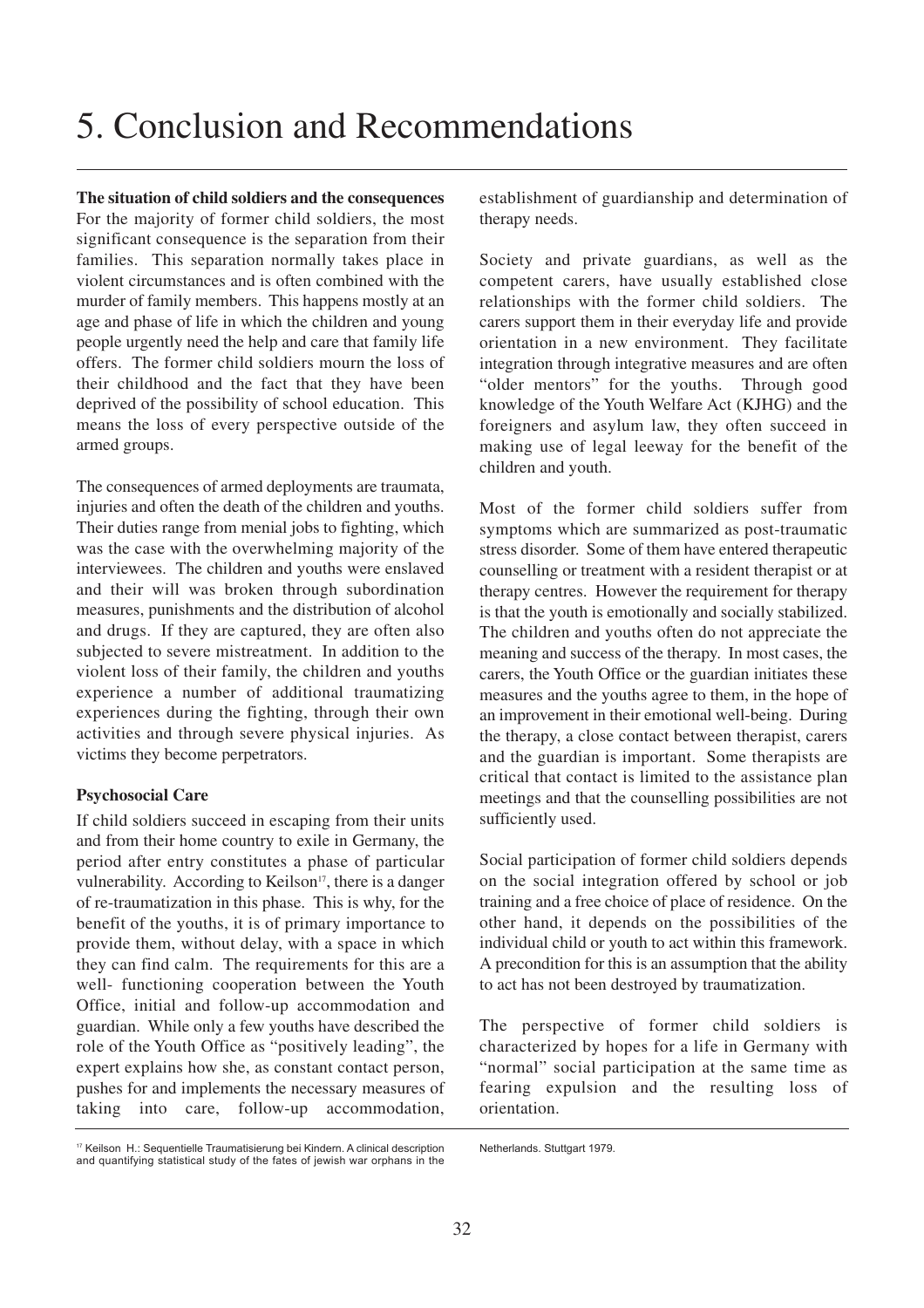# 5. Conclusion and Recommendations

**The situation of child soldiers and the consequences**
For the majority of former child soldiers, the most significant consequence is the separation from their families. This separation normally takes place in violent circumstances and is often combined with the murder of family members. This happens mostly at an age and phase of life in which the children and young people urgently need the help and care that family life offers. The former child soldiers mourn the loss of their childhood and the fact that they have been deprived of the possibility of school education. This means the loss of every perspective outside of the armed groups.

The consequences of armed deployments are traumata, injuries and often the death of the children and youths. Their duties range from menial jobs to fighting, which was the case with the overwhelming majority of the interviewees. The children and youths were enslaved and their will was broken through subordination measures, punishments and the distribution of alcohol and drugs. If they are captured, they are often also subjected to severe mistreatment. In addition to the violent loss of their family, the children and youths experience a number of additional traumatizing experiences during the fighting, through their own activities and through severe physical injuries. As victims they become perpetrators.

**Psychosocial Care**

If child soldiers succeed in escaping from their units and from their home country to exile in Germany, the period after entry constitutes a phase of particular vulnerability. According to Keilson[17], there is a danger of re-traumatization in this phase. This is why, for the benefit of the youths, it is of primary importance to provide them, without delay, with a space in which they can find calm. The requirements for this are a well- functioning cooperation between the Youth Office, initial and follow-up accommodation and guardian. While only a few youths have described the role of the Youth Office as "positively leading", the expert explains how she, as constant contact person, pushes for and implements the necessary measures of taking into care, follow-up accommodation, establishment of guardianship and determination of therapy needs.

Society and private guardians, as well as the competent carers, have usually established close relationships with the former child soldiers. The carers support them in their everyday life and provide orientation in a new environment. They facilitate integration through integrative measures and are often "older mentors" for the youths. Through good knowledge of the Youth Welfare Act (KJHG) and the foreigners and asylum law, they often succeed in making use of legal leeway for the benefit of the children and youth.

Most of the former child soldiers suffer from symptoms which are summarized as post-traumatic stress disorder. Some of them have entered therapeutic counselling or treatment with a resident therapist or at therapy centres. However the requirement for therapy is that the youth is emotionally and socially stabilized. The children and youths often do not appreciate the meaning and success of the therapy. In most cases, the carers, the Youth Office or the guardian initiates these measures and the youths agree to them, in the hope of an improvement in their emotional well-being. During the therapy, a close contact between therapist, carers and the guardian is important. Some therapists are critical that contact is limited to the assistance plan meetings and that the counselling possibilities are not sufficiently used.

Social participation of former child soldiers depends on the social integration offered by school or job training and a free choice of place of residence. On the other hand, it depends on the possibilities of the individual child or youth to act within this framework. A precondition for this is an assumption that the ability to act has not been destroyed by traumatization.

The perspective of former child soldiers is characterized by hopes for a life in Germany with "normal" social participation at the same time as fearing expulsion and the resulting loss of orientation.

---

[17] Keilson H.: Sequentielle Traumatisierung bei Kindern. A clinical description and quantifying statistical study of the fates of jewish war orphans in the Netherlands. Stuttgart 1979.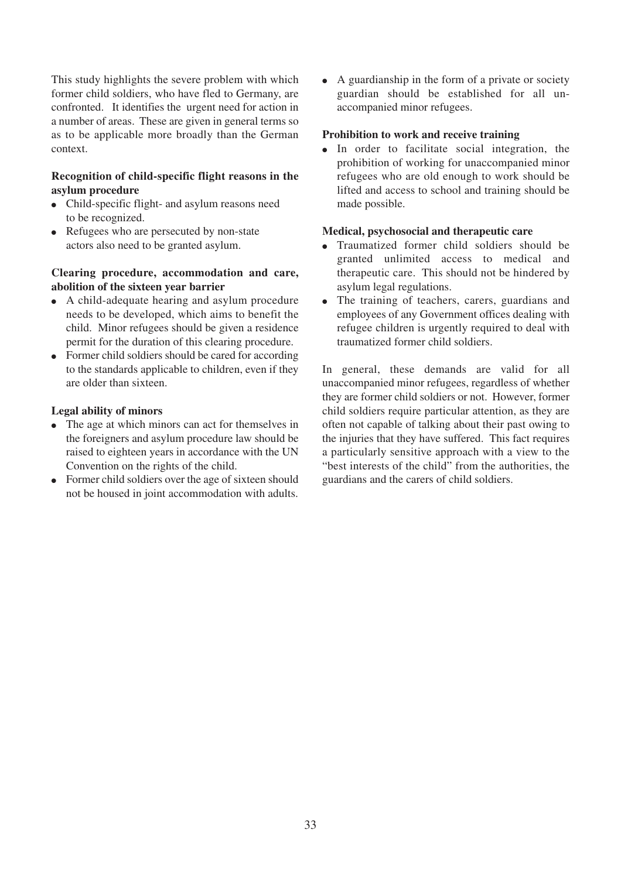This study highlights the severe problem with which former child soldiers, who have fled to Germany, are confronted. It identifies the urgent need for action in a number of areas. These are given in general terms so as to be applicable more broadly than the German context.

**Recognition of child-specific flight reasons in the asylum procedure**

- Child-specific flight- and asylum reasons need to be recognized.
- Refugees who are persecuted by non-state actors also need to be granted asylum.

**Clearing procedure, accommodation and care, abolition of the sixteen year barrier**

- A child-adequate hearing and asylum procedure needs to be developed, which aims to benefit the child. Minor refugees should be given a residence permit for the duration of this clearing procedure.
- Former child soldiers should be cared for according to the standards applicable to children, even if they are older than sixteen.

**Legal ability of minors**

- The age at which minors can act for themselves in the foreigners and asylum procedure law should be raised to eighteen years in accordance with the UN Convention on the rights of the child.
- Former child soldiers over the age of sixteen should not be housed in joint accommodation with adults.
- A guardianship in the form of a private or society guardian should be established for all unaccompanied minor refugees.

**Prohibition to work and receive training**

- In order to facilitate social integration, the prohibition of working for unaccompanied minor refugees who are old enough to work should be lifted and access to school and training should be made possible.

**Medical, psychosocial and therapeutic care**

- Traumatized former child soldiers should be granted unlimited access to medical and therapeutic care. This should not be hindered by asylum legal regulations.
- The training of teachers, carers, guardians and employees of any Government offices dealing with refugee children is urgently required to deal with traumatized former child soldiers.

In general, these demands are valid for all unaccompanied minor refugees, regardless of whether they are former child soldiers or not. However, former child soldiers require particular attention, as they are often not capable of talking about their past owing to the injuries that they have suffered. This fact requires a particularly sensitive approach with a view to the "best interests of the child" from the authorities, the guardians and the carers of child soldiers.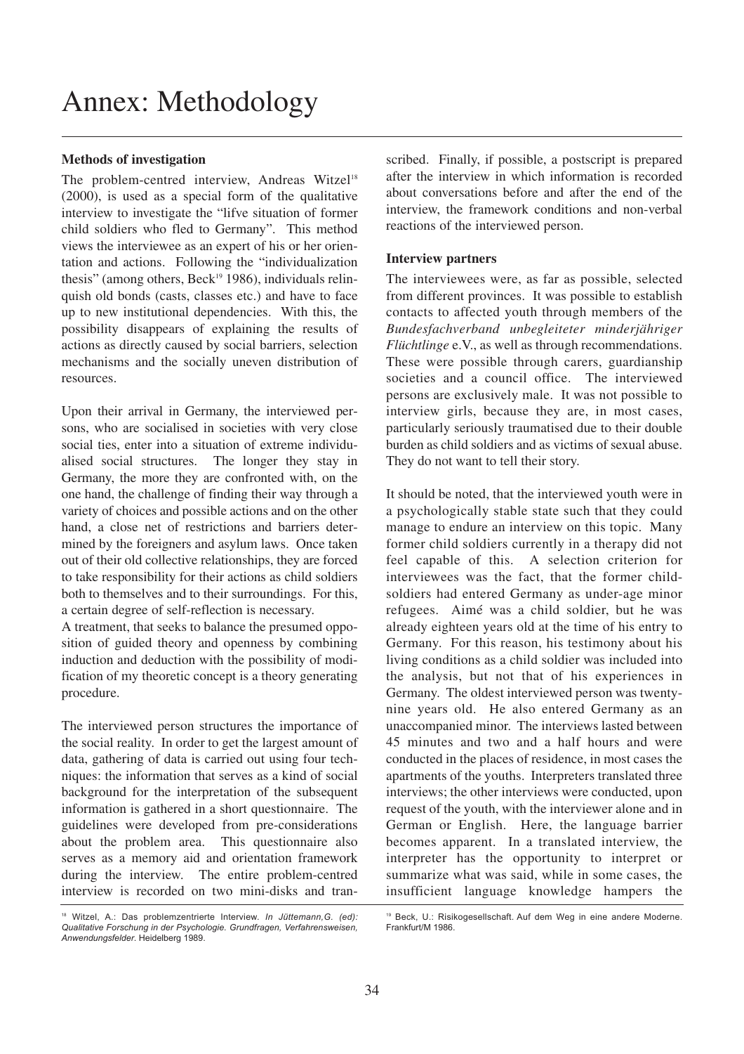# Annex: Methodology

### Methods of investigation

The problem-centred interview, Andreas Witzel[18] (2000), is used as a special form of the qualitative interview to investigate the "lifve situation of former child soldiers who fled to Germany". This method views the interviewee as an expert of his or her orientation and actions. Following the "individualization thesis" (among others, Beck[19] 1986), individuals relinquish old bonds (casts, classes etc.) and have to face up to new institutional dependencies. With this, the possibility disappears of explaining the results of actions as directly caused by social barriers, selection mechanisms and the socially uneven distribution of resources.

Upon their arrival in Germany, the interviewed persons, who are socialised in societies with very close social ties, enter into a situation of extreme individualised social structures. The longer they stay in Germany, the more they are confronted with, on the one hand, the challenge of finding their way through a variety of choices and possible actions and on the other hand, a close net of restrictions and barriers determined by the foreigners and asylum laws. Once taken out of their old collective relationships, they are forced to take responsibility for their actions as child soldiers both to themselves and to their surroundings. For this, a certain degree of self-reflection is necessary.

A treatment, that seeks to balance the presumed opposition of guided theory and openness by combining induction and deduction with the possibility of modification of my theoretic concept is a theory generating procedure.

The interviewed person structures the importance of the social reality. In order to get the largest amount of data, gathering of data is carried out using four techniques: the information that serves as a kind of social background for the interpretation of the subsequent information is gathered in a short questionnaire. The guidelines were developed from pre-considerations about the problem area. This questionnaire also serves as a memory aid and orientation framework during the interview. The entire problem-centred interview is recorded on two mini-disks and transcribed. Finally, if possible, a postscript is prepared after the interview in which information is recorded about conversations before and after the end of the interview, the framework conditions and non-verbal reactions of the interviewed person.

### Interview partners

The interviewees were, as far as possible, selected from different provinces. It was possible to establish contacts to affected youth through members of the *Bundesfachverband unbegleiteter minderjähriger Flüchtlinge* e.V., as well as through recommendations. These were possible through carers, guardianship societies and a council office. The interviewed persons are exclusively male. It was not possible to interview girls, because they are, in most cases, particularly seriously traumatised due to their double burden as child soldiers and as victims of sexual abuse. They do not want to tell their story.

It should be noted, that the interviewed youth were in a psychologically stable state such that they could manage to endure an interview on this topic. Many former child soldiers currently in a therapy did not feel capable of this. A selection criterion for interviewees was the fact, that the former child-soldiers had entered Germany as under-age minor refugees. Aimé was a child soldier, but he was already eighteen years old at the time of his entry to Germany. For this reason, his testimony about his living conditions as a child soldier was included into the analysis, but not that of his experiences in Germany. The oldest interviewed person was twenty-nine years old. He also entered Germany as an unaccompanied minor. The interviews lasted between 45 minutes and two and a half hours and were conducted in the places of residence, in most cases the apartments of the youths. Interpreters translated three interviews; the other interviews were conducted, upon request of the youth, with the interviewer alone and in German or English. Here, the language barrier becomes apparent. In a translated interview, the interpreter has the opportunity to interpret or summarize what was said, while in some cases, the insufficient language knowledge hampers the

---

[18] Witzel, A.: Das problemzentrierte Interview. *In Jüttemann,G. (ed): Qualitative Forschung in der Psychologie. Grundfragen, Verfahrensweisen, Anwendungsfelder.* Heidelberg 1989.

[19] Beck, U.: Risikogesellschaft. Auf dem Weg in eine andere Moderne. Frankfurt/M 1986.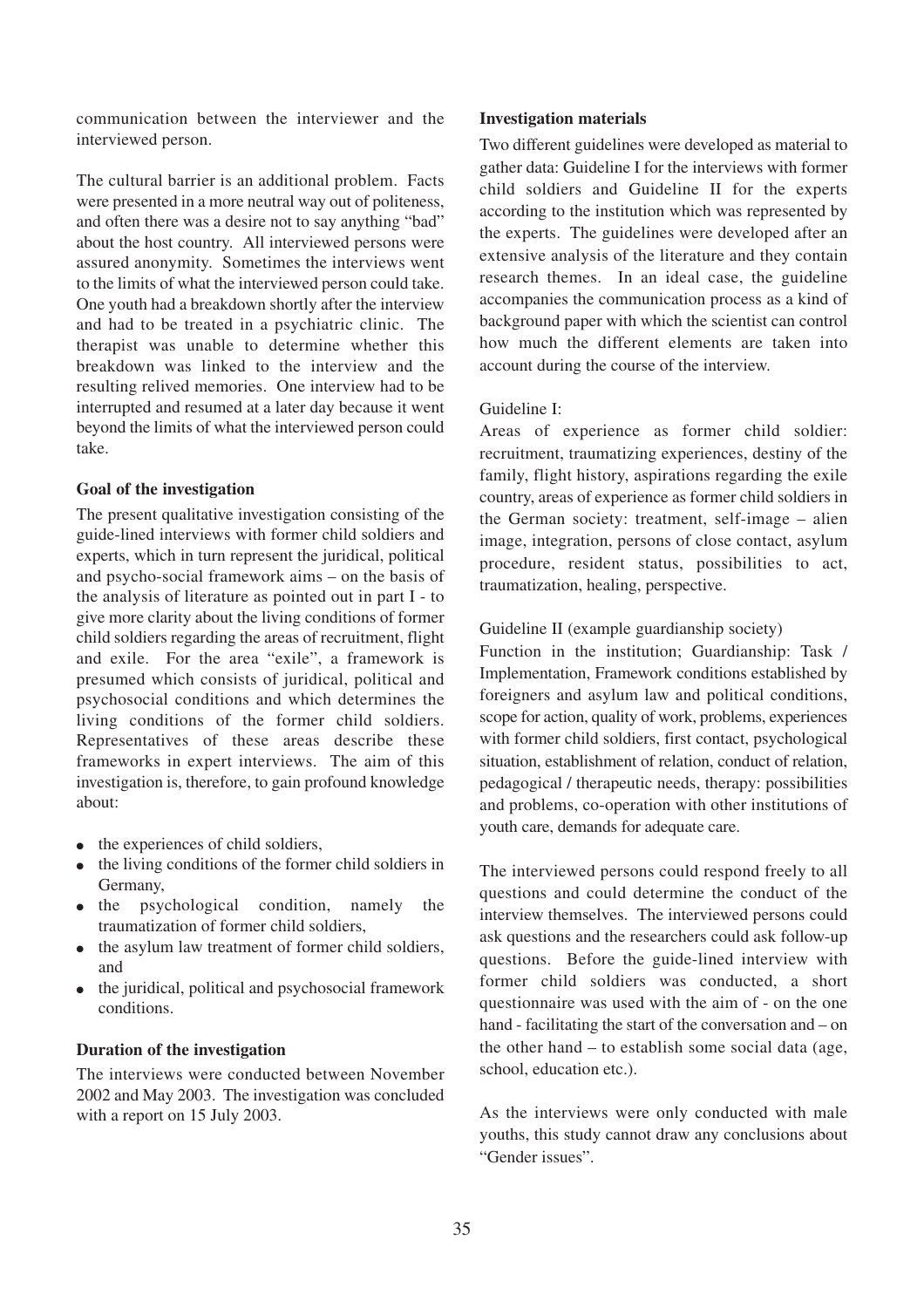communication between the interviewer and the interviewed person.

The cultural barrier is an additional problem. Facts were presented in a more neutral way out of politeness, and often there was a desire not to say anything "bad" about the host country. All interviewed persons were assured anonymity. Sometimes the interviews went to the limits of what the interviewed person could take. One youth had a breakdown shortly after the interview and had to be treated in a psychiatric clinic. The therapist was unable to determine whether this breakdown was linked to the interview and the resulting relived memories. One interview had to be interrupted and resumed at a later day because it went beyond the limits of what the interviewed person could take.

**Goal of the investigation**

The present qualitative investigation consisting of the guide-lined interviews with former child soldiers and experts, which in turn represent the juridical, political and psycho-social framework aims – on the basis of the analysis of literature as pointed out in part I - to give more clarity about the living conditions of former child soldiers regarding the areas of recruitment, flight and exile. For the area "exile", a framework is presumed which consists of juridical, political and psychosocial conditions and which determines the living conditions of the former child soldiers. Representatives of these areas describe these frameworks in expert interviews. The aim of this investigation is, therefore, to gain profound knowledge about:

- the experiences of child soldiers,
- the living conditions of the former child soldiers in Germany,
- the psychological condition, namely the traumatization of former child soldiers,
- the asylum law treatment of former child soldiers, and
- the juridical, political and psychosocial framework conditions.

**Duration of the investigation**

The interviews were conducted between November 2002 and May 2003. The investigation was concluded with a report on 15 July 2003.

**Investigation materials**

Two different guidelines were developed as material to gather data: Guideline I for the interviews with former child soldiers and Guideline II for the experts according to the institution which was represented by the experts. The guidelines were developed after an extensive analysis of the literature and they contain research themes. In an ideal case, the guideline accompanies the communication process as a kind of background paper with which the scientist can control how much the different elements are taken into account during the course of the interview.

Guideline I:
Areas of experience as former child soldier: recruitment, traumatizing experiences, destiny of the family, flight history, aspirations regarding the exile country, areas of experience as former child soldiers in the German society: treatment, self-image – alien image, integration, persons of close contact, asylum procedure, resident status, possibilities to act, traumatization, healing, perspective.

Guideline II (example guardianship society)
Function in the institution; Guardianship: Task / Implementation, Framework conditions established by foreigners and asylum law and political conditions, scope for action, quality of work, problems, experiences with former child soldiers, first contact, psychological situation, establishment of relation, conduct of relation, pedagogical / therapeutic needs, therapy: possibilities and problems, co-operation with other institutions of youth care, demands for adequate care.

The interviewed persons could respond freely to all questions and could determine the conduct of the interview themselves. The interviewed persons could ask questions and the researchers could ask follow-up questions. Before the guide-lined interview with former child soldiers was conducted, a short questionnaire was used with the aim of - on the one hand - facilitating the start of the conversation and – on the other hand – to establish some social data (age, school, education etc.).

As the interviews were only conducted with male youths, this study cannot draw any conclusions about "Gender issues".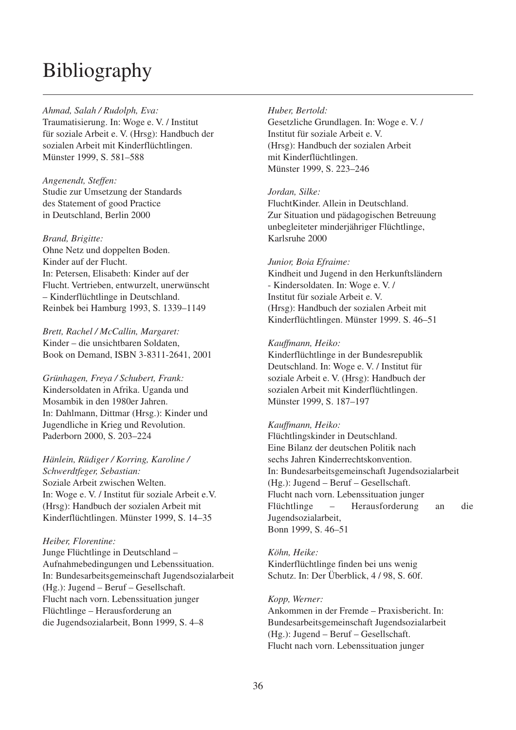# Bibliography

*Ahmad, Salah / Rudolph, Eva:*
Traumatisierung. In: Woge e. V. / Institut für soziale Arbeit e. V. (Hrsg): Handbuch der sozialen Arbeit mit Kinderflüchtlingen. Münster 1999, S. 581–588

*Angenendt, Steffen:*
Studie zur Umsetzung der Standards des Statement of good Practice in Deutschland, Berlin 2000

*Brand, Brigitte:*
Ohne Netz und doppelten Boden. Kinder auf der Flucht. In: Petersen, Elisabeth: Kinder auf der Flucht. Vertrieben, entwurzelt, unerwünscht – Kinderflüchtlinge in Deutschland. Reinbek bei Hamburg 1993, S. 1339–1149

*Brett, Rachel / McCallin, Margaret:*
Kinder – die unsichtbaren Soldaten, Book on Demand, ISBN 3-8311-2641, 2001

*Grünhagen, Freya / Schubert, Frank:*
Kindersoldaten in Afrika. Uganda und Mosambik in den 1980er Jahren. In: Dahlmann, Dittmar (Hrsg.): Kinder und Jugendliche in Krieg und Revolution. Paderborn 2000, S. 203–224

*Hänlein, Rüdiger / Korring, Karoline / Schwerdtfeger, Sebastian:*
Soziale Arbeit zwischen Welten. In: Woge e. V. / Institut für soziale Arbeit e.V. (Hrsg): Handbuch der sozialen Arbeit mit Kinderflüchtlingen. Münster 1999, S. 14–35

*Heiber, Florentine:*
Junge Flüchtlinge in Deutschland – Aufnahmebedingungen und Lebenssituation. In: Bundesarbeitsgemeinschaft Jugendsozialarbeit (Hg.): Jugend – Beruf – Gesellschaft. Flucht nach vorn. Lebenssituation junger Flüchtlinge – Herausforderung an die Jugendsozialarbeit, Bonn 1999, S. 4–8

*Huber, Bertold:*
Gesetzliche Grundlagen. In: Woge e. V. / Institut für soziale Arbeit e. V. (Hrsg): Handbuch der sozialen Arbeit mit Kinderflüchtlingen. Münster 1999, S. 223–246

*Jordan, Silke:*
FluchtKinder. Allein in Deutschland. Zur Situation und pädagogischen Betreuung unbegleiteter minderjähriger Flüchtlinge, Karlsruhe 2000

*Junior, Boia Efraime:*
Kindheit und Jugend in den Herkunftsländern - Kindersoldaten. In: Woge e. V. / Institut für soziale Arbeit e. V. (Hrsg): Handbuch der sozialen Arbeit mit Kinderflüchtlingen. Münster 1999. S. 46–51

*Kauffmann, Heiko:*
Kinderflüchtlinge in der Bundesrepublik Deutschland. In: Woge e. V. / Institut für soziale Arbeit e. V. (Hrsg): Handbuch der sozialen Arbeit mit Kinderflüchtlingen. Münster 1999, S. 187–197

*Kauffmann, Heiko:*
Flüchtlingskinder in Deutschland. Eine Bilanz der deutschen Politik nach sechs Jahren Kinderrechtskonvention. In: Bundesarbeitsgemeinschaft Jugendsozialarbeit (Hg.): Jugend – Beruf – Gesellschaft. Flucht nach vorn. Lebenssituation junger Flüchtlinge – Herausforderung an die Jugendsozialarbeit, Bonn 1999, S. 46–51

*Köhn, Heike:*
Kinderflüchtlinge finden bei uns wenig Schutz. In: Der Überblick, 4 / 98, S. 60f.

*Kopp, Werner:*
Ankommen in der Fremde – Praxisbericht. In: Bundesarbeitsgemeinschaft Jugendsozialarbeit (Hg.): Jugend – Beruf – Gesellschaft. Flucht nach vorn. Lebenssituation junger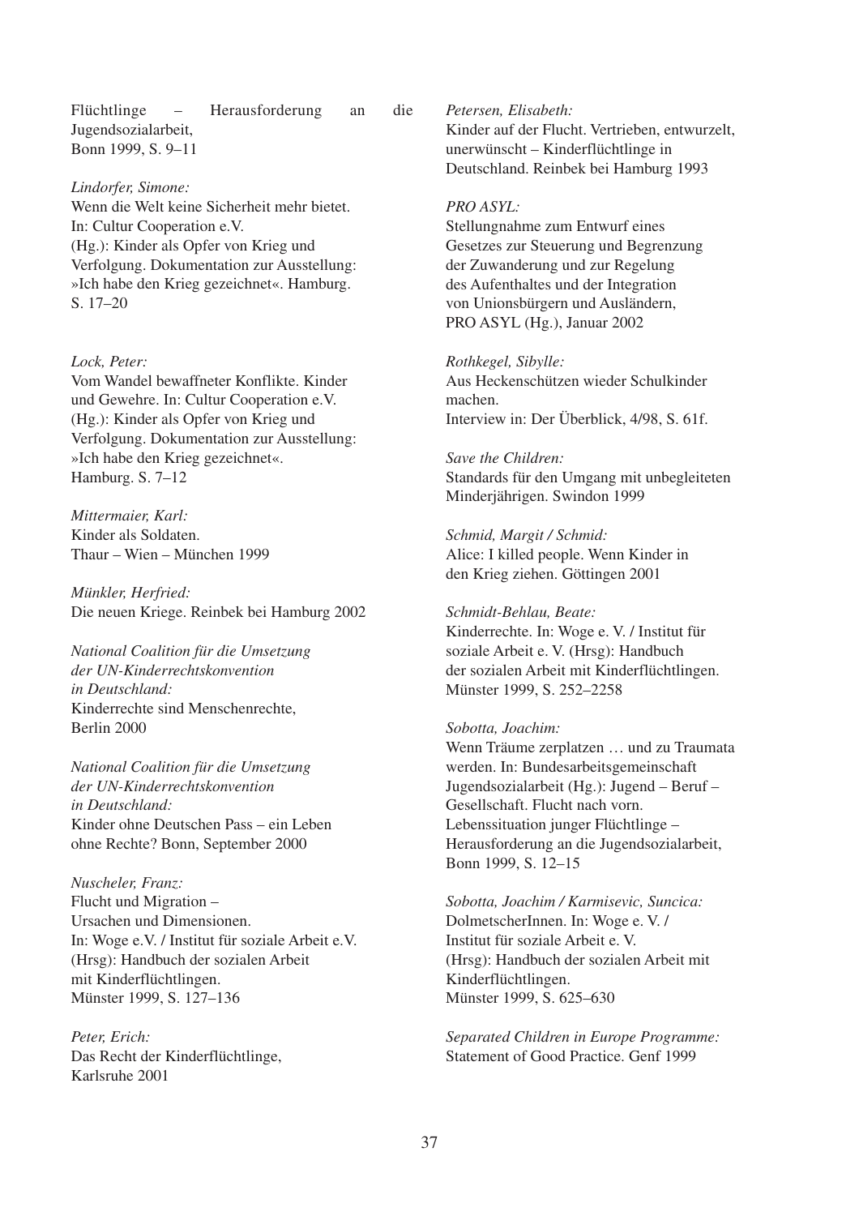Flüchtlinge – Herausforderung an die Jugendsozialarbeit,
Bonn 1999, S. 9–11

*Lindorfer, Simone:*
Wenn die Welt keine Sicherheit mehr bietet.
In: Cultur Cooperation e.V.
(Hg.): Kinder als Opfer von Krieg und Verfolgung. Dokumentation zur Ausstellung: »Ich habe den Krieg gezeichnet«. Hamburg.
S. 17–20

*Lock, Peter:*
Vom Wandel bewaffneter Konflikte. Kinder und Gewehre. In: Cultur Cooperation e.V.
(Hg.): Kinder als Opfer von Krieg und Verfolgung. Dokumentation zur Ausstellung: »Ich habe den Krieg gezeichnet«.
Hamburg. S. 7–12

*Mittermaier, Karl:*
Kinder als Soldaten.
Thaur – Wien – München 1999

*Münkler, Herfried:*
Die neuen Kriege. Reinbek bei Hamburg 2002

*National Coalition für die Umsetzung der UN-Kinderrechtskonvention in Deutschland:*
Kinderrechte sind Menschenrechte,
Berlin 2000

*National Coalition für die Umsetzung der UN-Kinderrechtskonvention in Deutschland:*
Kinder ohne Deutschen Pass – ein Leben ohne Rechte? Bonn, September 2000

*Nuscheler, Franz:*
Flucht und Migration –
Ursachen und Dimensionen.
In: Woge e.V. / Institut für soziale Arbeit e.V.
(Hrsg): Handbuch der sozialen Arbeit mit Kinderflüchtlingen.
Münster 1999, S. 127–136

*Peter, Erich:*
Das Recht der Kinderflüchtlinge,
Karlsruhe 2001

*Petersen, Elisabeth:*
Kinder auf der Flucht. Vertrieben, entwurzelt, unerwünscht – Kinderflüchtlinge in Deutschland. Reinbek bei Hamburg 1993

*PRO ASYL:*
Stellungnahme zum Entwurf eines Gesetzes zur Steuerung und Begrenzung der Zuwanderung und zur Regelung des Aufenthaltes und der Integration von Unionsbürgern und Ausländern,
PRO ASYL (Hg.), Januar 2002

*Rothkegel, Sibylle:*
Aus Heckenschützen wieder Schulkinder machen.
Interview in: Der Überblick, 4/98, S. 61f.

*Save the Children:*
Standards für den Umgang mit unbegleiteten Minderjährigen. Swindon 1999

*Schmid, Margit / Schmid:*
Alice: I killed people. Wenn Kinder in den Krieg ziehen. Göttingen 2001

*Schmidt-Behlau, Beate:*
Kinderrechte. In: Woge e. V. / Institut für soziale Arbeit e. V. (Hrsg): Handbuch der sozialen Arbeit mit Kinderflüchtlingen.
Münster 1999, S. 252–2258

*Sobotta, Joachim:*
Wenn Träume zerplatzen … und zu Traumata werden. In: Bundesarbeitsgemeinschaft Jugendsozialarbeit (Hg.): Jugend – Beruf – Gesellschaft. Flucht nach vorn.
Lebenssituation junger Flüchtlinge –
Herausforderung an die Jugendsozialarbeit,
Bonn 1999, S. 12–15

*Sobotta, Joachim / Karmisevic, Suncica:*
DolmetscherInnen. In: Woge e. V. /
Institut für soziale Arbeit e. V.
(Hrsg): Handbuch der sozialen Arbeit mit Kinderflüchtlingen.
Münster 1999, S. 625–630

*Separated Children in Europe Programme:*
Statement of Good Practice. Genf 1999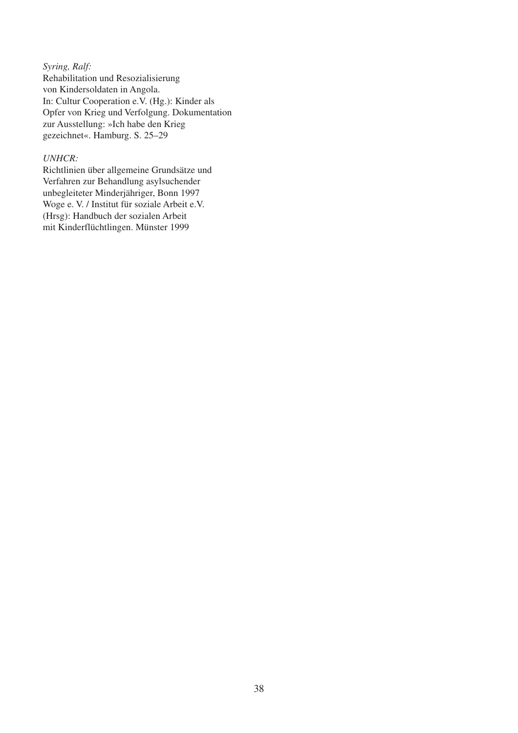*Syring, Ralf:*
Rehabilitation und Resozialisierung
von Kindersoldaten in Angola.
In: Cultur Cooperation e.V. (Hg.): Kinder als
Opfer von Krieg und Verfolgung. Dokumentation
zur Ausstellung: »Ich habe den Krieg
gezeichnet«. Hamburg. S. 25–29

*UNHCR:*
Richtlinien über allgemeine Grundsätze und
Verfahren zur Behandlung asylsuchender
unbegleiteter Minderjähriger, Bonn 1997
Woge e. V. / Institut für soziale Arbeit e.V.
(Hrsg): Handbuch der sozialen Arbeit
mit Kinderflüchtlingen. Münster 1999